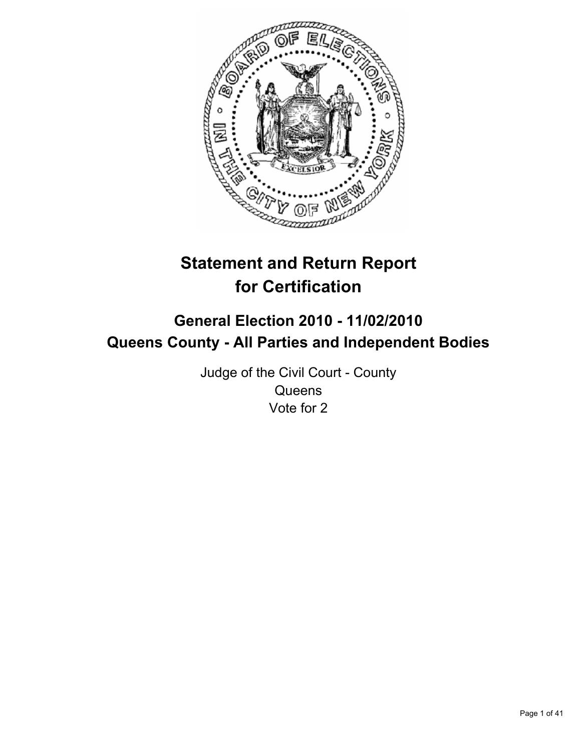# Statement and Return Report for Certification

## General Election 2010 - 11/02/2010
## Queens County - All Parties and Independent Bodies

Judge of the Civil Court - County
Queens
Vote for 2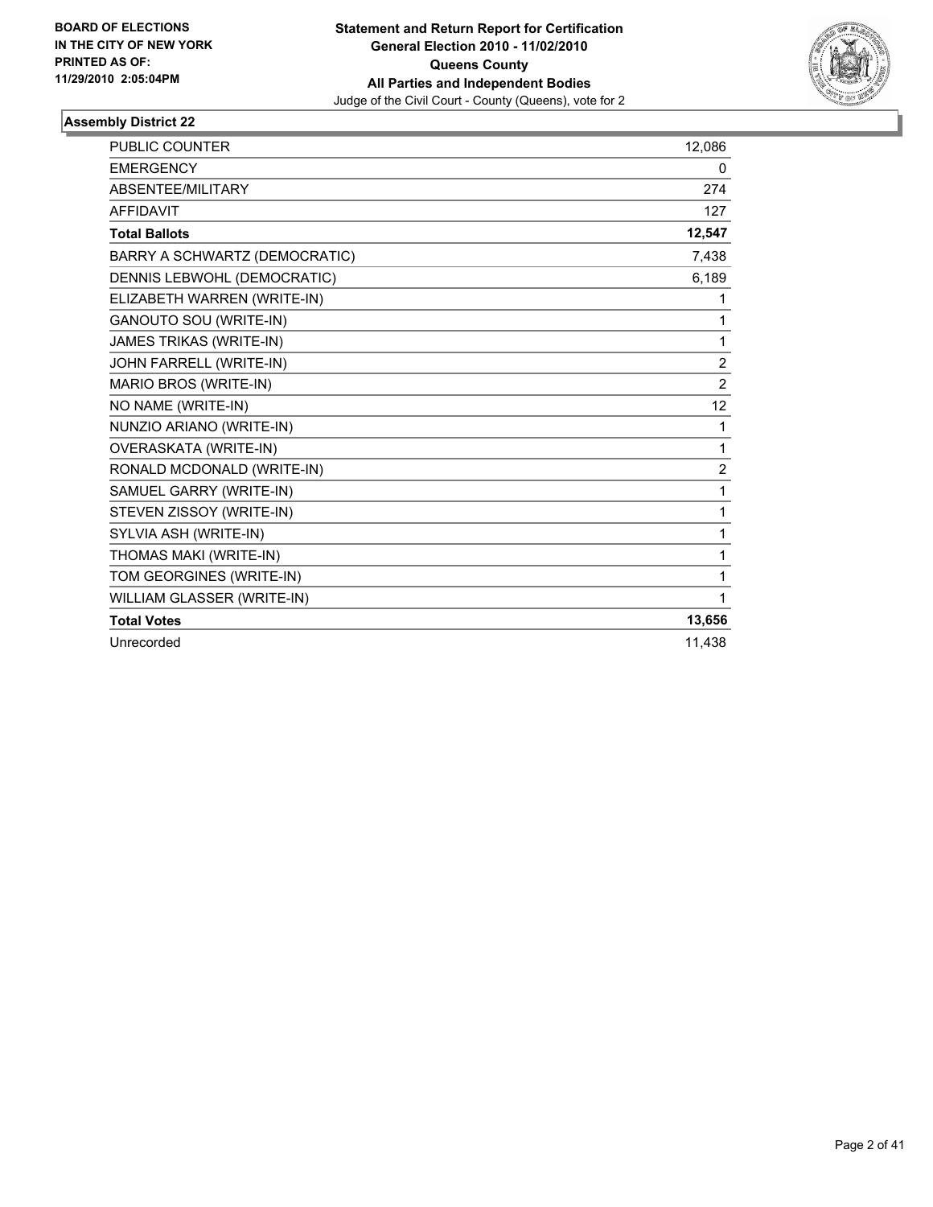**BOARD OF ELECTIONS IN THE CITY OF NEW YORK PRINTED AS OF: 11/29/2010 2:05:04PM**

**Statement and Return Report for Certification General Election 2010 - 11/02/2010 Queens County All Parties and Independent Bodies**
Judge of the Civil Court - County (Queens), vote for 2

### Assembly District 22

| | |
|---|---|
| PUBLIC COUNTER | 12,086 |
| EMERGENCY | 0 |
| ABSENTEE/MILITARY | 274 |
| AFFIDAVIT | 127 |
| **Total Ballots** | **12,547** |
| BARRY A SCHWARTZ (DEMOCRATIC) | 7,438 |
| DENNIS LEBWOHL (DEMOCRATIC) | 6,189 |
| ELIZABETH WARREN (WRITE-IN) | 1 |
| GANOUTO SOU (WRITE-IN) | 1 |
| JAMES TRIKAS (WRITE-IN) | 1 |
| JOHN FARRELL (WRITE-IN) | 2 |
| MARIO BROS (WRITE-IN) | 2 |
| NO NAME (WRITE-IN) | 12 |
| NUNZIO ARIANO (WRITE-IN) | 1 |
| OVERASKATA (WRITE-IN) | 1 |
| RONALD MCDONALD (WRITE-IN) | 2 |
| SAMUEL GARRY (WRITE-IN) | 1 |
| STEVEN ZISSOY (WRITE-IN) | 1 |
| SYLVIA ASH (WRITE-IN) | 1 |
| THOMAS MAKI (WRITE-IN) | 1 |
| TOM GEORGINES (WRITE-IN) | 1 |
| WILLIAM GLASSER (WRITE-IN) | 1 |
| **Total Votes** | **13,656** |
| Unrecorded | 11,438 |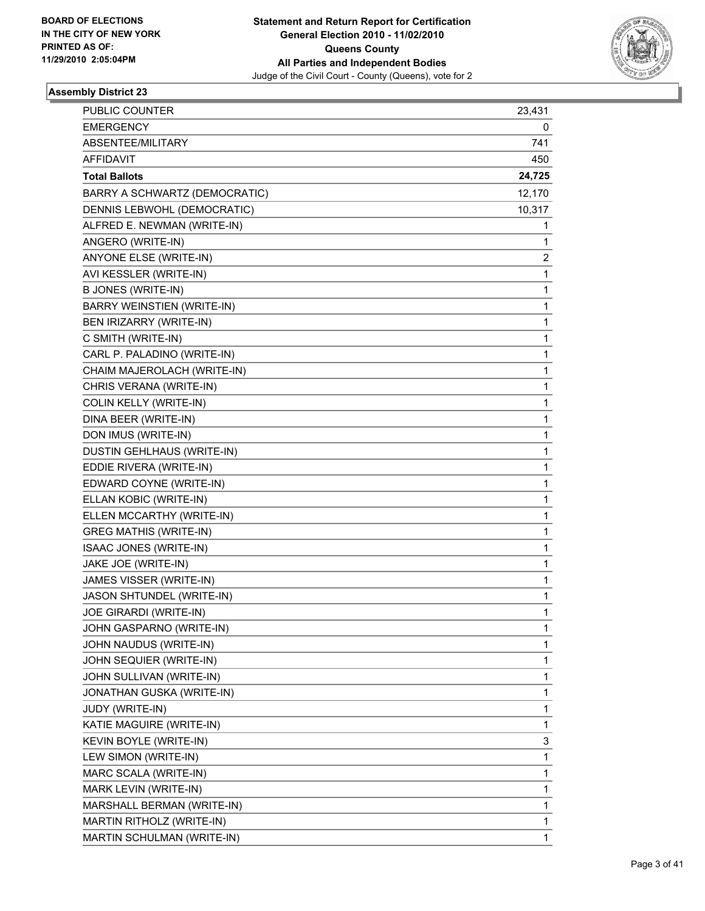BOARD OF ELECTIONS
IN THE CITY OF NEW YORK
PRINTED AS OF:
11/29/2010 2:05:04PM

**Statement and Return Report for Certification**
**General Election 2010 - 11/02/2010**
**Queens County**
**All Parties and Independent Bodies**
Judge of the Civil Court - County (Queens), vote for 2

### Assembly District 23

| | |
|---|---|
| PUBLIC COUNTER | 23,431 |
| EMERGENCY | 0 |
| ABSENTEE/MILITARY | 741 |
| AFFIDAVIT | 450 |
| **Total Ballots** | **24,725** |
| BARRY A SCHWARTZ (DEMOCRATIC) | 12,170 |
| DENNIS LEBWOHL (DEMOCRATIC) | 10,317 |
| ALFRED E. NEWMAN (WRITE-IN) | 1 |
| ANGERO (WRITE-IN) | 1 |
| ANYONE ELSE (WRITE-IN) | 2 |
| AVI KESSLER (WRITE-IN) | 1 |
| B JONES (WRITE-IN) | 1 |
| BARRY WEINSTIEN (WRITE-IN) | 1 |
| BEN IRIZARRY (WRITE-IN) | 1 |
| C SMITH (WRITE-IN) | 1 |
| CARL P. PALADINO (WRITE-IN) | 1 |
| CHAIM MAJEROLACH (WRITE-IN) | 1 |
| CHRIS VERANA (WRITE-IN) | 1 |
| COLIN KELLY (WRITE-IN) | 1 |
| DINA BEER (WRITE-IN) | 1 |
| DON IMUS (WRITE-IN) | 1 |
| DUSTIN GEHLHAUS (WRITE-IN) | 1 |
| EDDIE RIVERA (WRITE-IN) | 1 |
| EDWARD COYNE (WRITE-IN) | 1 |
| ELLAN KOBIC (WRITE-IN) | 1 |
| ELLEN MCCARTHY (WRITE-IN) | 1 |
| GREG MATHIS (WRITE-IN) | 1 |
| ISAAC JONES (WRITE-IN) | 1 |
| JAKE JOE (WRITE-IN) | 1 |
| JAMES VISSER (WRITE-IN) | 1 |
| JASON SHTUNDEL (WRITE-IN) | 1 |
| JOE GIRARDI (WRITE-IN) | 1 |
| JOHN GASPARNO (WRITE-IN) | 1 |
| JOHN NAUDUS (WRITE-IN) | 1 |
| JOHN SEQUIER (WRITE-IN) | 1 |
| JOHN SULLIVAN (WRITE-IN) | 1 |
| JONATHAN GUSKA (WRITE-IN) | 1 |
| JUDY (WRITE-IN) | 1 |
| KATIE MAGUIRE (WRITE-IN) | 1 |
| KEVIN BOYLE (WRITE-IN) | 3 |
| LEW SIMON (WRITE-IN) | 1 |
| MARC SCALA (WRITE-IN) | 1 |
| MARK LEVIN (WRITE-IN) | 1 |
| MARSHALL BERMAN (WRITE-IN) | 1 |
| MARTIN RITHOLZ (WRITE-IN) | 1 |
| MARTIN SCHULMAN (WRITE-IN) | 1 |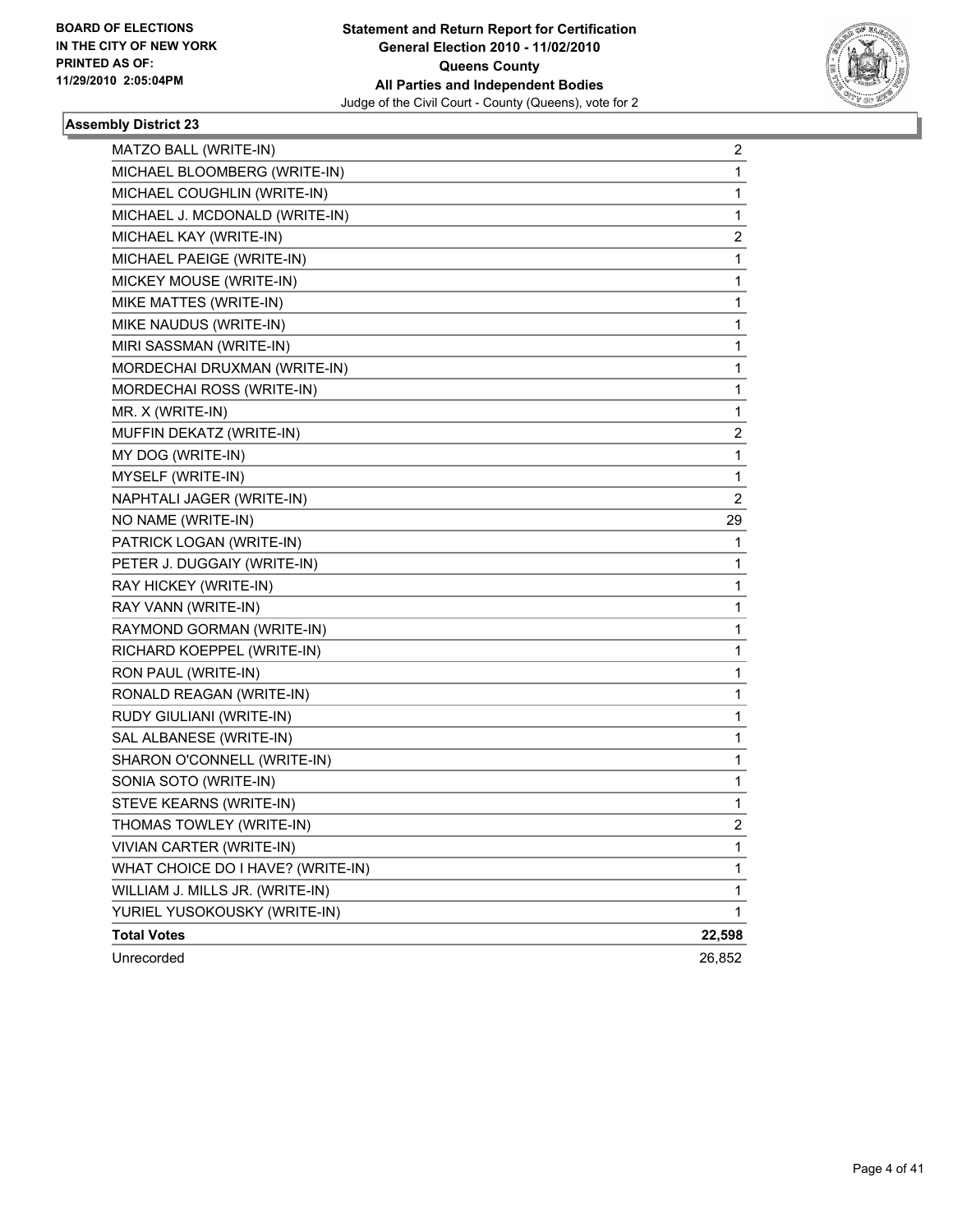**BOARD OF ELECTIONS IN THE CITY OF NEW YORK PRINTED AS OF: 11/29/2010 2:05:04PM**

**Statement and Return Report for Certification General Election 2010 - 11/02/2010 Queens County All Parties and Independent Bodies**
Judge of the Civil Court - County (Queens), vote for 2

### Assembly District 23

| | |
|---|---|
| MATZO BALL (WRITE-IN) | 2 |
| MICHAEL BLOOMBERG (WRITE-IN) | 1 |
| MICHAEL COUGHLIN (WRITE-IN) | 1 |
| MICHAEL J. MCDONALD (WRITE-IN) | 1 |
| MICHAEL KAY (WRITE-IN) | 2 |
| MICHAEL PAEIGE (WRITE-IN) | 1 |
| MICKEY MOUSE (WRITE-IN) | 1 |
| MIKE MATTES (WRITE-IN) | 1 |
| MIKE NAUDUS (WRITE-IN) | 1 |
| MIRI SASSMAN (WRITE-IN) | 1 |
| MORDECHAI DRUXMAN (WRITE-IN) | 1 |
| MORDECHAI ROSS (WRITE-IN) | 1 |
| MR. X (WRITE-IN) | 1 |
| MUFFIN DEKATZ (WRITE-IN) | 2 |
| MY DOG (WRITE-IN) | 1 |
| MYSELF (WRITE-IN) | 1 |
| NAPHTALI JAGER (WRITE-IN) | 2 |
| NO NAME (WRITE-IN) | 29 |
| PATRICK LOGAN (WRITE-IN) | 1 |
| PETER J. DUGGAIY (WRITE-IN) | 1 |
| RAY HICKEY (WRITE-IN) | 1 |
| RAY VANN (WRITE-IN) | 1 |
| RAYMOND GORMAN (WRITE-IN) | 1 |
| RICHARD KOEPPEL (WRITE-IN) | 1 |
| RON PAUL (WRITE-IN) | 1 |
| RONALD REAGAN (WRITE-IN) | 1 |
| RUDY GIULIANI (WRITE-IN) | 1 |
| SAL ALBANESE (WRITE-IN) | 1 |
| SHARON O'CONNELL (WRITE-IN) | 1 |
| SONIA SOTO (WRITE-IN) | 1 |
| STEVE KEARNS (WRITE-IN) | 1 |
| THOMAS TOWLEY (WRITE-IN) | 2 |
| VIVIAN CARTER (WRITE-IN) | 1 |
| WHAT CHOICE DO I HAVE? (WRITE-IN) | 1 |
| WILLIAM J. MILLS JR. (WRITE-IN) | 1 |
| YURIEL YUSOKOUSKY (WRITE-IN) | 1 |
| **Total Votes** | **22,598** |
| Unrecorded | 26,852 |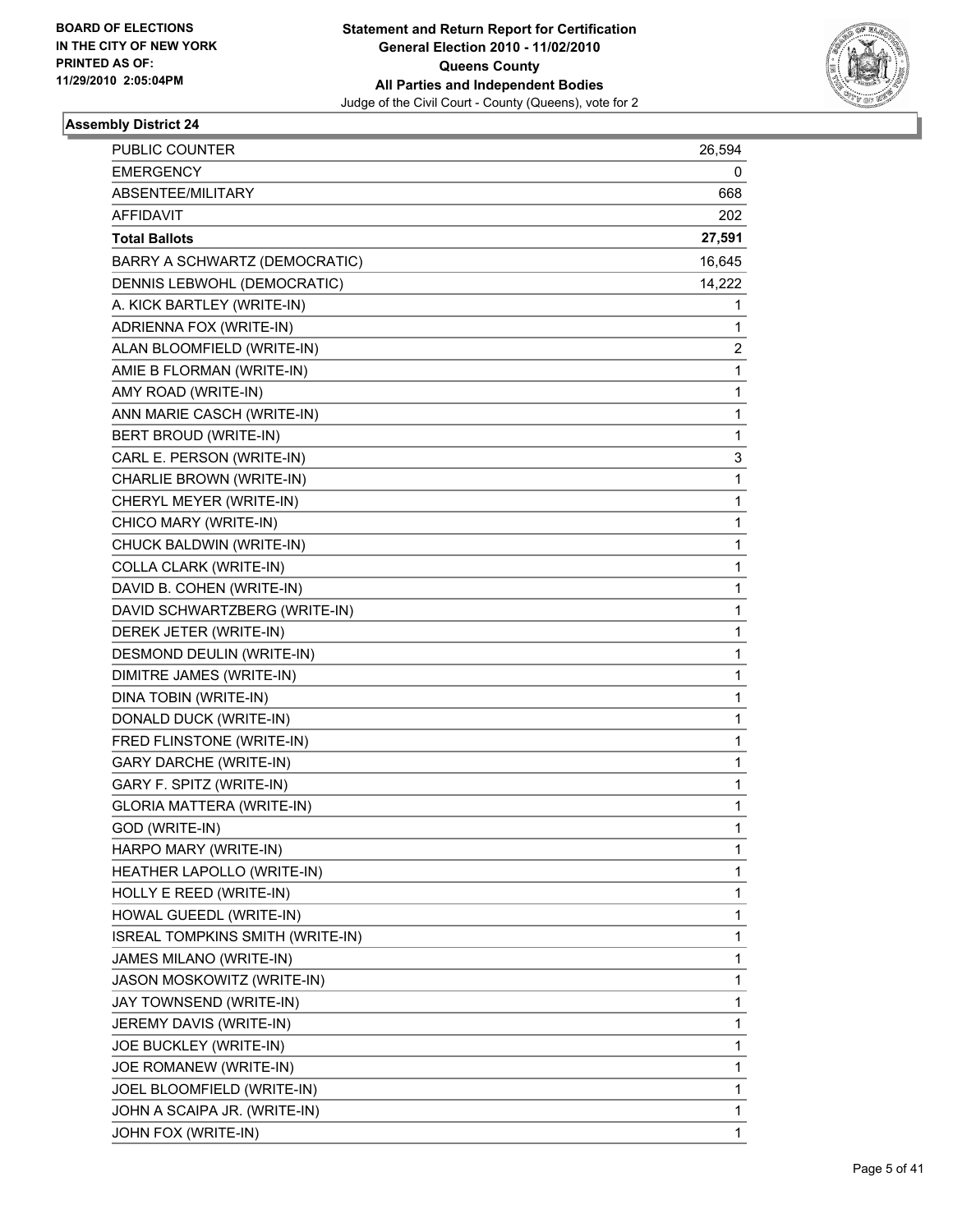BOARD OF ELECTIONS
IN THE CITY OF NEW YORK
PRINTED AS OF:
11/29/2010 2:05:04PM

**Statement and Return Report for Certification**
**General Election 2010 - 11/02/2010**
**Queens County**
**All Parties and Independent Bodies**
Judge of the Civil Court - County (Queens), vote for 2

### Assembly District 24

| | |
|---|---|
| PUBLIC COUNTER | 26,594 |
| EMERGENCY | 0 |
| ABSENTEE/MILITARY | 668 |
| AFFIDAVIT | 202 |
| **Total Ballots** | **27,591** |
| BARRY A SCHWARTZ (DEMOCRATIC) | 16,645 |
| DENNIS LEBWOHL (DEMOCRATIC) | 14,222 |
| A. KICK BARTLEY (WRITE-IN) | 1 |
| ADRIENNA FOX (WRITE-IN) | 1 |
| ALAN BLOOMFIELD (WRITE-IN) | 2 |
| AMIE B FLORMAN (WRITE-IN) | 1 |
| AMY ROAD (WRITE-IN) | 1 |
| ANN MARIE CASCH (WRITE-IN) | 1 |
| BERT BROUD (WRITE-IN) | 1 |
| CARL E. PERSON (WRITE-IN) | 3 |
| CHARLIE BROWN (WRITE-IN) | 1 |
| CHERYL MEYER (WRITE-IN) | 1 |
| CHICO MARY (WRITE-IN) | 1 |
| CHUCK BALDWIN (WRITE-IN) | 1 |
| COLLA CLARK (WRITE-IN) | 1 |
| DAVID B. COHEN (WRITE-IN) | 1 |
| DAVID SCHWARTZBERG (WRITE-IN) | 1 |
| DEREK JETER (WRITE-IN) | 1 |
| DESMOND DEULIN (WRITE-IN) | 1 |
| DIMITRE JAMES (WRITE-IN) | 1 |
| DINA TOBIN (WRITE-IN) | 1 |
| DONALD DUCK (WRITE-IN) | 1 |
| FRED FLINSTONE (WRITE-IN) | 1 |
| GARY DARCHE (WRITE-IN) | 1 |
| GARY F. SPITZ (WRITE-IN) | 1 |
| GLORIA MATTERA (WRITE-IN) | 1 |
| GOD (WRITE-IN) | 1 |
| HARPO MARY (WRITE-IN) | 1 |
| HEATHER LAPOLLO (WRITE-IN) | 1 |
| HOLLY E REED (WRITE-IN) | 1 |
| HOWAL GUEEDL (WRITE-IN) | 1 |
| ISREAL TOMPKINS SMITH (WRITE-IN) | 1 |
| JAMES MILANO (WRITE-IN) | 1 |
| JASON MOSKOWITZ (WRITE-IN) | 1 |
| JAY TOWNSEND (WRITE-IN) | 1 |
| JEREMY DAVIS (WRITE-IN) | 1 |
| JOE BUCKLEY (WRITE-IN) | 1 |
| JOE ROMANEW (WRITE-IN) | 1 |
| JOEL BLOOMFIELD (WRITE-IN) | 1 |
| JOHN A SCAIPA JR. (WRITE-IN) | 1 |
| JOHN FOX (WRITE-IN) | 1 |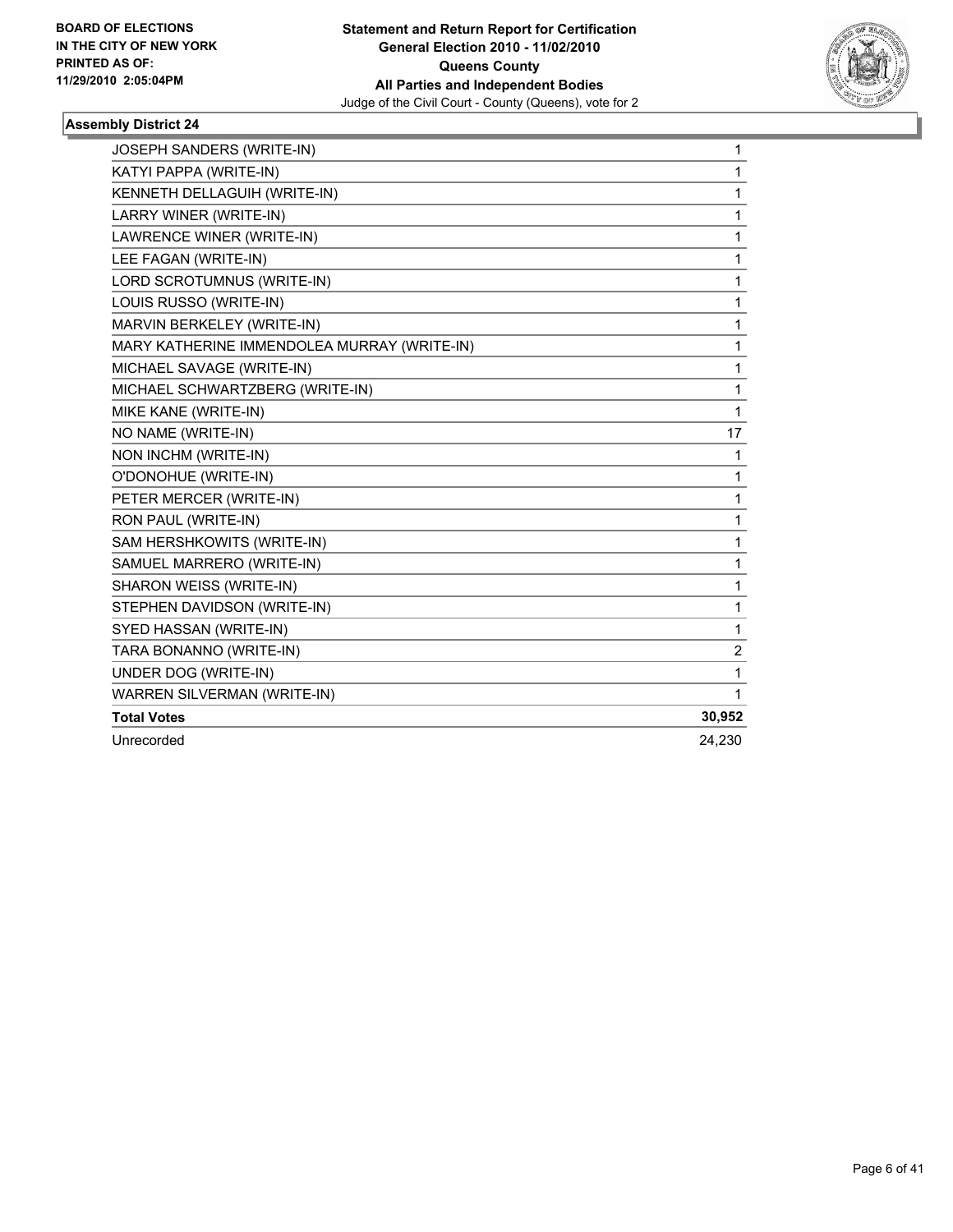BOARD OF ELECTIONS
IN THE CITY OF NEW YORK
PRINTED AS OF:
11/29/2010 2:05:04PM

**Statement and Return Report for Certification**
**General Election 2010 - 11/02/2010**
**Queens County**
**All Parties and Independent Bodies**
Judge of the Civil Court - County (Queens), vote for 2

### Assembly District 24

| | |
|---|---|
| JOSEPH SANDERS (WRITE-IN) | 1 |
| KATYI PAPPA (WRITE-IN) | 1 |
| KENNETH DELLAGUIH (WRITE-IN) | 1 |
| LARRY WINER (WRITE-IN) | 1 |
| LAWRENCE WINER (WRITE-IN) | 1 |
| LEE FAGAN (WRITE-IN) | 1 |
| LORD SCROTUMNUS (WRITE-IN) | 1 |
| LOUIS RUSSO (WRITE-IN) | 1 |
| MARVIN BERKELEY (WRITE-IN) | 1 |
| MARY KATHERINE IMMENDOLEA MURRAY (WRITE-IN) | 1 |
| MICHAEL SAVAGE (WRITE-IN) | 1 |
| MICHAEL SCHWARTZBERG (WRITE-IN) | 1 |
| MIKE KANE (WRITE-IN) | 1 |
| NO NAME (WRITE-IN) | 17 |
| NON INCHM (WRITE-IN) | 1 |
| O'DONOHUE (WRITE-IN) | 1 |
| PETER MERCER (WRITE-IN) | 1 |
| RON PAUL (WRITE-IN) | 1 |
| SAM HERSHKOWITS (WRITE-IN) | 1 |
| SAMUEL MARRERO (WRITE-IN) | 1 |
| SHARON WEISS (WRITE-IN) | 1 |
| STEPHEN DAVIDSON (WRITE-IN) | 1 |
| SYED HASSAN (WRITE-IN) | 1 |
| TARA BONANNO (WRITE-IN) | 2 |
| UNDER DOG (WRITE-IN) | 1 |
| WARREN SILVERMAN (WRITE-IN) | 1 |
| **Total Votes** | **30,952** |
| Unrecorded | 24,230 |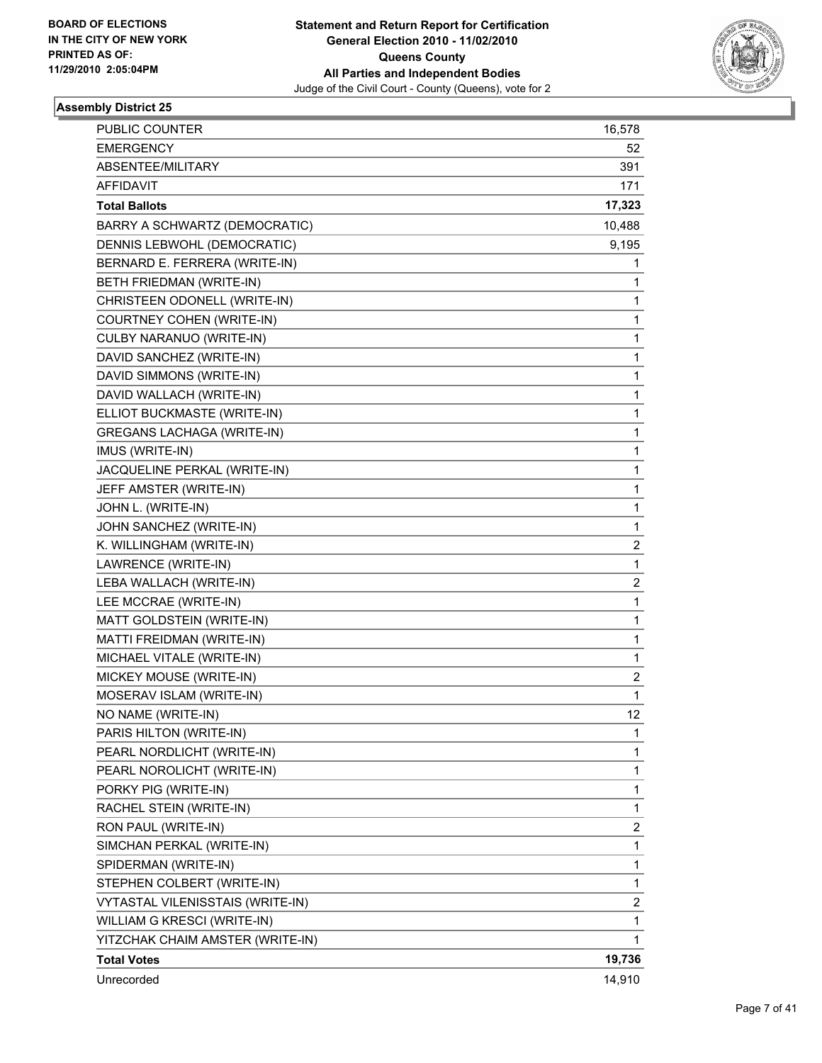BOARD OF ELECTIONS
IN THE CITY OF NEW YORK
PRINTED AS OF:
11/29/2010 2:05:04PM

**Statement and Return Report for Certification**
**General Election 2010 - 11/02/2010**
**Queens County**
**All Parties and Independent Bodies**
Judge of the Civil Court - County (Queens), vote for 2

### Assembly District 25

| | |
|---|---|
| PUBLIC COUNTER | 16,578 |
| EMERGENCY | 52 |
| ABSENTEE/MILITARY | 391 |
| AFFIDAVIT | 171 |
| **Total Ballots** | **17,323** |
| BARRY A SCHWARTZ (DEMOCRATIC) | 10,488 |
| DENNIS LEBWOHL (DEMOCRATIC) | 9,195 |
| BERNARD E. FERRERA (WRITE-IN) | 1 |
| BETH FRIEDMAN (WRITE-IN) | 1 |
| CHRISTEEN ODONELL (WRITE-IN) | 1 |
| COURTNEY COHEN (WRITE-IN) | 1 |
| CULBY NARANUO (WRITE-IN) | 1 |
| DAVID SANCHEZ (WRITE-IN) | 1 |
| DAVID SIMMONS (WRITE-IN) | 1 |
| DAVID WALLACH (WRITE-IN) | 1 |
| ELLIOT BUCKMASTE (WRITE-IN) | 1 |
| GREGANS LACHAGA (WRITE-IN) | 1 |
| IMUS (WRITE-IN) | 1 |
| JACQUELINE PERKAL (WRITE-IN) | 1 |
| JEFF AMSTER (WRITE-IN) | 1 |
| JOHN L. (WRITE-IN) | 1 |
| JOHN SANCHEZ (WRITE-IN) | 1 |
| K. WILLINGHAM (WRITE-IN) | 2 |
| LAWRENCE (WRITE-IN) | 1 |
| LEBA WALLACH (WRITE-IN) | 2 |
| LEE MCCRAE (WRITE-IN) | 1 |
| MATT GOLDSTEIN (WRITE-IN) | 1 |
| MATTI FREIDMAN (WRITE-IN) | 1 |
| MICHAEL VITALE (WRITE-IN) | 1 |
| MICKEY MOUSE (WRITE-IN) | 2 |
| MOSERAV ISLAM (WRITE-IN) | 1 |
| NO NAME (WRITE-IN) | 12 |
| PARIS HILTON (WRITE-IN) | 1 |
| PEARL NORDLICHT (WRITE-IN) | 1 |
| PEARL NOROLICHT (WRITE-IN) | 1 |
| PORKY PIG (WRITE-IN) | 1 |
| RACHEL STEIN (WRITE-IN) | 1 |
| RON PAUL (WRITE-IN) | 2 |
| SIMCHAN PERKAL (WRITE-IN) | 1 |
| SPIDERMAN (WRITE-IN) | 1 |
| STEPHEN COLBERT (WRITE-IN) | 1 |
| VYTASTAL VILENISSTAIS (WRITE-IN) | 2 |
| WILLIAM G KRESCI (WRITE-IN) | 1 |
| YITZCHAK CHAIM AMSTER (WRITE-IN) | 1 |
| **Total Votes** | **19,736** |
| Unrecorded | 14,910 |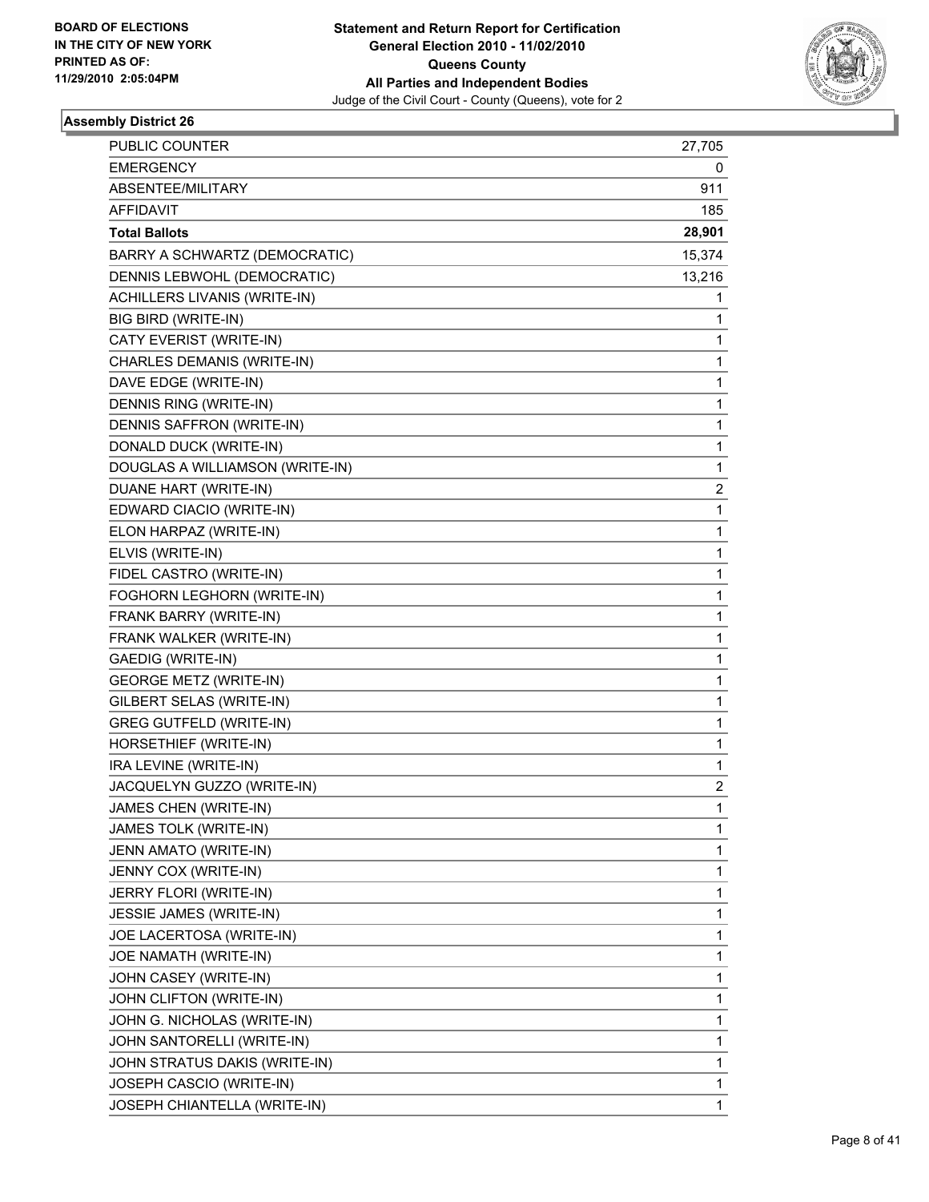BOARD OF ELECTIONS
IN THE CITY OF NEW YORK
PRINTED AS OF:
11/29/2010 2:05:04PM

**Statement and Return Report for Certification**
**General Election 2010 - 11/02/2010**
**Queens County**
**All Parties and Independent Bodies**
Judge of the Civil Court - County (Queens), vote for 2

### Assembly District 26

| | |
|---|---|
| PUBLIC COUNTER | 27,705 |
| EMERGENCY | 0 |
| ABSENTEE/MILITARY | 911 |
| AFFIDAVIT | 185 |
| **Total Ballots** | **28,901** |
| BARRY A SCHWARTZ (DEMOCRATIC) | 15,374 |
| DENNIS LEBWOHL (DEMOCRATIC) | 13,216 |
| ACHILLERS LIVANIS (WRITE-IN) | 1 |
| BIG BIRD (WRITE-IN) | 1 |
| CATY EVERIST (WRITE-IN) | 1 |
| CHARLES DEMANIS (WRITE-IN) | 1 |
| DAVE EDGE (WRITE-IN) | 1 |
| DENNIS RING (WRITE-IN) | 1 |
| DENNIS SAFFRON (WRITE-IN) | 1 |
| DONALD DUCK (WRITE-IN) | 1 |
| DOUGLAS A WILLIAMSON (WRITE-IN) | 1 |
| DUANE HART (WRITE-IN) | 2 |
| EDWARD CIACIO (WRITE-IN) | 1 |
| ELON HARPAZ (WRITE-IN) | 1 |
| ELVIS (WRITE-IN) | 1 |
| FIDEL CASTRO (WRITE-IN) | 1 |
| FOGHORN LEGHORN (WRITE-IN) | 1 |
| FRANK BARRY (WRITE-IN) | 1 |
| FRANK WALKER (WRITE-IN) | 1 |
| GAEDIG (WRITE-IN) | 1 |
| GEORGE METZ (WRITE-IN) | 1 |
| GILBERT SELAS (WRITE-IN) | 1 |
| GREG GUTFELD (WRITE-IN) | 1 |
| HORSETHIEF (WRITE-IN) | 1 |
| IRA LEVINE (WRITE-IN) | 1 |
| JACQUELYN GUZZO (WRITE-IN) | 2 |
| JAMES CHEN (WRITE-IN) | 1 |
| JAMES TOLK (WRITE-IN) | 1 |
| JENN AMATO (WRITE-IN) | 1 |
| JENNY COX (WRITE-IN) | 1 |
| JERRY FLORI (WRITE-IN) | 1 |
| JESSIE JAMES (WRITE-IN) | 1 |
| JOE LACERTOSA (WRITE-IN) | 1 |
| JOE NAMATH (WRITE-IN) | 1 |
| JOHN CASEY (WRITE-IN) | 1 |
| JOHN CLIFTON (WRITE-IN) | 1 |
| JOHN G. NICHOLAS (WRITE-IN) | 1 |
| JOHN SANTORELLI (WRITE-IN) | 1 |
| JOHN STRATUS DAKIS (WRITE-IN) | 1 |
| JOSEPH CASCIO (WRITE-IN) | 1 |
| JOSEPH CHIANTELLA (WRITE-IN) | 1 |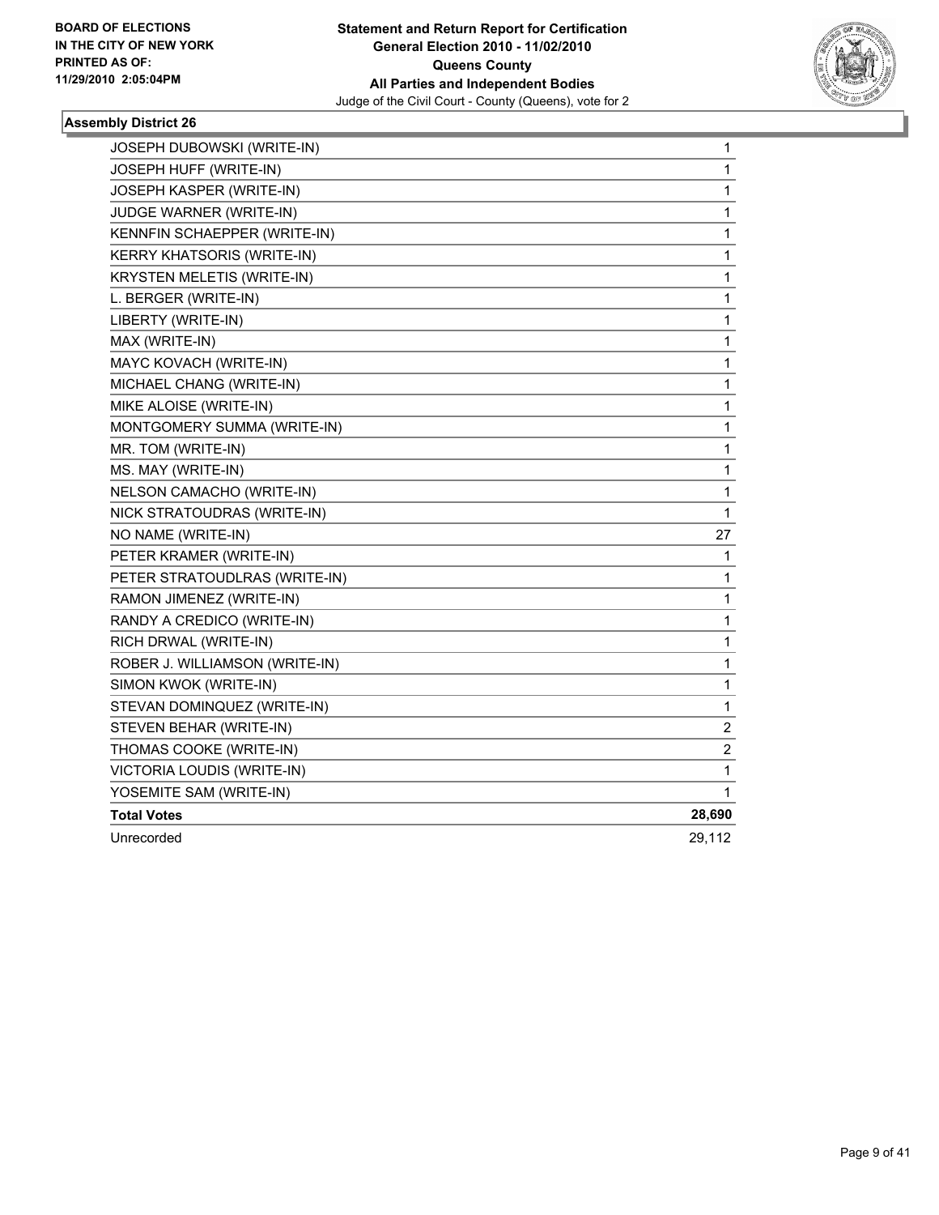BOARD OF ELECTIONS
IN THE CITY OF NEW YORK
PRINTED AS OF:
11/29/2010 2:05:04PM

**Statement and Return Report for Certification**
**General Election 2010 - 11/02/2010**
**Queens County**
**All Parties and Independent Bodies**
Judge of the Civil Court - County (Queens), vote for 2

### Assembly District 26

| | |
|---|---|
| JOSEPH DUBOWSKI (WRITE-IN) | 1 |
| JOSEPH HUFF (WRITE-IN) | 1 |
| JOSEPH KASPER (WRITE-IN) | 1 |
| JUDGE WARNER (WRITE-IN) | 1 |
| KENNFIN SCHAEPPER (WRITE-IN) | 1 |
| KERRY KHATSORIS (WRITE-IN) | 1 |
| KRYSTEN MELETIS (WRITE-IN) | 1 |
| L. BERGER (WRITE-IN) | 1 |
| LIBERTY (WRITE-IN) | 1 |
| MAX (WRITE-IN) | 1 |
| MAYC KOVACH (WRITE-IN) | 1 |
| MICHAEL CHANG (WRITE-IN) | 1 |
| MIKE ALOISE (WRITE-IN) | 1 |
| MONTGOMERY SUMMA (WRITE-IN) | 1 |
| MR. TOM (WRITE-IN) | 1 |
| MS. MAY (WRITE-IN) | 1 |
| NELSON CAMACHO (WRITE-IN) | 1 |
| NICK STRATOUDRAS (WRITE-IN) | 1 |
| NO NAME (WRITE-IN) | 27 |
| PETER KRAMER (WRITE-IN) | 1 |
| PETER STRATOUDLRAS (WRITE-IN) | 1 |
| RAMON JIMENEZ (WRITE-IN) | 1 |
| RANDY A CREDICO (WRITE-IN) | 1 |
| RICH DRWAL (WRITE-IN) | 1 |
| ROBER J. WILLIAMSON (WRITE-IN) | 1 |
| SIMON KWOK (WRITE-IN) | 1 |
| STEVAN DOMINQUEZ (WRITE-IN) | 1 |
| STEVEN BEHAR (WRITE-IN) | 2 |
| THOMAS COOKE (WRITE-IN) | 2 |
| VICTORIA LOUDIS (WRITE-IN) | 1 |
| YOSEMITE SAM (WRITE-IN) | 1 |
| **Total Votes** | **28,690** |
| Unrecorded | 29,112 |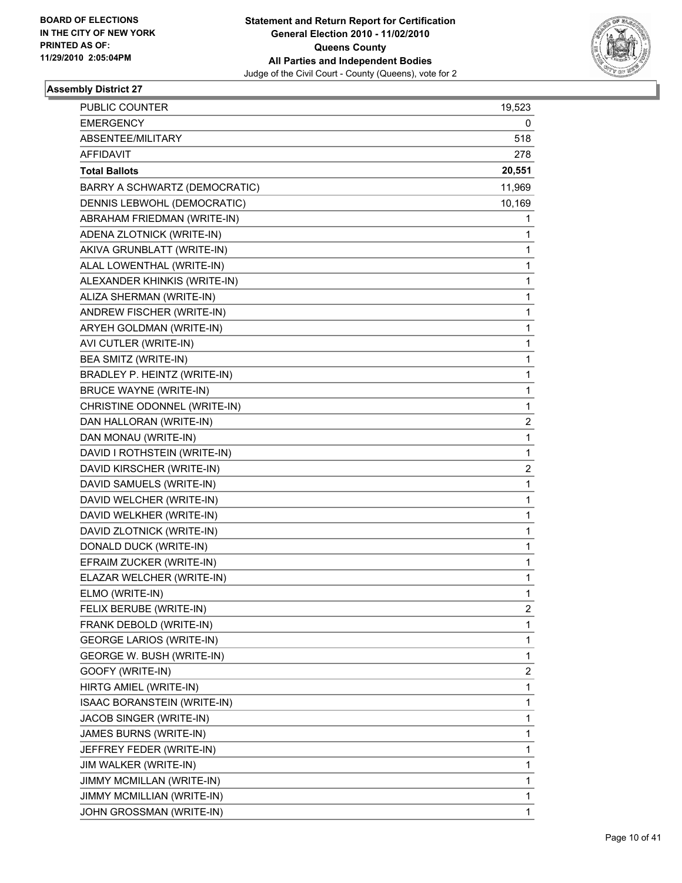BOARD OF ELECTIONS
IN THE CITY OF NEW YORK
PRINTED AS OF:
11/29/2010 2:05:04PM

**Statement and Return Report for Certification**
**General Election 2010 - 11/02/2010**
**Queens County**
**All Parties and Independent Bodies**
Judge of the Civil Court - County (Queens), vote for 2

### Assembly District 27

| | |
|---|---|
| PUBLIC COUNTER | 19,523 |
| EMERGENCY | 0 |
| ABSENTEE/MILITARY | 518 |
| AFFIDAVIT | 278 |
| **Total Ballots** | **20,551** |
| BARRY A SCHWARTZ (DEMOCRATIC) | 11,969 |
| DENNIS LEBWOHL (DEMOCRATIC) | 10,169 |
| ABRAHAM FRIEDMAN (WRITE-IN) | 1 |
| ADENA ZLOTNICK (WRITE-IN) | 1 |
| AKIVA GRUNBLATT (WRITE-IN) | 1 |
| ALAL LOWENTHAL (WRITE-IN) | 1 |
| ALEXANDER KHINKIS (WRITE-IN) | 1 |
| ALIZA SHERMAN (WRITE-IN) | 1 |
| ANDREW FISCHER (WRITE-IN) | 1 |
| ARYEH GOLDMAN (WRITE-IN) | 1 |
| AVI CUTLER (WRITE-IN) | 1 |
| BEA SMITZ (WRITE-IN) | 1 |
| BRADLEY P. HEINTZ (WRITE-IN) | 1 |
| BRUCE WAYNE (WRITE-IN) | 1 |
| CHRISTINE ODONNEL (WRITE-IN) | 1 |
| DAN HALLORAN (WRITE-IN) | 2 |
| DAN MONAU (WRITE-IN) | 1 |
| DAVID I ROTHSTEIN (WRITE-IN) | 1 |
| DAVID KIRSCHER (WRITE-IN) | 2 |
| DAVID SAMUELS (WRITE-IN) | 1 |
| DAVID WELCHER (WRITE-IN) | 1 |
| DAVID WELKHER (WRITE-IN) | 1 |
| DAVID ZLOTNICK (WRITE-IN) | 1 |
| DONALD DUCK (WRITE-IN) | 1 |
| EFRAIM ZUCKER (WRITE-IN) | 1 |
| ELAZAR WELCHER (WRITE-IN) | 1 |
| ELMO (WRITE-IN) | 1 |
| FELIX BERUBE (WRITE-IN) | 2 |
| FRANK DEBOLD (WRITE-IN) | 1 |
| GEORGE LARIOS (WRITE-IN) | 1 |
| GEORGE W. BUSH (WRITE-IN) | 1 |
| GOOFY (WRITE-IN) | 2 |
| HIRTG AMIEL (WRITE-IN) | 1 |
| ISAAC BORANSTEIN (WRITE-IN) | 1 |
| JACOB SINGER (WRITE-IN) | 1 |
| JAMES BURNS (WRITE-IN) | 1 |
| JEFFREY FEDER (WRITE-IN) | 1 |
| JIM WALKER (WRITE-IN) | 1 |
| JIMMY MCMILLAN (WRITE-IN) | 1 |
| JIMMY MCMILLIAN (WRITE-IN) | 1 |
| JOHN GROSSMAN (WRITE-IN) | 1 |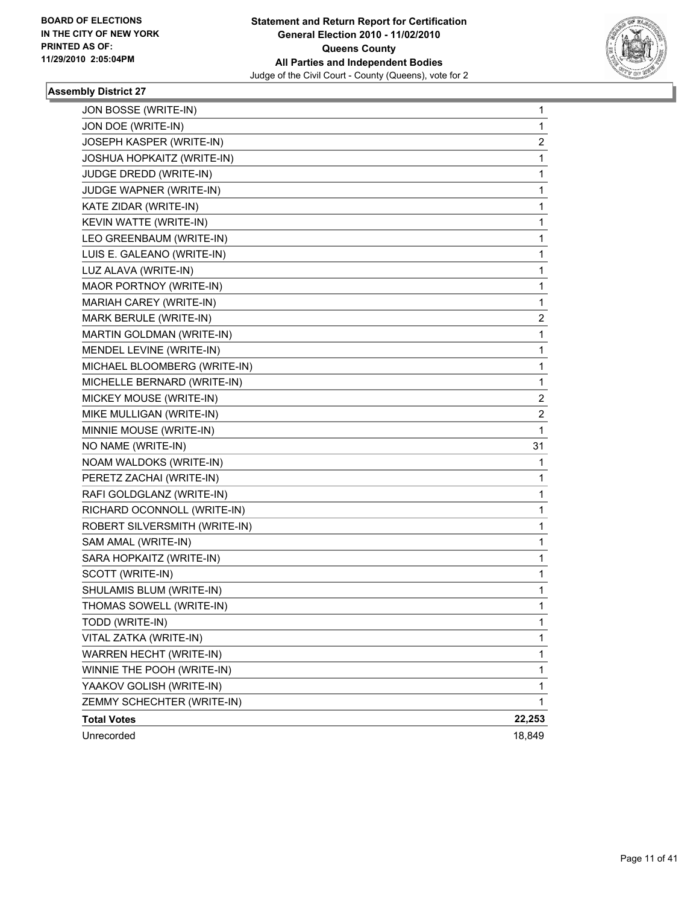BOARD OF ELECTIONS
IN THE CITY OF NEW YORK
PRINTED AS OF:
11/29/2010 2:05:04PM

**Statement and Return Report for Certification**
**General Election 2010 - 11/02/2010**
**Queens County**
**All Parties and Independent Bodies**
Judge of the Civil Court - County (Queens), vote for 2

### Assembly District 27

| | |
|---|---|
| JON BOSSE (WRITE-IN) | 1 |
| JON DOE (WRITE-IN) | 1 |
| JOSEPH KASPER (WRITE-IN) | 2 |
| JOSHUA HOPKAITZ (WRITE-IN) | 1 |
| JUDGE DREDD (WRITE-IN) | 1 |
| JUDGE WAPNER (WRITE-IN) | 1 |
| KATE ZIDAR (WRITE-IN) | 1 |
| KEVIN WATTE (WRITE-IN) | 1 |
| LEO GREENBAUM (WRITE-IN) | 1 |
| LUIS E. GALEANO (WRITE-IN) | 1 |
| LUZ ALAVA (WRITE-IN) | 1 |
| MAOR PORTNOY (WRITE-IN) | 1 |
| MARIAH CAREY (WRITE-IN) | 1 |
| MARK BERULE (WRITE-IN) | 2 |
| MARTIN GOLDMAN (WRITE-IN) | 1 |
| MENDEL LEVINE (WRITE-IN) | 1 |
| MICHAEL BLOOMBERG (WRITE-IN) | 1 |
| MICHELLE BERNARD (WRITE-IN) | 1 |
| MICKEY MOUSE (WRITE-IN) | 2 |
| MIKE MULLIGAN (WRITE-IN) | 2 |
| MINNIE MOUSE (WRITE-IN) | 1 |
| NO NAME (WRITE-IN) | 31 |
| NOAM WALDOKS (WRITE-IN) | 1 |
| PERETZ ZACHAI (WRITE-IN) | 1 |
| RAFI GOLDGLANZ (WRITE-IN) | 1 |
| RICHARD OCONNOLL (WRITE-IN) | 1 |
| ROBERT SILVERSMITH (WRITE-IN) | 1 |
| SAM AMAL (WRITE-IN) | 1 |
| SARA HOPKAITZ (WRITE-IN) | 1 |
| SCOTT (WRITE-IN) | 1 |
| SHULAMIS BLUM (WRITE-IN) | 1 |
| THOMAS SOWELL (WRITE-IN) | 1 |
| TODD (WRITE-IN) | 1 |
| VITAL ZATKA (WRITE-IN) | 1 |
| WARREN HECHT (WRITE-IN) | 1 |
| WINNIE THE POOH (WRITE-IN) | 1 |
| YAAKOV GOLISH (WRITE-IN) | 1 |
| ZEMMY SCHECHTER (WRITE-IN) | 1 |
| **Total Votes** | **22,253** |
| Unrecorded | 18,849 |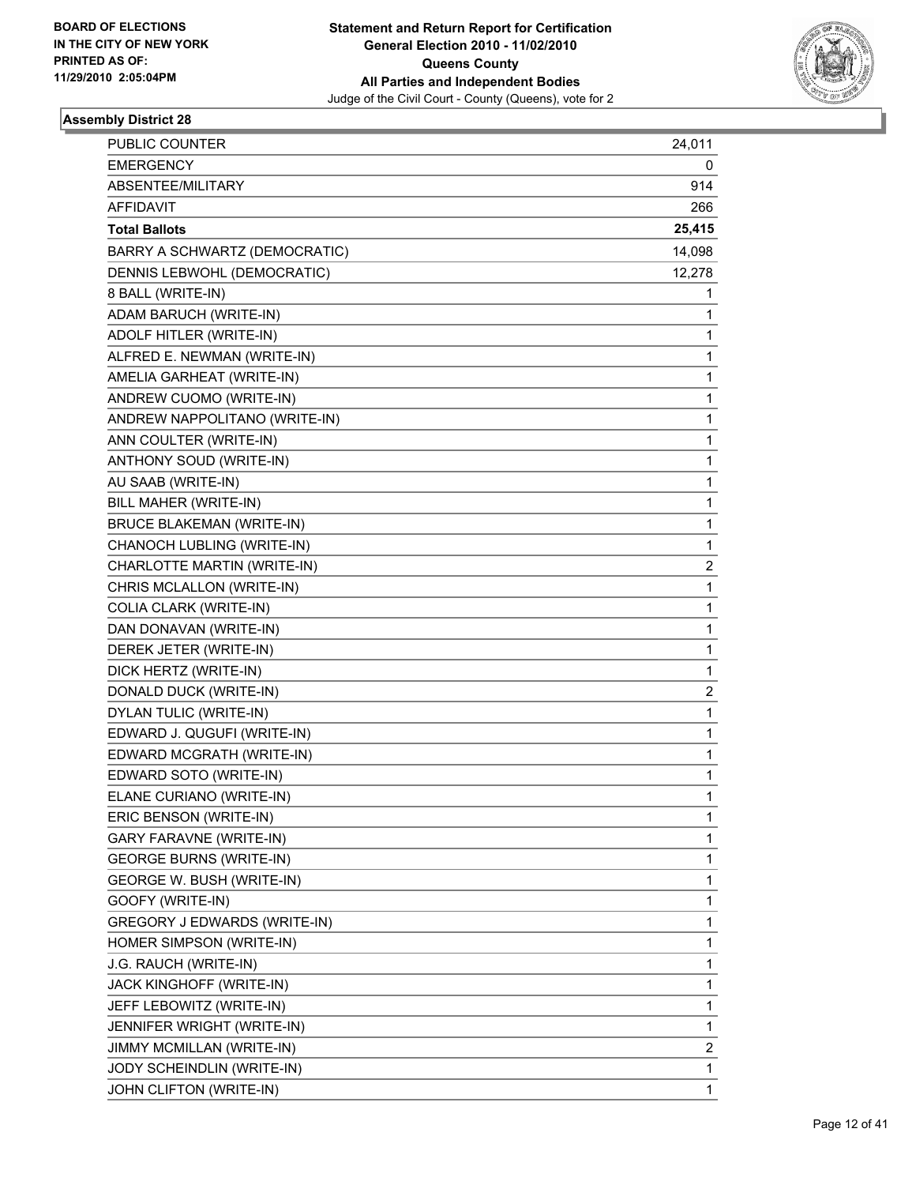**BOARD OF ELECTIONS IN THE CITY OF NEW YORK PRINTED AS OF: 11/29/2010 2:05:04PM**

**Statement and Return Report for Certification General Election 2010 - 11/02/2010 Queens County All Parties and Independent Bodies**

Judge of the Civil Court - County (Queens), vote for 2

### Assembly District 28

| | |
|---|---|
| PUBLIC COUNTER | 24,011 |
| EMERGENCY | 0 |
| ABSENTEE/MILITARY | 914 |
| AFFIDAVIT | 266 |
| **Total Ballots** | **25,415** |
| BARRY A SCHWARTZ (DEMOCRATIC) | 14,098 |
| DENNIS LEBWOHL (DEMOCRATIC) | 12,278 |
| 8 BALL (WRITE-IN) | 1 |
| ADAM BARUCH (WRITE-IN) | 1 |
| ADOLF HITLER (WRITE-IN) | 1 |
| ALFRED E. NEWMAN (WRITE-IN) | 1 |
| AMELIA GARHEAT (WRITE-IN) | 1 |
| ANDREW CUOMO (WRITE-IN) | 1 |
| ANDREW NAPPOLITANO (WRITE-IN) | 1 |
| ANN COULTER (WRITE-IN) | 1 |
| ANTHONY SOUD (WRITE-IN) | 1 |
| AU SAAB (WRITE-IN) | 1 |
| BILL MAHER (WRITE-IN) | 1 |
| BRUCE BLAKEMAN (WRITE-IN) | 1 |
| CHANOCH LUBLING (WRITE-IN) | 1 |
| CHARLOTTE MARTIN (WRITE-IN) | 2 |
| CHRIS MCLALLON (WRITE-IN) | 1 |
| COLIA CLARK (WRITE-IN) | 1 |
| DAN DONAVAN (WRITE-IN) | 1 |
| DEREK JETER (WRITE-IN) | 1 |
| DICK HERTZ (WRITE-IN) | 1 |
| DONALD DUCK (WRITE-IN) | 2 |
| DYLAN TULIC (WRITE-IN) | 1 |
| EDWARD J. QUGUFI (WRITE-IN) | 1 |
| EDWARD MCGRATH (WRITE-IN) | 1 |
| EDWARD SOTO (WRITE-IN) | 1 |
| ELANE CURIANO (WRITE-IN) | 1 |
| ERIC BENSON (WRITE-IN) | 1 |
| GARY FARAVNE (WRITE-IN) | 1 |
| GEORGE BURNS (WRITE-IN) | 1 |
| GEORGE W. BUSH (WRITE-IN) | 1 |
| GOOFY (WRITE-IN) | 1 |
| GREGORY J EDWARDS (WRITE-IN) | 1 |
| HOMER SIMPSON (WRITE-IN) | 1 |
| J.G. RAUCH (WRITE-IN) | 1 |
| JACK KINGHOFF (WRITE-IN) | 1 |
| JEFF LEBOWITZ (WRITE-IN) | 1 |
| JENNIFER WRIGHT (WRITE-IN) | 1 |
| JIMMY MCMILLAN (WRITE-IN) | 2 |
| JODY SCHEINDLIN (WRITE-IN) | 1 |
| JOHN CLIFTON (WRITE-IN) | 1 |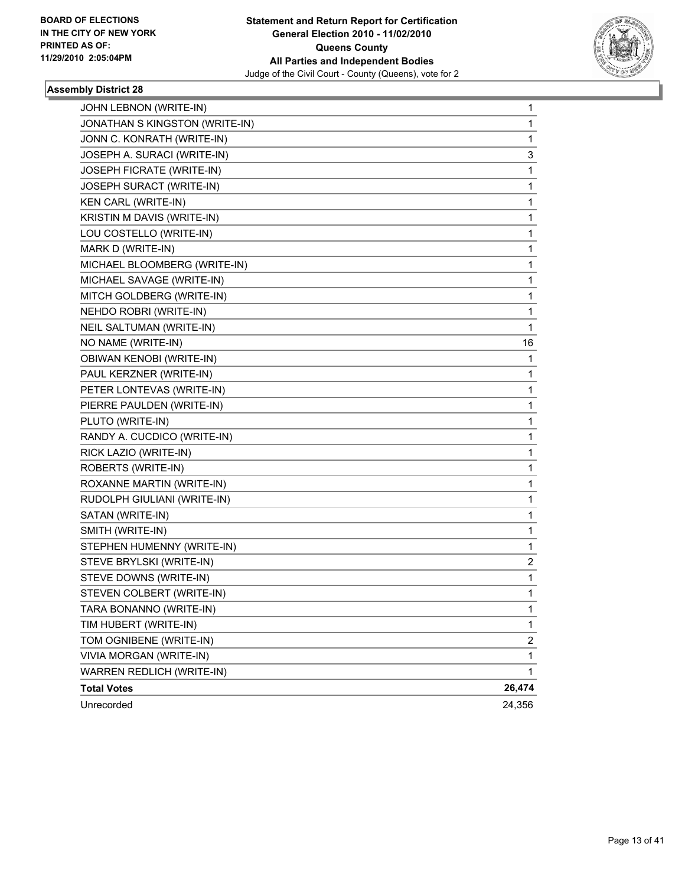BOARD OF ELECTIONS
IN THE CITY OF NEW YORK
PRINTED AS OF:
11/29/2010 2:05:04PM

**Statement and Return Report for Certification**
**General Election 2010 - 11/02/2010**
**Queens County**
**All Parties and Independent Bodies**
Judge of the Civil Court - County (Queens), vote for 2

### Assembly District 28

| | |
|---|---|
| JOHN LEBNON (WRITE-IN) | 1 |
| JONATHAN S KINGSTON (WRITE-IN) | 1 |
| JONN C. KONRATH (WRITE-IN) | 1 |
| JOSEPH A. SURACI (WRITE-IN) | 3 |
| JOSEPH FICRATE (WRITE-IN) | 1 |
| JOSEPH SURACT (WRITE-IN) | 1 |
| KEN CARL (WRITE-IN) | 1 |
| KRISTIN M DAVIS (WRITE-IN) | 1 |
| LOU COSTELLO (WRITE-IN) | 1 |
| MARK D (WRITE-IN) | 1 |
| MICHAEL BLOOMBERG (WRITE-IN) | 1 |
| MICHAEL SAVAGE (WRITE-IN) | 1 |
| MITCH GOLDBERG (WRITE-IN) | 1 |
| NEHDO ROBRI (WRITE-IN) | 1 |
| NEIL SALTUMAN (WRITE-IN) | 1 |
| NO NAME (WRITE-IN) | 16 |
| OBIWAN KENOBI (WRITE-IN) | 1 |
| PAUL KERZNER (WRITE-IN) | 1 |
| PETER LONTEVAS (WRITE-IN) | 1 |
| PIERRE PAULDEN (WRITE-IN) | 1 |
| PLUTO (WRITE-IN) | 1 |
| RANDY A. CUCDICO (WRITE-IN) | 1 |
| RICK LAZIO (WRITE-IN) | 1 |
| ROBERTS (WRITE-IN) | 1 |
| ROXANNE MARTIN (WRITE-IN) | 1 |
| RUDOLPH GIULIANI (WRITE-IN) | 1 |
| SATAN (WRITE-IN) | 1 |
| SMITH (WRITE-IN) | 1 |
| STEPHEN HUMENNY (WRITE-IN) | 1 |
| STEVE BRYLSKI (WRITE-IN) | 2 |
| STEVE DOWNS (WRITE-IN) | 1 |
| STEVEN COLBERT (WRITE-IN) | 1 |
| TARA BONANNO (WRITE-IN) | 1 |
| TIM HUBERT (WRITE-IN) | 1 |
| TOM OGNIBENE (WRITE-IN) | 2 |
| VIVIA MORGAN (WRITE-IN) | 1 |
| WARREN REDLICH (WRITE-IN) | 1 |
| **Total Votes** | **26,474** |
| Unrecorded | 24,356 |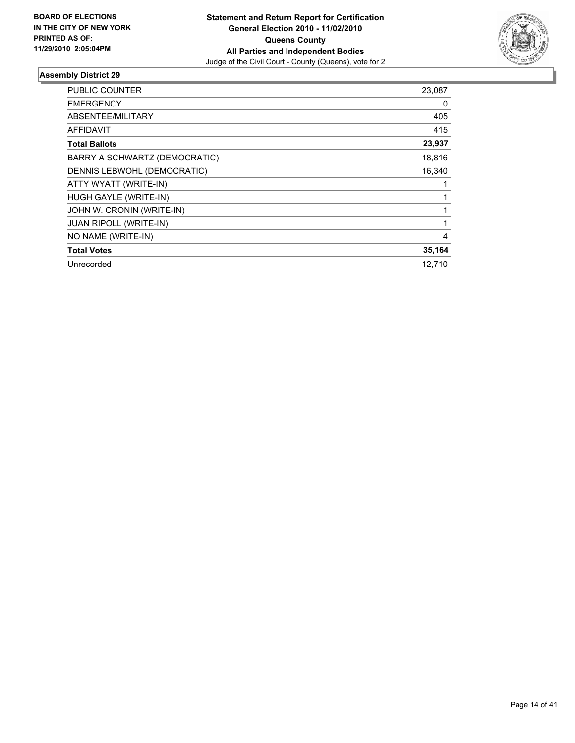**BOARD OF ELECTIONS**
**IN THE CITY OF NEW YORK**
**PRINTED AS OF:**
**11/29/2010 2:05:04PM**

**Statement and Return Report for Certification**
**General Election 2010 - 11/02/2010**
**Queens County**
**All Parties and Independent Bodies**
Judge of the Civil Court - County (Queens), vote for 2

### Assembly District 29

| | |
|---|---|
| PUBLIC COUNTER | 23,087 |
| EMERGENCY | 0 |
| ABSENTEE/MILITARY | 405 |
| AFFIDAVIT | 415 |
| **Total Ballots** | **23,937** |
| BARRY A SCHWARTZ (DEMOCRATIC) | 18,816 |
| DENNIS LEBWOHL (DEMOCRATIC) | 16,340 |
| ATTY WYATT (WRITE-IN) | 1 |
| HUGH GAYLE (WRITE-IN) | 1 |
| JOHN W. CRONIN (WRITE-IN) | 1 |
| JUAN RIPOLL (WRITE-IN) | 1 |
| NO NAME (WRITE-IN) | 4 |
| **Total Votes** | **35,164** |
| Unrecorded | 12,710 |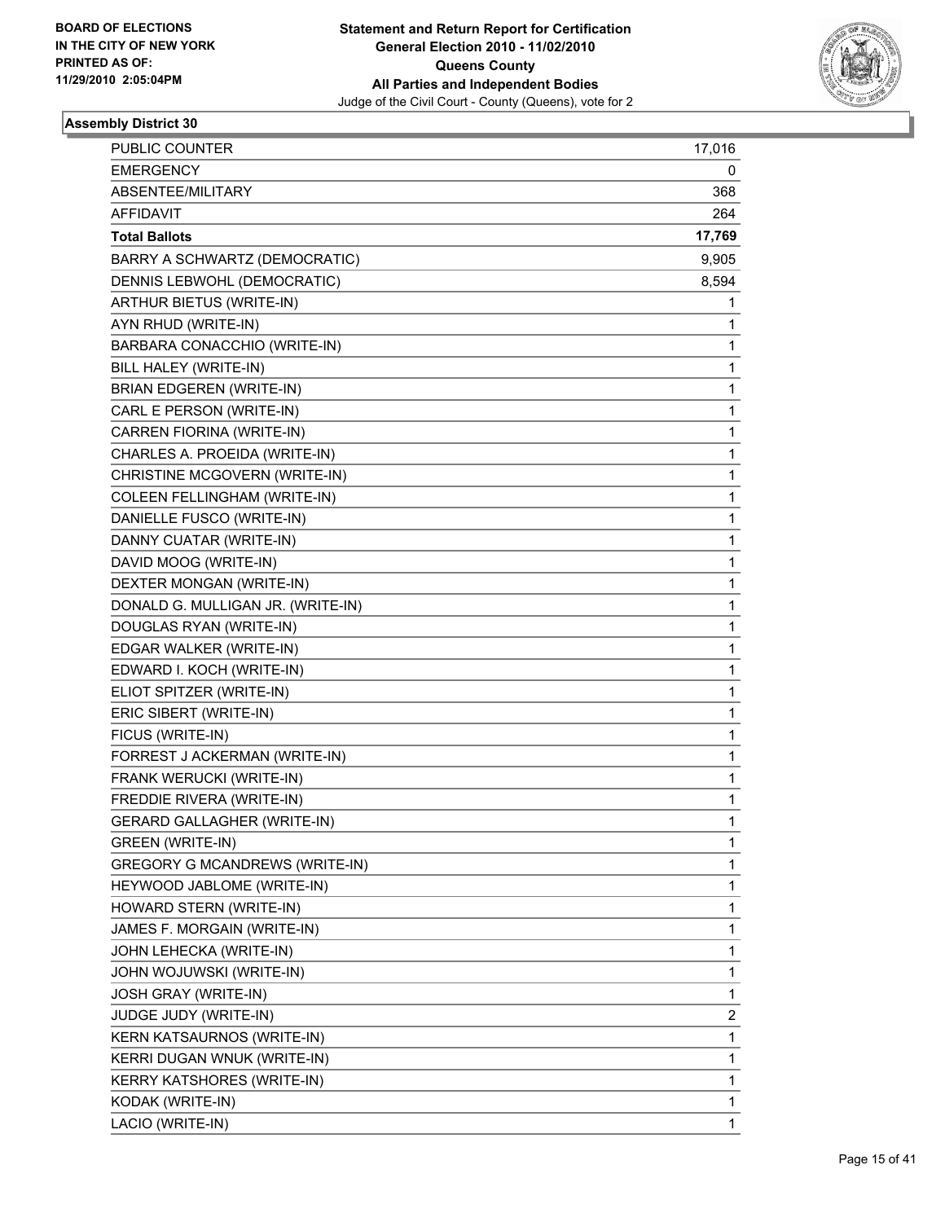**BOARD OF ELECTIONS IN THE CITY OF NEW YORK PRINTED AS OF: 11/29/2010 2:05:04PM**

**Statement and Return Report for Certification**
**General Election 2010 - 11/02/2010**
**Queens County**
**All Parties and Independent Bodies**
Judge of the Civil Court - County (Queens), vote for 2

### Assembly District 30

| | |
|---|---|
| PUBLIC COUNTER | 17,016 |
| EMERGENCY | 0 |
| ABSENTEE/MILITARY | 368 |
| AFFIDAVIT | 264 |
| **Total Ballots** | **17,769** |
| BARRY A SCHWARTZ (DEMOCRATIC) | 9,905 |
| DENNIS LEBWOHL (DEMOCRATIC) | 8,594 |
| ARTHUR BIETUS (WRITE-IN) | 1 |
| AYN RHUD (WRITE-IN) | 1 |
| BARBARA CONACCHIO (WRITE-IN) | 1 |
| BILL HALEY (WRITE-IN) | 1 |
| BRIAN EDGEREN (WRITE-IN) | 1 |
| CARL E PERSON (WRITE-IN) | 1 |
| CARREN FIORINA (WRITE-IN) | 1 |
| CHARLES A. PROEIDA (WRITE-IN) | 1 |
| CHRISTINE MCGOVERN (WRITE-IN) | 1 |
| COLEEN FELLINGHAM (WRITE-IN) | 1 |
| DANIELLE FUSCO (WRITE-IN) | 1 |
| DANNY CUATAR (WRITE-IN) | 1 |
| DAVID MOOG (WRITE-IN) | 1 |
| DEXTER MONGAN (WRITE-IN) | 1 |
| DONALD G. MULLIGAN JR. (WRITE-IN) | 1 |
| DOUGLAS RYAN (WRITE-IN) | 1 |
| EDGAR WALKER (WRITE-IN) | 1 |
| EDWARD I. KOCH (WRITE-IN) | 1 |
| ELIOT SPITZER (WRITE-IN) | 1 |
| ERIC SIBERT (WRITE-IN) | 1 |
| FICUS (WRITE-IN) | 1 |
| FORREST J ACKERMAN (WRITE-IN) | 1 |
| FRANK WERUCKI (WRITE-IN) | 1 |
| FREDDIE RIVERA (WRITE-IN) | 1 |
| GERARD GALLAGHER (WRITE-IN) | 1 |
| GREEN (WRITE-IN) | 1 |
| GREGORY G MCANDREWS (WRITE-IN) | 1 |
| HEYWOOD JABLOME (WRITE-IN) | 1 |
| HOWARD STERN (WRITE-IN) | 1 |
| JAMES F. MORGAIN (WRITE-IN) | 1 |
| JOHN LEHECKA (WRITE-IN) | 1 |
| JOHN WOJUWSKI (WRITE-IN) | 1 |
| JOSH GRAY (WRITE-IN) | 1 |
| JUDGE JUDY (WRITE-IN) | 2 |
| KERN KATSAURNOS (WRITE-IN) | 1 |
| KERRI DUGAN WNUK (WRITE-IN) | 1 |
| KERRY KATSHORES (WRITE-IN) | 1 |
| KODAK (WRITE-IN) | 1 |
| LACIO (WRITE-IN) | 1 |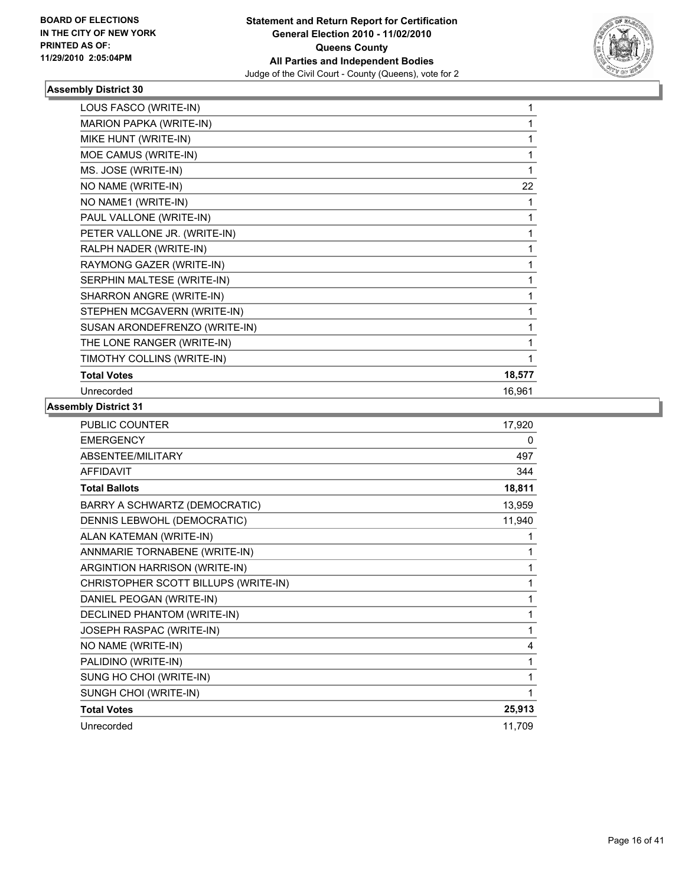**BOARD OF ELECTIONS IN THE CITY OF NEW YORK PRINTED AS OF: 11/29/2010 2:05:04PM**

**Statement and Return Report for Certification General Election 2010 - 11/02/2010 Queens County All Parties and Independent Bodies**

Judge of the Civil Court - County (Queens), vote for 2

### Assembly District 30

| | |
|---|---|
| LOUS FASCO (WRITE-IN) | 1 |
| MARION PAPKA (WRITE-IN) | 1 |
| MIKE HUNT (WRITE-IN) | 1 |
| MOE CAMUS (WRITE-IN) | 1 |
| MS. JOSE (WRITE-IN) | 1 |
| NO NAME (WRITE-IN) | 22 |
| NO NAME1 (WRITE-IN) | 1 |
| PAUL VALLONE (WRITE-IN) | 1 |
| PETER VALLONE JR. (WRITE-IN) | 1 |
| RALPH NADER (WRITE-IN) | 1 |
| RAYMONG GAZER (WRITE-IN) | 1 |
| SERPHIN MALTESE (WRITE-IN) | 1 |
| SHARRON ANGRE (WRITE-IN) | 1 |
| STEPHEN MCGAVERN (WRITE-IN) | 1 |
| SUSAN ARONDEFRENZO (WRITE-IN) | 1 |
| THE LONE RANGER (WRITE-IN) | 1 |
| TIMOTHY COLLINS (WRITE-IN) | 1 |
| **Total Votes** | **18,577** |
| Unrecorded | 16,961 |

### Assembly District 31

| | |
|---|---|
| PUBLIC COUNTER | 17,920 |
| EMERGENCY | 0 |
| ABSENTEE/MILITARY | 497 |
| AFFIDAVIT | 344 |
| **Total Ballots** | **18,811** |
| BARRY A SCHWARTZ (DEMOCRATIC) | 13,959 |
| DENNIS LEBWOHL (DEMOCRATIC) | 11,940 |
| ALAN KATEMAN (WRITE-IN) | 1 |
| ANNMARIE TORNABENE (WRITE-IN) | 1 |
| ARGINTION HARRISON (WRITE-IN) | 1 |
| CHRISTOPHER SCOTT BILLUPS (WRITE-IN) | 1 |
| DANIEL PEOGAN (WRITE-IN) | 1 |
| DECLINED PHANTOM (WRITE-IN) | 1 |
| JOSEPH RASPAC (WRITE-IN) | 1 |
| NO NAME (WRITE-IN) | 4 |
| PALIDINO (WRITE-IN) | 1 |
| SUNG HO CHOI (WRITE-IN) | 1 |
| SUNGH CHOI (WRITE-IN) | 1 |
| **Total Votes** | **25,913** |
| Unrecorded | 11,709 |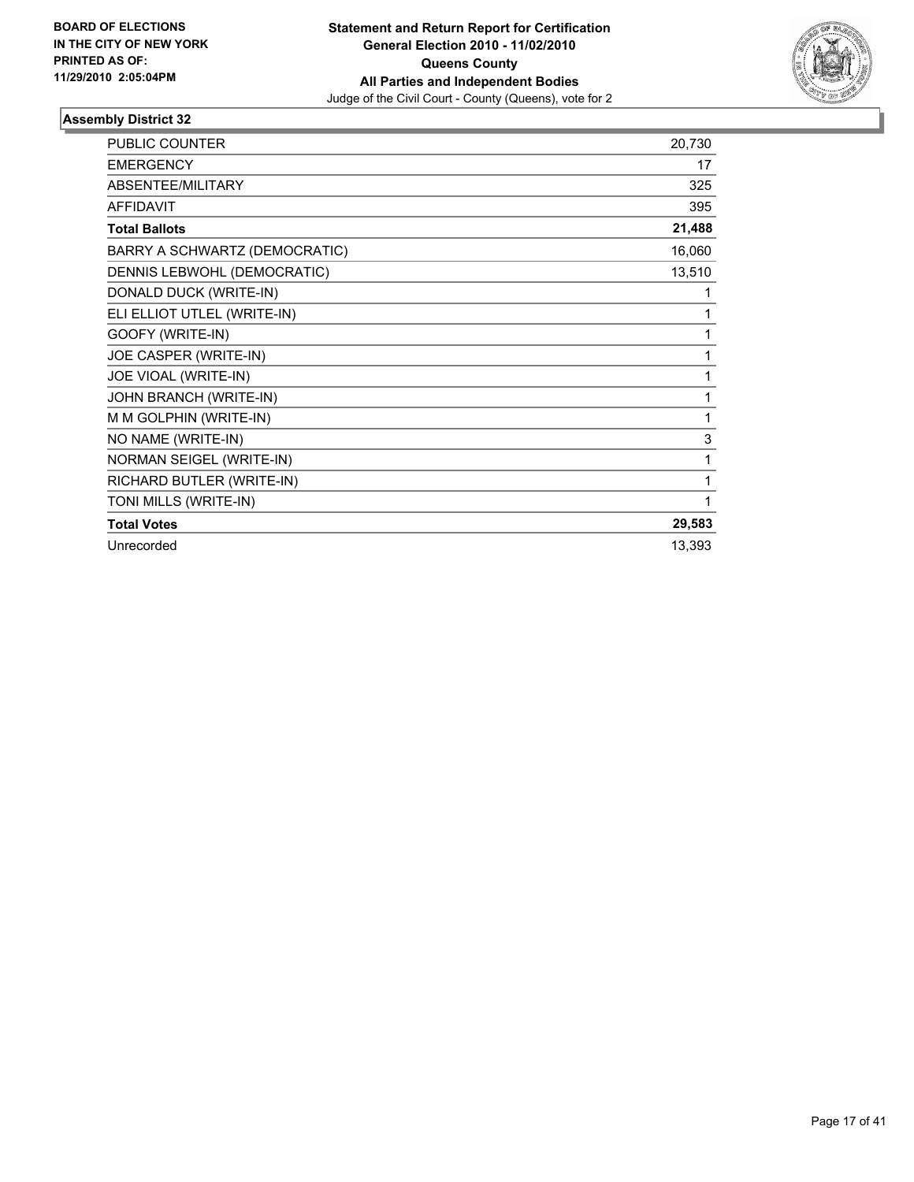**BOARD OF ELECTIONS IN THE CITY OF NEW YORK PRINTED AS OF: 11/29/2010 2:05:04PM**

**Statement and Return Report for Certification**
**General Election 2010 - 11/02/2010**
**Queens County**
**All Parties and Independent Bodies**
Judge of the Civil Court - County (Queens), vote for 2

### Assembly District 32

| | |
|---|---|
| PUBLIC COUNTER | 20,730 |
| EMERGENCY | 17 |
| ABSENTEE/MILITARY | 325 |
| AFFIDAVIT | 395 |
| **Total Ballots** | **21,488** |
| BARRY A SCHWARTZ (DEMOCRATIC) | 16,060 |
| DENNIS LEBWOHL (DEMOCRATIC) | 13,510 |
| DONALD DUCK (WRITE-IN) | 1 |
| ELI ELLIOT UTLEL (WRITE-IN) | 1 |
| GOOFY (WRITE-IN) | 1 |
| JOE CASPER (WRITE-IN) | 1 |
| JOE VIOAL (WRITE-IN) | 1 |
| JOHN BRANCH (WRITE-IN) | 1 |
| M M GOLPHIN (WRITE-IN) | 1 |
| NO NAME (WRITE-IN) | 3 |
| NORMAN SEIGEL (WRITE-IN) | 1 |
| RICHARD BUTLER (WRITE-IN) | 1 |
| TONI MILLS (WRITE-IN) | 1 |
| **Total Votes** | **29,583** |
| Unrecorded | 13,393 |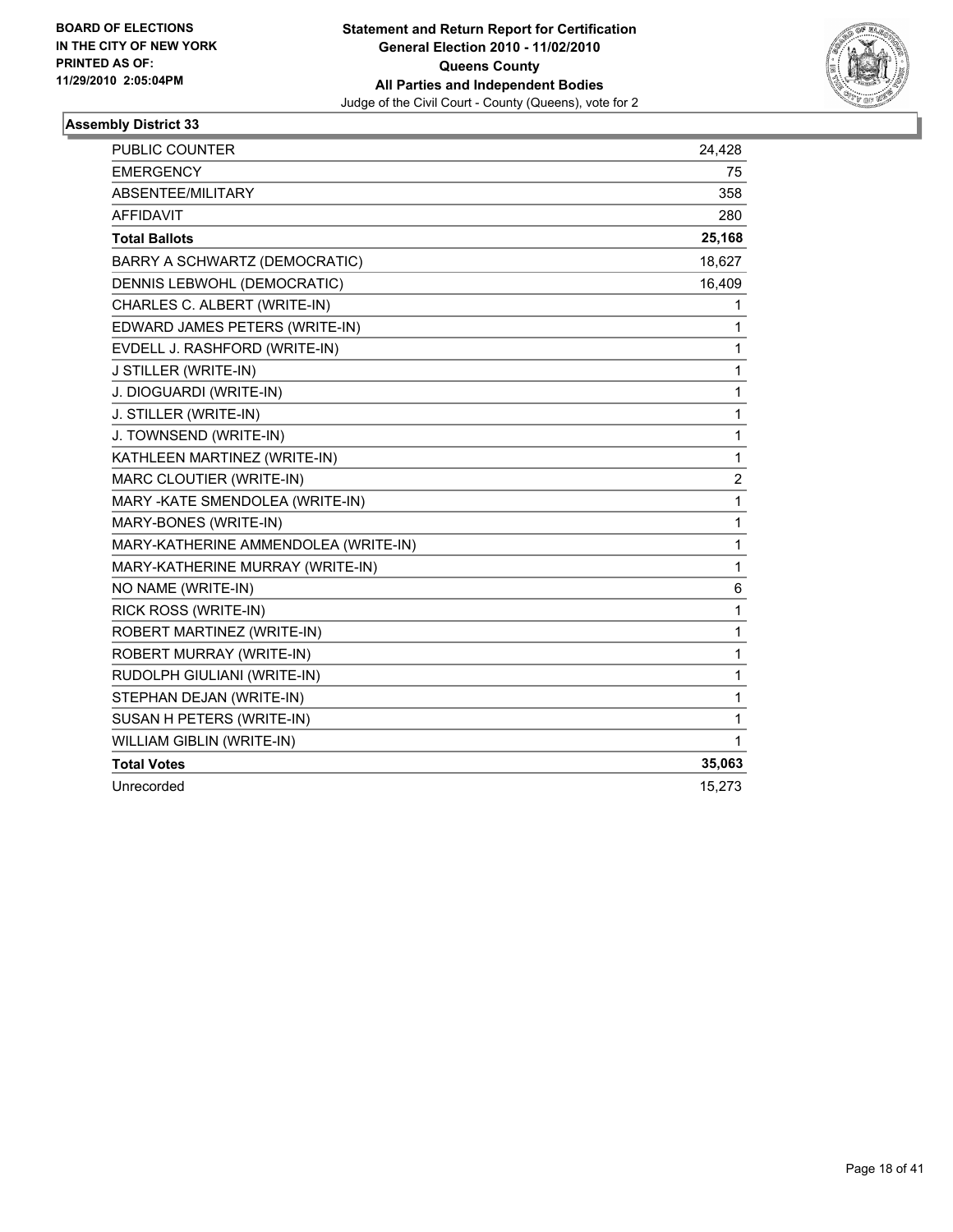BOARD OF ELECTIONS
IN THE CITY OF NEW YORK
PRINTED AS OF:
11/29/2010 2:05:04PM

**Statement and Return Report for Certification**
**General Election 2010 - 11/02/2010**
**Queens County**
**All Parties and Independent Bodies**
Judge of the Civil Court - County (Queens), vote for 2

### Assembly District 33

| | |
|---|---|
| PUBLIC COUNTER | 24,428 |
| EMERGENCY | 75 |
| ABSENTEE/MILITARY | 358 |
| AFFIDAVIT | 280 |
| **Total Ballots** | **25,168** |
| BARRY A SCHWARTZ (DEMOCRATIC) | 18,627 |
| DENNIS LEBWOHL (DEMOCRATIC) | 16,409 |
| CHARLES C. ALBERT (WRITE-IN) | 1 |
| EDWARD JAMES PETERS (WRITE-IN) | 1 |
| EVDELL J. RASHFORD (WRITE-IN) | 1 |
| J STILLER (WRITE-IN) | 1 |
| J. DIOGUARDI (WRITE-IN) | 1 |
| J. STILLER (WRITE-IN) | 1 |
| J. TOWNSEND (WRITE-IN) | 1 |
| KATHLEEN MARTINEZ (WRITE-IN) | 1 |
| MARC CLOUTIER (WRITE-IN) | 2 |
| MARY -KATE SMENDOLEA (WRITE-IN) | 1 |
| MARY-BONES (WRITE-IN) | 1 |
| MARY-KATHERINE AMMENDOLEA (WRITE-IN) | 1 |
| MARY-KATHERINE MURRAY (WRITE-IN) | 1 |
| NO NAME (WRITE-IN) | 6 |
| RICK ROSS (WRITE-IN) | 1 |
| ROBERT MARTINEZ (WRITE-IN) | 1 |
| ROBERT MURRAY (WRITE-IN) | 1 |
| RUDOLPH GIULIANI (WRITE-IN) | 1 |
| STEPHAN DEJAN (WRITE-IN) | 1 |
| SUSAN H PETERS (WRITE-IN) | 1 |
| WILLIAM GIBLIN (WRITE-IN) | 1 |
| **Total Votes** | **35,063** |
| Unrecorded | 15,273 |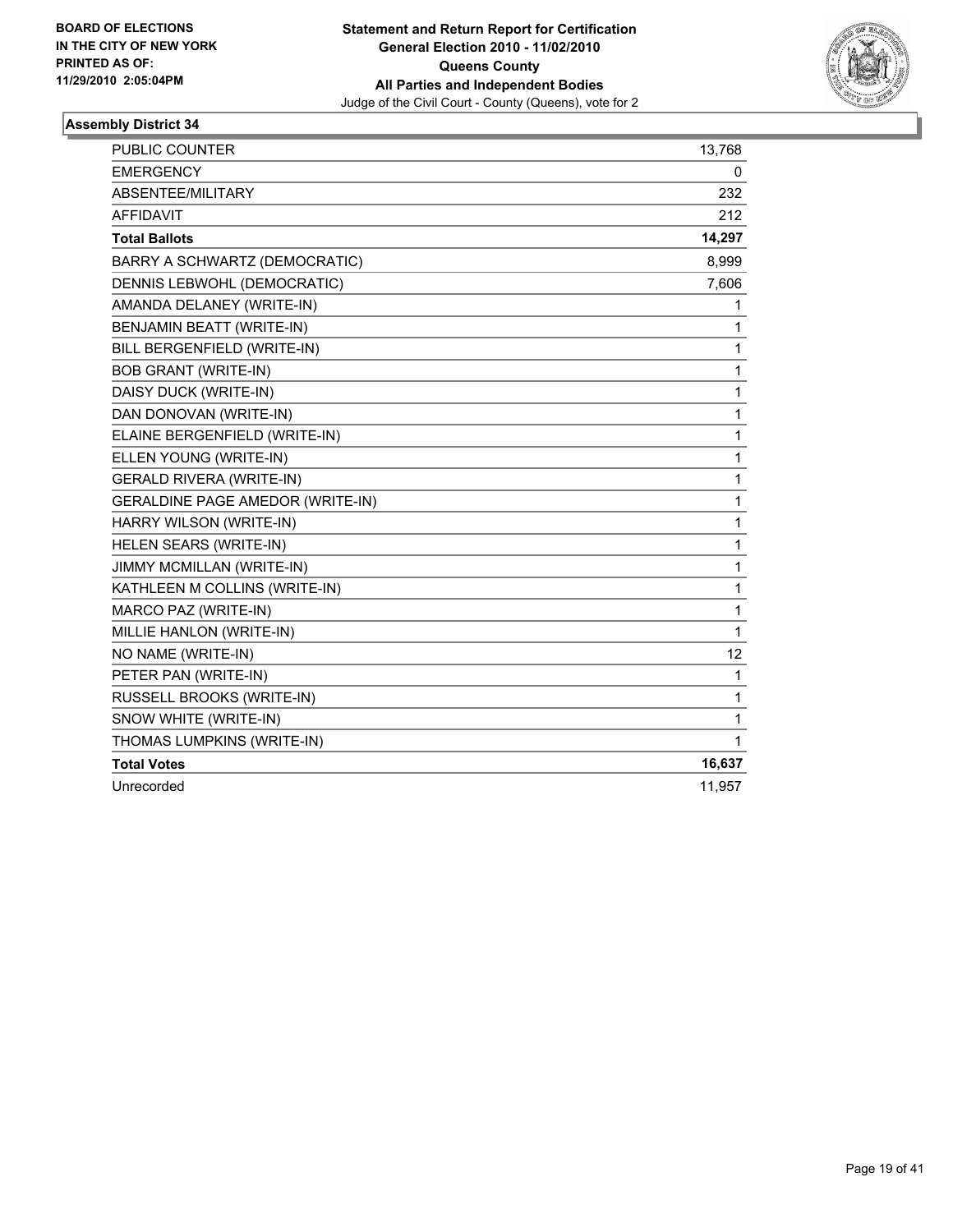**BOARD OF ELECTIONS IN THE CITY OF NEW YORK PRINTED AS OF: 11/29/2010 2:05:04PM**

**Statement and Return Report for Certification**
**General Election 2010 - 11/02/2010**
**Queens County**
**All Parties and Independent Bodies**
Judge of the Civil Court - County (Queens), vote for 2

### Assembly District 34

| | |
|---|---|
| PUBLIC COUNTER | 13,768 |
| EMERGENCY | 0 |
| ABSENTEE/MILITARY | 232 |
| AFFIDAVIT | 212 |
| **Total Ballots** | **14,297** |
| BARRY A SCHWARTZ (DEMOCRATIC) | 8,999 |
| DENNIS LEBWOHL (DEMOCRATIC) | 7,606 |
| AMANDA DELANEY (WRITE-IN) | 1 |
| BENJAMIN BEATT (WRITE-IN) | 1 |
| BILL BERGENFIELD (WRITE-IN) | 1 |
| BOB GRANT (WRITE-IN) | 1 |
| DAISY DUCK (WRITE-IN) | 1 |
| DAN DONOVAN (WRITE-IN) | 1 |
| ELAINE BERGENFIELD (WRITE-IN) | 1 |
| ELLEN YOUNG (WRITE-IN) | 1 |
| GERALD RIVERA (WRITE-IN) | 1 |
| GERALDINE PAGE AMEDOR (WRITE-IN) | 1 |
| HARRY WILSON (WRITE-IN) | 1 |
| HELEN SEARS (WRITE-IN) | 1 |
| JIMMY MCMILLAN (WRITE-IN) | 1 |
| KATHLEEN M COLLINS (WRITE-IN) | 1 |
| MARCO PAZ (WRITE-IN) | 1 |
| MILLIE HANLON (WRITE-IN) | 1 |
| NO NAME (WRITE-IN) | 12 |
| PETER PAN (WRITE-IN) | 1 |
| RUSSELL BROOKS (WRITE-IN) | 1 |
| SNOW WHITE (WRITE-IN) | 1 |
| THOMAS LUMPKINS (WRITE-IN) | 1 |
| **Total Votes** | **16,637** |
| Unrecorded | 11,957 |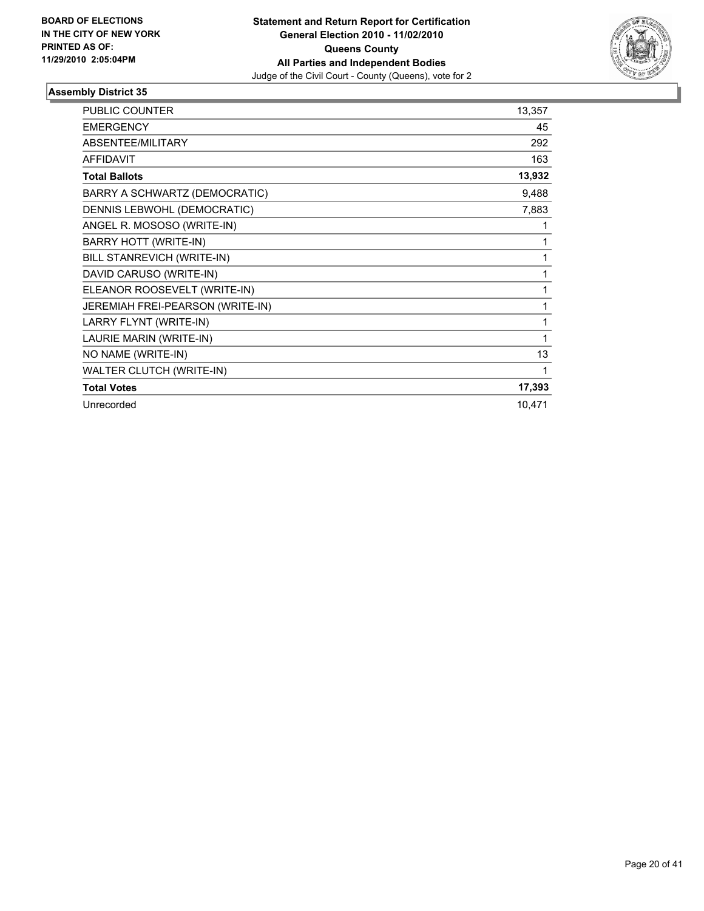**BOARD OF ELECTIONS IN THE CITY OF NEW YORK PRINTED AS OF: 11/29/2010 2:05:04PM**

**Statement and Return Report for Certification General Election 2010 - 11/02/2010 Queens County All Parties and Independent Bodies**
Judge of the Civil Court - County (Queens), vote for 2

### Assembly District 35

| | |
|---|---|
| PUBLIC COUNTER | 13,357 |
| EMERGENCY | 45 |
| ABSENTEE/MILITARY | 292 |
| AFFIDAVIT | 163 |
| **Total Ballots** | **13,932** |
| BARRY A SCHWARTZ (DEMOCRATIC) | 9,488 |
| DENNIS LEBWOHL (DEMOCRATIC) | 7,883 |
| ANGEL R. MOSOSO (WRITE-IN) | 1 |
| BARRY HOTT (WRITE-IN) | 1 |
| BILL STANREVICH (WRITE-IN) | 1 |
| DAVID CARUSO (WRITE-IN) | 1 |
| ELEANOR ROOSEVELT (WRITE-IN) | 1 |
| JEREMIAH FREI-PEARSON (WRITE-IN) | 1 |
| LARRY FLYNT (WRITE-IN) | 1 |
| LAURIE MARIN (WRITE-IN) | 1 |
| NO NAME (WRITE-IN) | 13 |
| WALTER CLUTCH (WRITE-IN) | 1 |
| **Total Votes** | **17,393** |
| Unrecorded | 10,471 |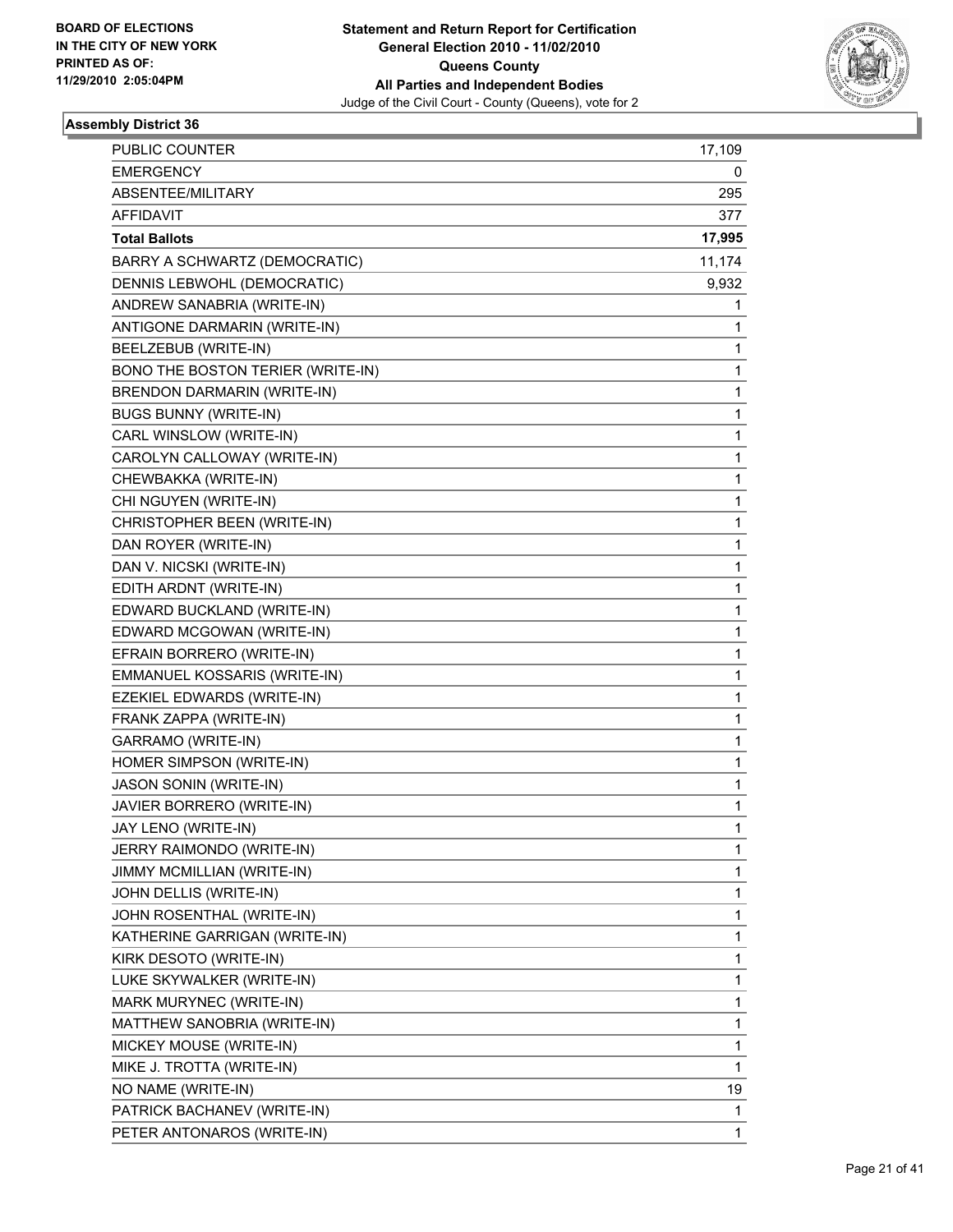BOARD OF ELECTIONS
IN THE CITY OF NEW YORK
PRINTED AS OF:
11/29/2010 2:05:04PM

**Statement and Return Report for Certification**
**General Election 2010 - 11/02/2010**
**Queens County**
**All Parties and Independent Bodies**
Judge of the Civil Court - County (Queens), vote for 2

### Assembly District 36

| | |
|---|---|
| PUBLIC COUNTER | 17,109 |
| EMERGENCY | 0 |
| ABSENTEE/MILITARY | 295 |
| AFFIDAVIT | 377 |
| **Total Ballots** | **17,995** |
| BARRY A SCHWARTZ (DEMOCRATIC) | 11,174 |
| DENNIS LEBWOHL (DEMOCRATIC) | 9,932 |
| ANDREW SANABRIA (WRITE-IN) | 1 |
| ANTIGONE DARMARIN (WRITE-IN) | 1 |
| BEELZEBUB (WRITE-IN) | 1 |
| BONO THE BOSTON TERIER (WRITE-IN) | 1 |
| BRENDON DARMARIN (WRITE-IN) | 1 |
| BUGS BUNNY (WRITE-IN) | 1 |
| CARL WINSLOW (WRITE-IN) | 1 |
| CAROLYN CALLOWAY (WRITE-IN) | 1 |
| CHEWBAKKA (WRITE-IN) | 1 |
| CHI NGUYEN (WRITE-IN) | 1 |
| CHRISTOPHER BEEN (WRITE-IN) | 1 |
| DAN ROYER (WRITE-IN) | 1 |
| DAN V. NICSKI (WRITE-IN) | 1 |
| EDITH ARDNT (WRITE-IN) | 1 |
| EDWARD BUCKLAND (WRITE-IN) | 1 |
| EDWARD MCGOWAN (WRITE-IN) | 1 |
| EFRAIN BORRERO (WRITE-IN) | 1 |
| EMMANUEL KOSSARIS (WRITE-IN) | 1 |
| EZEKIEL EDWARDS (WRITE-IN) | 1 |
| FRANK ZAPPA (WRITE-IN) | 1 |
| GARRAMO (WRITE-IN) | 1 |
| HOMER SIMPSON (WRITE-IN) | 1 |
| JASON SONIN (WRITE-IN) | 1 |
| JAVIER BORRERO (WRITE-IN) | 1 |
| JAY LENO (WRITE-IN) | 1 |
| JERRY RAIMONDO (WRITE-IN) | 1 |
| JIMMY MCMILLIAN (WRITE-IN) | 1 |
| JOHN DELLIS (WRITE-IN) | 1 |
| JOHN ROSENTHAL (WRITE-IN) | 1 |
| KATHERINE GARRIGAN (WRITE-IN) | 1 |
| KIRK DESOTO (WRITE-IN) | 1 |
| LUKE SKYWALKER (WRITE-IN) | 1 |
| MARK MURYNEC (WRITE-IN) | 1 |
| MATTHEW SANOBRIA (WRITE-IN) | 1 |
| MICKEY MOUSE (WRITE-IN) | 1 |
| MIKE J. TROTTA (WRITE-IN) | 1 |
| NO NAME (WRITE-IN) | 19 |
| PATRICK BACHANEV (WRITE-IN) | 1 |
| PETER ANTONAROS (WRITE-IN) | 1 |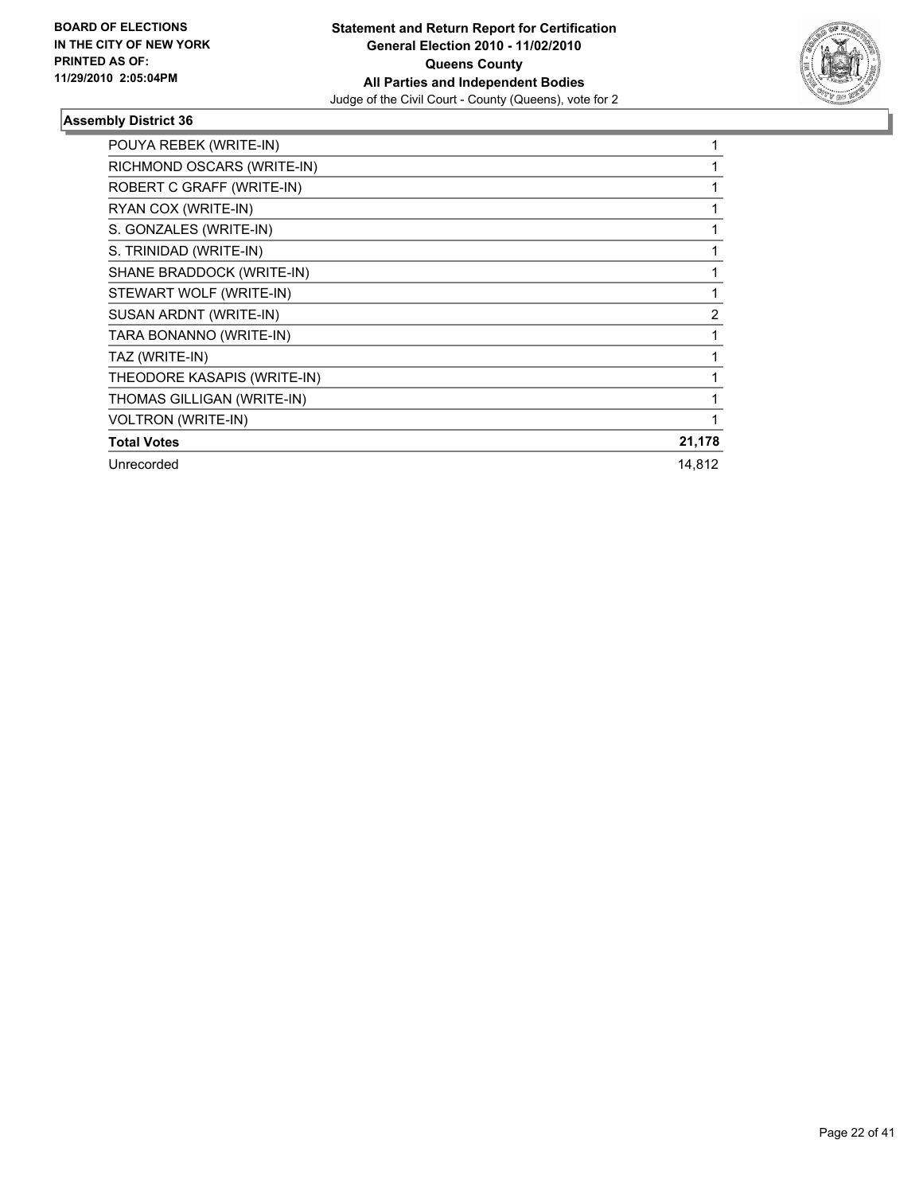**BOARD OF ELECTIONS IN THE CITY OF NEW YORK PRINTED AS OF: 11/29/2010 2:05:04PM**

**Statement and Return Report for Certification General Election 2010 - 11/02/2010 Queens County All Parties and Independent Bodies**
Judge of the Civil Court - County (Queens), vote for 2

### Assembly District 36

| | |
|---|---|
| POUYA REBEK (WRITE-IN) | 1 |
| RICHMOND OSCARS (WRITE-IN) | 1 |
| ROBERT C GRAFF (WRITE-IN) | 1 |
| RYAN COX (WRITE-IN) | 1 |
| S. GONZALES (WRITE-IN) | 1 |
| S. TRINIDAD (WRITE-IN) | 1 |
| SHANE BRADDOCK (WRITE-IN) | 1 |
| STEWART WOLF (WRITE-IN) | 1 |
| SUSAN ARDNT (WRITE-IN) | 2 |
| TARA BONANNO (WRITE-IN) | 1 |
| TAZ (WRITE-IN) | 1 |
| THEODORE KASAPIS (WRITE-IN) | 1 |
| THOMAS GILLIGAN (WRITE-IN) | 1 |
| VOLTRON (WRITE-IN) | 1 |
| **Total Votes** | **21,178** |
| Unrecorded | 14,812 |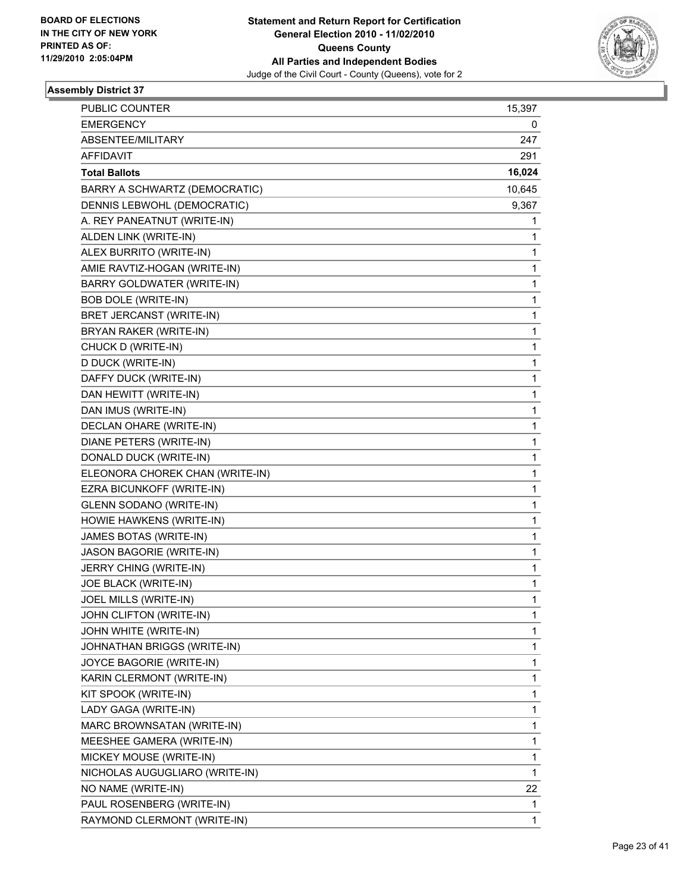**BOARD OF ELECTIONS IN THE CITY OF NEW YORK PRINTED AS OF: 11/29/2010 2:05:04PM**

**Statement and Return Report for Certification General Election 2010 - 11/02/2010 Queens County All Parties and Independent Bodies**

Judge of the Civil Court - County (Queens), vote for 2

### Assembly District 37

| | |
|---|---|
| PUBLIC COUNTER | 15,397 |
| EMERGENCY | 0 |
| ABSENTEE/MILITARY | 247 |
| AFFIDAVIT | 291 |
| **Total Ballots** | **16,024** |
| BARRY A SCHWARTZ (DEMOCRATIC) | 10,645 |
| DENNIS LEBWOHL (DEMOCRATIC) | 9,367 |
| A. REY PANEATNUT (WRITE-IN) | 1 |
| ALDEN LINK (WRITE-IN) | 1 |
| ALEX BURRITO (WRITE-IN) | 1 |
| AMIE RAVTIZ-HOGAN (WRITE-IN) | 1 |
| BARRY GOLDWATER (WRITE-IN) | 1 |
| BOB DOLE (WRITE-IN) | 1 |
| BRET JERCANST (WRITE-IN) | 1 |
| BRYAN RAKER (WRITE-IN) | 1 |
| CHUCK D (WRITE-IN) | 1 |
| D DUCK (WRITE-IN) | 1 |
| DAFFY DUCK (WRITE-IN) | 1 |
| DAN HEWITT (WRITE-IN) | 1 |
| DAN IMUS (WRITE-IN) | 1 |
| DECLAN OHARE (WRITE-IN) | 1 |
| DIANE PETERS (WRITE-IN) | 1 |
| DONALD DUCK (WRITE-IN) | 1 |
| ELEONORA CHOREK CHAN (WRITE-IN) | 1 |
| EZRA BICUNKOFF (WRITE-IN) | 1 |
| GLENN SODANO (WRITE-IN) | 1 |
| HOWIE HAWKENS (WRITE-IN) | 1 |
| JAMES BOTAS (WRITE-IN) | 1 |
| JASON BAGORIE (WRITE-IN) | 1 |
| JERRY CHING (WRITE-IN) | 1 |
| JOE BLACK (WRITE-IN) | 1 |
| JOEL MILLS (WRITE-IN) | 1 |
| JOHN CLIFTON (WRITE-IN) | 1 |
| JOHN WHITE (WRITE-IN) | 1 |
| JOHNATHAN BRIGGS (WRITE-IN) | 1 |
| JOYCE BAGORIE (WRITE-IN) | 1 |
| KARIN CLERMONT (WRITE-IN) | 1 |
| KIT SPOOK (WRITE-IN) | 1 |
| LADY GAGA (WRITE-IN) | 1 |
| MARC BROWNSATAN (WRITE-IN) | 1 |
| MEESHEE GAMERA (WRITE-IN) | 1 |
| MICKEY MOUSE (WRITE-IN) | 1 |
| NICHOLAS AUGUGLIARO (WRITE-IN) | 1 |
| NO NAME (WRITE-IN) | 22 |
| PAUL ROSENBERG (WRITE-IN) | 1 |
| RAYMOND CLERMONT (WRITE-IN) | 1 |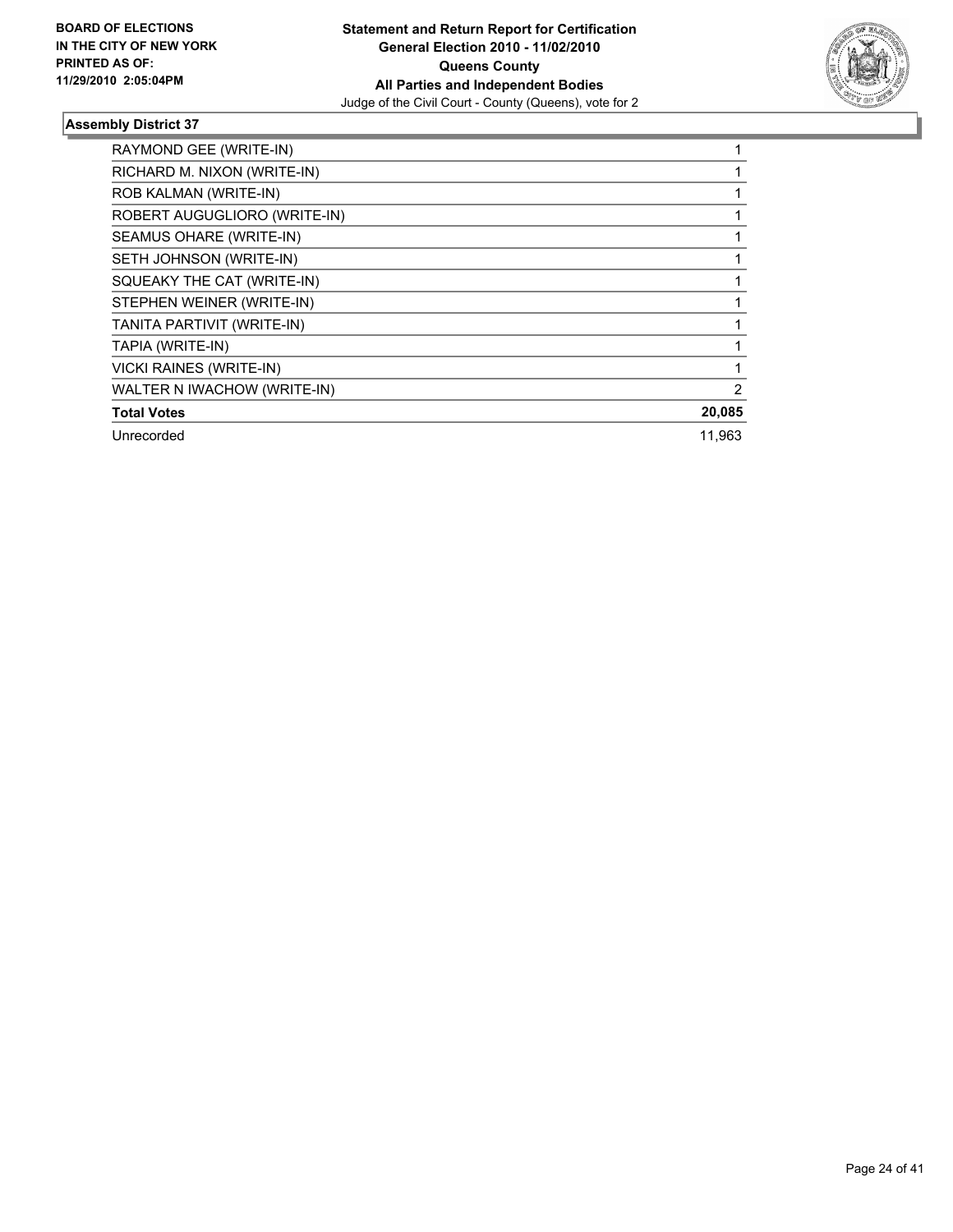BOARD OF ELECTIONS
IN THE CITY OF NEW YORK
PRINTED AS OF:
11/29/2010 2:05:04PM

**Statement and Return Report for Certification**
**General Election 2010 - 11/02/2010**
**Queens County**
**All Parties and Independent Bodies**
Judge of the Civil Court - County (Queens), vote for 2

### Assembly District 37

| | |
|---|---|
| RAYMOND GEE (WRITE-IN) | 1 |
| RICHARD M. NIXON (WRITE-IN) | 1 |
| ROB KALMAN (WRITE-IN) | 1 |
| ROBERT AUGUGLIORO (WRITE-IN) | 1 |
| SEAMUS OHARE (WRITE-IN) | 1 |
| SETH JOHNSON (WRITE-IN) | 1 |
| SQUEAKY THE CAT (WRITE-IN) | 1 |
| STEPHEN WEINER (WRITE-IN) | 1 |
| TANITA PARTIVIT (WRITE-IN) | 1 |
| TAPIA (WRITE-IN) | 1 |
| VICKI RAINES (WRITE-IN) | 1 |
| WALTER N IWACHOW (WRITE-IN) | 2 |
| **Total Votes** | **20,085** |
| Unrecorded | 11,963 |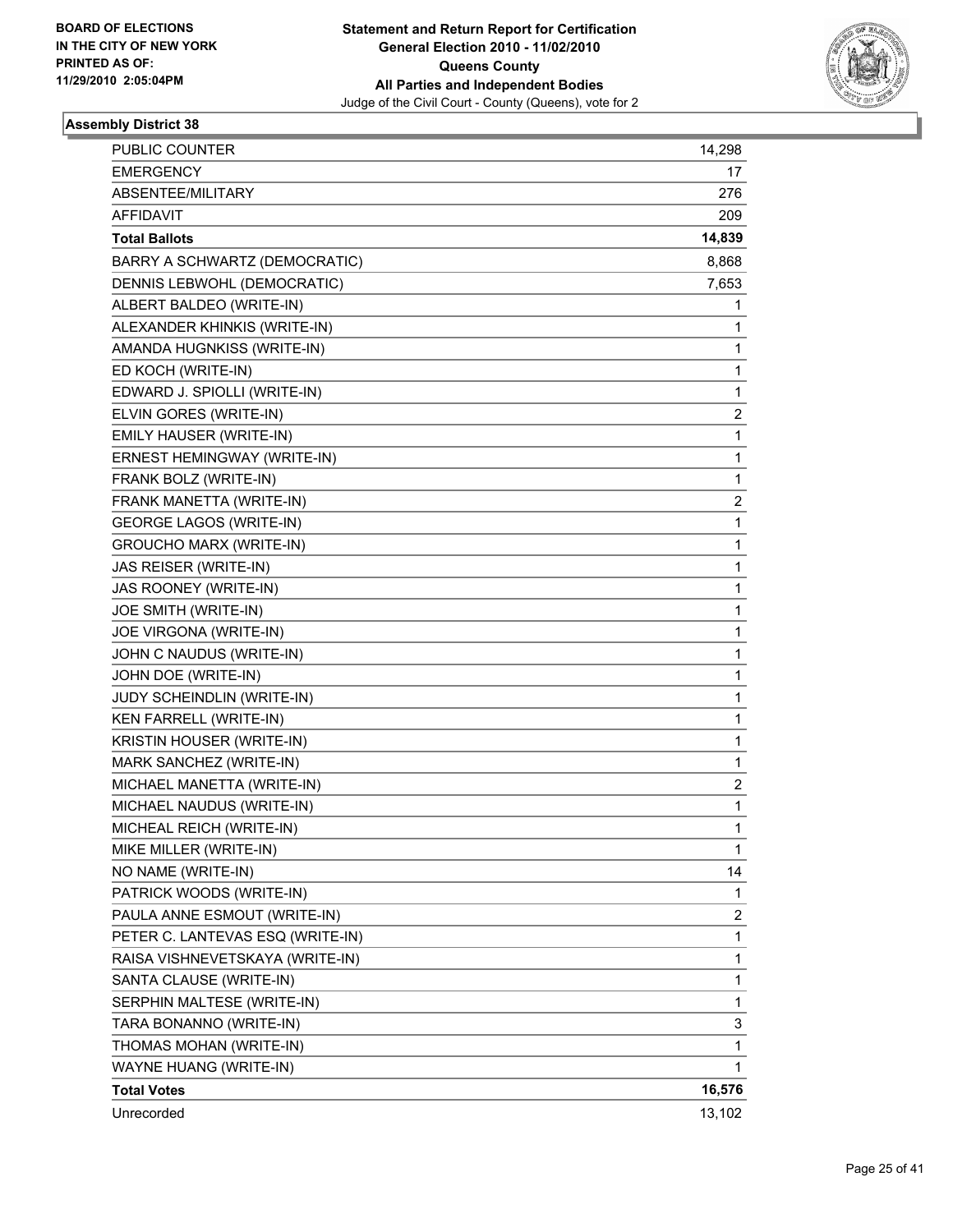BOARD OF ELECTIONS
IN THE CITY OF NEW YORK
PRINTED AS OF:
11/29/2010 2:05:04PM

**Statement and Return Report for Certification**
**General Election 2010 - 11/02/2010**
**Queens County**
**All Parties and Independent Bodies**
Judge of the Civil Court - County (Queens), vote for 2

### Assembly District 38

| | |
|---|---|
| PUBLIC COUNTER | 14,298 |
| EMERGENCY | 17 |
| ABSENTEE/MILITARY | 276 |
| AFFIDAVIT | 209 |
| **Total Ballots** | **14,839** |
| BARRY A SCHWARTZ (DEMOCRATIC) | 8,868 |
| DENNIS LEBWOHL (DEMOCRATIC) | 7,653 |
| ALBERT BALDEO (WRITE-IN) | 1 |
| ALEXANDER KHINKIS (WRITE-IN) | 1 |
| AMANDA HUGNKISS (WRITE-IN) | 1 |
| ED KOCH (WRITE-IN) | 1 |
| EDWARD J. SPIOLLI (WRITE-IN) | 1 |
| ELVIN GORES (WRITE-IN) | 2 |
| EMILY HAUSER (WRITE-IN) | 1 |
| ERNEST HEMINGWAY (WRITE-IN) | 1 |
| FRANK BOLZ (WRITE-IN) | 1 |
| FRANK MANETTA (WRITE-IN) | 2 |
| GEORGE LAGOS (WRITE-IN) | 1 |
| GROUCHO MARX (WRITE-IN) | 1 |
| JAS REISER (WRITE-IN) | 1 |
| JAS ROONEY (WRITE-IN) | 1 |
| JOE SMITH (WRITE-IN) | 1 |
| JOE VIRGONA (WRITE-IN) | 1 |
| JOHN C NAUDUS (WRITE-IN) | 1 |
| JOHN DOE (WRITE-IN) | 1 |
| JUDY SCHEINDLIN (WRITE-IN) | 1 |
| KEN FARRELL (WRITE-IN) | 1 |
| KRISTIN HOUSER (WRITE-IN) | 1 |
| MARK SANCHEZ (WRITE-IN) | 1 |
| MICHAEL MANETTA (WRITE-IN) | 2 |
| MICHAEL NAUDUS (WRITE-IN) | 1 |
| MICHEAL REICH (WRITE-IN) | 1 |
| MIKE MILLER (WRITE-IN) | 1 |
| NO NAME (WRITE-IN) | 14 |
| PATRICK WOODS (WRITE-IN) | 1 |
| PAULA ANNE ESMOUT (WRITE-IN) | 2 |
| PETER C. LANTEVAS ESQ (WRITE-IN) | 1 |
| RAISA VISHNEVETSKAYA (WRITE-IN) | 1 |
| SANTA CLAUSE (WRITE-IN) | 1 |
| SERPHIN MALTESE (WRITE-IN) | 1 |
| TARA BONANNO (WRITE-IN) | 3 |
| THOMAS MOHAN (WRITE-IN) | 1 |
| WAYNE HUANG (WRITE-IN) | 1 |
| **Total Votes** | **16,576** |
| Unrecorded | 13,102 |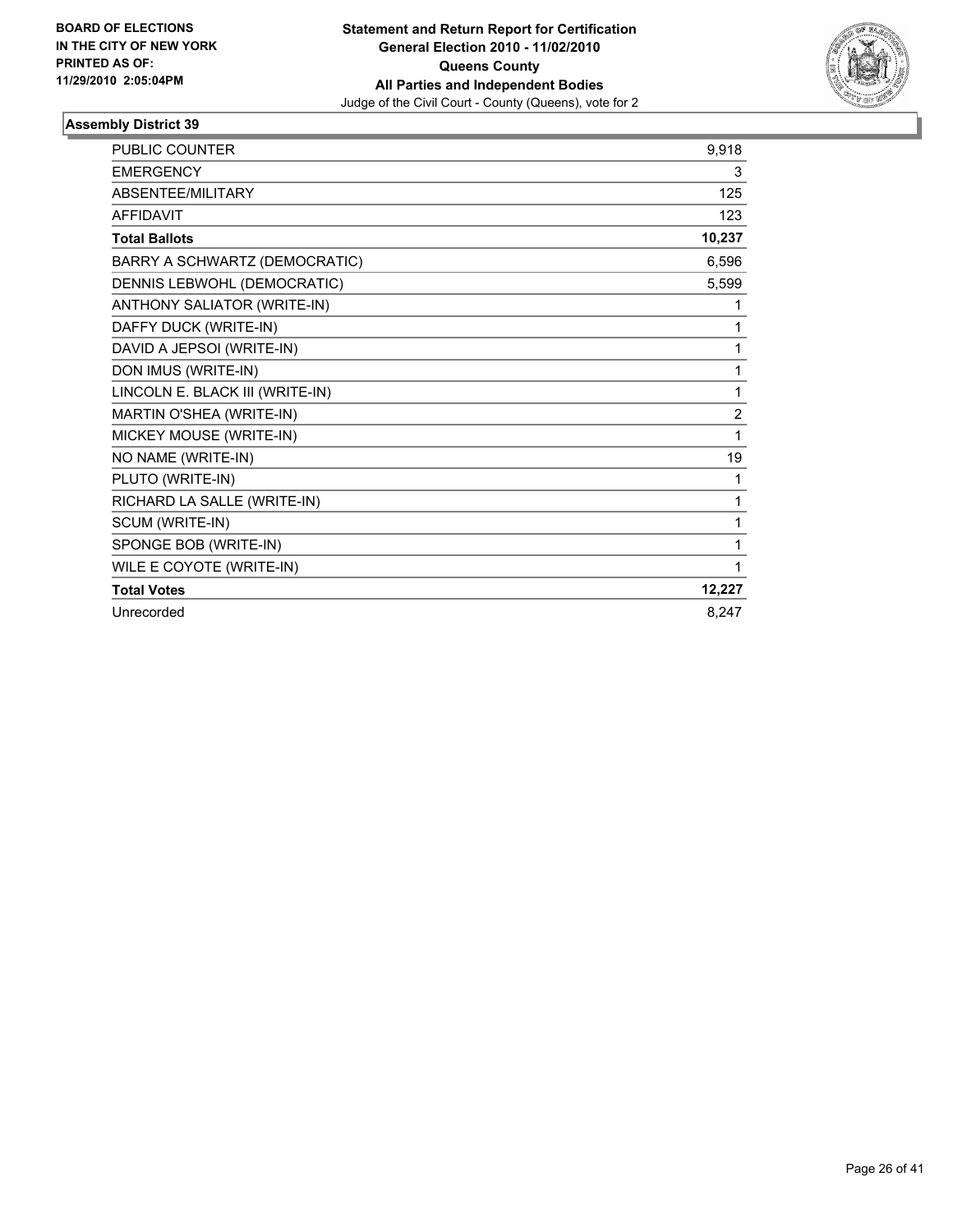**BOARD OF ELECTIONS IN THE CITY OF NEW YORK PRINTED AS OF: 11/29/2010 2:05:04PM**

**Statement and Return Report for Certification General Election 2010 - 11/02/2010 Queens County All Parties and Independent Bodies**
Judge of the Civil Court - County (Queens), vote for 2

**Assembly District 39**

| | |
|---|---|
| PUBLIC COUNTER | 9,918 |
| EMERGENCY | 3 |
| ABSENTEE/MILITARY | 125 |
| AFFIDAVIT | 123 |
| **Total Ballots** | **10,237** |
| BARRY A SCHWARTZ (DEMOCRATIC) | 6,596 |
| DENNIS LEBWOHL (DEMOCRATIC) | 5,599 |
| ANTHONY SALIATOR (WRITE-IN) | 1 |
| DAFFY DUCK (WRITE-IN) | 1 |
| DAVID A JEPSOI (WRITE-IN) | 1 |
| DON IMUS (WRITE-IN) | 1 |
| LINCOLN E. BLACK III (WRITE-IN) | 1 |
| MARTIN O'SHEA (WRITE-IN) | 2 |
| MICKEY MOUSE (WRITE-IN) | 1 |
| NO NAME (WRITE-IN) | 19 |
| PLUTO (WRITE-IN) | 1 |
| RICHARD LA SALLE (WRITE-IN) | 1 |
| SCUM (WRITE-IN) | 1 |
| SPONGE BOB (WRITE-IN) | 1 |
| WILE E COYOTE (WRITE-IN) | 1 |
| **Total Votes** | **12,227** |
| Unrecorded | 8,247 |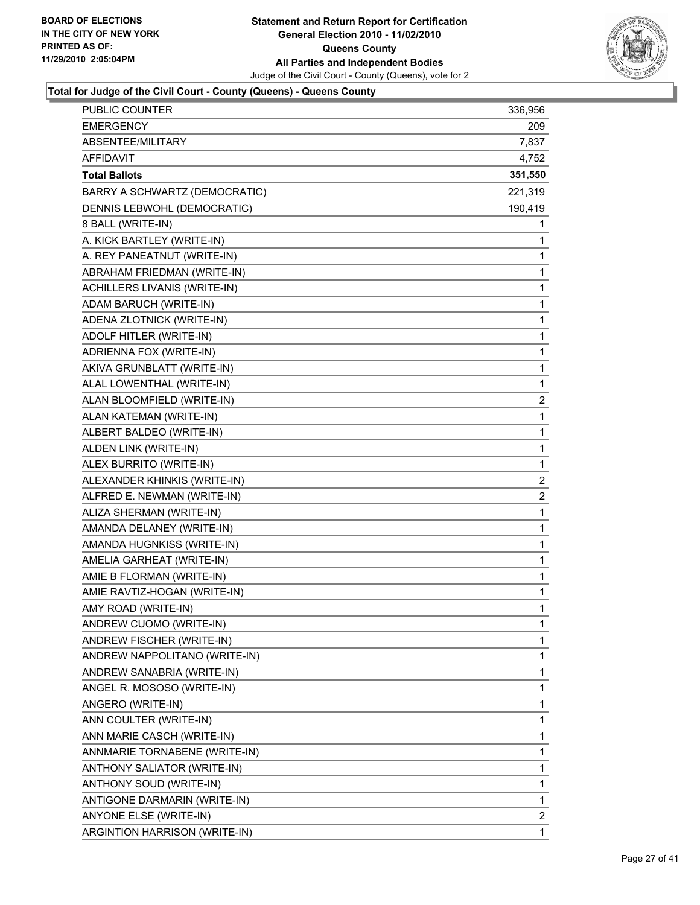BOARD OF ELECTIONS
IN THE CITY OF NEW YORK
PRINTED AS OF:
11/29/2010 2:05:04PM

**Statement and Return Report for Certification**
**General Election 2010 - 11/02/2010**
**Queens County**
**All Parties and Independent Bodies**
Judge of the Civil Court - County (Queens), vote for 2

### Total for Judge of the Civil Court - County (Queens) - Queens County

| | |
|---|---|
| PUBLIC COUNTER | 336,956 |
| EMERGENCY | 209 |
| ABSENTEE/MILITARY | 7,837 |
| AFFIDAVIT | 4,752 |
| **Total Ballots** | **351,550** |
| BARRY A SCHWARTZ (DEMOCRATIC) | 221,319 |
| DENNIS LEBWOHL (DEMOCRATIC) | 190,419 |
| 8 BALL (WRITE-IN) | 1 |
| A. KICK BARTLEY (WRITE-IN) | 1 |
| A. REY PANEATNUT (WRITE-IN) | 1 |
| ABRAHAM FRIEDMAN (WRITE-IN) | 1 |
| ACHILLERS LIVANIS (WRITE-IN) | 1 |
| ADAM BARUCH (WRITE-IN) | 1 |
| ADENA ZLOTNICK (WRITE-IN) | 1 |
| ADOLF HITLER (WRITE-IN) | 1 |
| ADRIENNA FOX (WRITE-IN) | 1 |
| AKIVA GRUNBLATT (WRITE-IN) | 1 |
| ALAL LOWENTHAL (WRITE-IN) | 1 |
| ALAN BLOOMFIELD (WRITE-IN) | 2 |
| ALAN KATEMAN (WRITE-IN) | 1 |
| ALBERT BALDEO (WRITE-IN) | 1 |
| ALDEN LINK (WRITE-IN) | 1 |
| ALEX BURRITO (WRITE-IN) | 1 |
| ALEXANDER KHINKIS (WRITE-IN) | 2 |
| ALFRED E. NEWMAN (WRITE-IN) | 2 |
| ALIZA SHERMAN (WRITE-IN) | 1 |
| AMANDA DELANEY (WRITE-IN) | 1 |
| AMANDA HUGNKISS (WRITE-IN) | 1 |
| AMELIA GARHEAT (WRITE-IN) | 1 |
| AMIE B FLORMAN (WRITE-IN) | 1 |
| AMIE RAVTIZ-HOGAN (WRITE-IN) | 1 |
| AMY ROAD (WRITE-IN) | 1 |
| ANDREW CUOMO (WRITE-IN) | 1 |
| ANDREW FISCHER (WRITE-IN) | 1 |
| ANDREW NAPPOLITANO (WRITE-IN) | 1 |
| ANDREW SANABRIA (WRITE-IN) | 1 |
| ANGEL R. MOSOSO (WRITE-IN) | 1 |
| ANGERO (WRITE-IN) | 1 |
| ANN COULTER (WRITE-IN) | 1 |
| ANN MARIE CASCH (WRITE-IN) | 1 |
| ANNMARIE TORNABENE (WRITE-IN) | 1 |
| ANTHONY SALIATOR (WRITE-IN) | 1 |
| ANTHONY SOUD (WRITE-IN) | 1 |
| ANTIGONE DARMARIN (WRITE-IN) | 1 |
| ANYONE ELSE (WRITE-IN) | 2 |
| ARGINTION HARRISON (WRITE-IN) | 1 |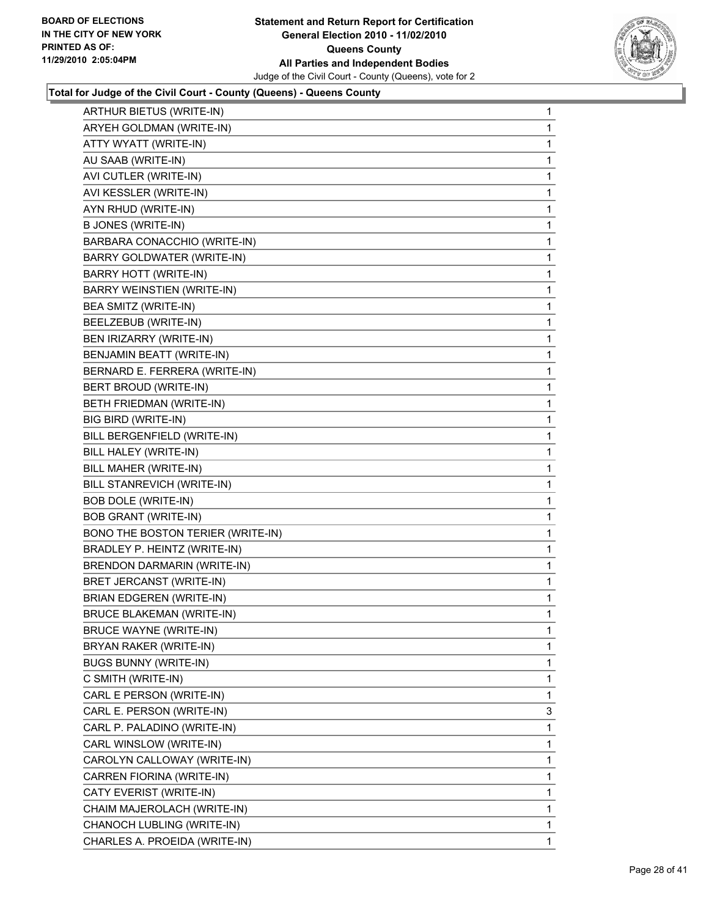**Total for Judge of the Civil Court - County (Queens) - Queens County**

| | |
|---|---|
| ARTHUR BIETUS (WRITE-IN) | 1 |
| ARYEH GOLDMAN (WRITE-IN) | 1 |
| ATTY WYATT (WRITE-IN) | 1 |
| AU SAAB (WRITE-IN) | 1 |
| AVI CUTLER (WRITE-IN) | 1 |
| AVI KESSLER (WRITE-IN) | 1 |
| AYN RHUD (WRITE-IN) | 1 |
| B JONES (WRITE-IN) | 1 |
| BARBARA CONACCHIO (WRITE-IN) | 1 |
| BARRY GOLDWATER (WRITE-IN) | 1 |
| BARRY HOTT (WRITE-IN) | 1 |
| BARRY WEINSTIEN (WRITE-IN) | 1 |
| BEA SMITZ (WRITE-IN) | 1 |
| BEELZEBUB (WRITE-IN) | 1 |
| BEN IRIZARRY (WRITE-IN) | 1 |
| BENJAMIN BEATT (WRITE-IN) | 1 |
| BERNARD E. FERRERA (WRITE-IN) | 1 |
| BERT BROUD (WRITE-IN) | 1 |
| BETH FRIEDMAN (WRITE-IN) | 1 |
| BIG BIRD (WRITE-IN) | 1 |
| BILL BERGENFIELD (WRITE-IN) | 1 |
| BILL HALEY (WRITE-IN) | 1 |
| BILL MAHER (WRITE-IN) | 1 |
| BILL STANREVICH (WRITE-IN) | 1 |
| BOB DOLE (WRITE-IN) | 1 |
| BOB GRANT (WRITE-IN) | 1 |
| BONO THE BOSTON TERIER (WRITE-IN) | 1 |
| BRADLEY P. HEINTZ (WRITE-IN) | 1 |
| BRENDON DARMARIN (WRITE-IN) | 1 |
| BRET JERCANST (WRITE-IN) | 1 |
| BRIAN EDGEREN (WRITE-IN) | 1 |
| BRUCE BLAKEMAN (WRITE-IN) | 1 |
| BRUCE WAYNE (WRITE-IN) | 1 |
| BRYAN RAKER (WRITE-IN) | 1 |
| BUGS BUNNY (WRITE-IN) | 1 |
| C SMITH (WRITE-IN) | 1 |
| CARL E PERSON (WRITE-IN) | 1 |
| CARL E. PERSON (WRITE-IN) | 3 |
| CARL P. PALADINO (WRITE-IN) | 1 |
| CARL WINSLOW (WRITE-IN) | 1 |
| CAROLYN CALLOWAY (WRITE-IN) | 1 |
| CARREN FIORINA (WRITE-IN) | 1 |
| CATY EVERIST (WRITE-IN) | 1 |
| CHAIM MAJEROLACH (WRITE-IN) | 1 |
| CHANOCH LUBLING (WRITE-IN) | 1 |
| CHARLES A. PROEIDA (WRITE-IN) | 1 |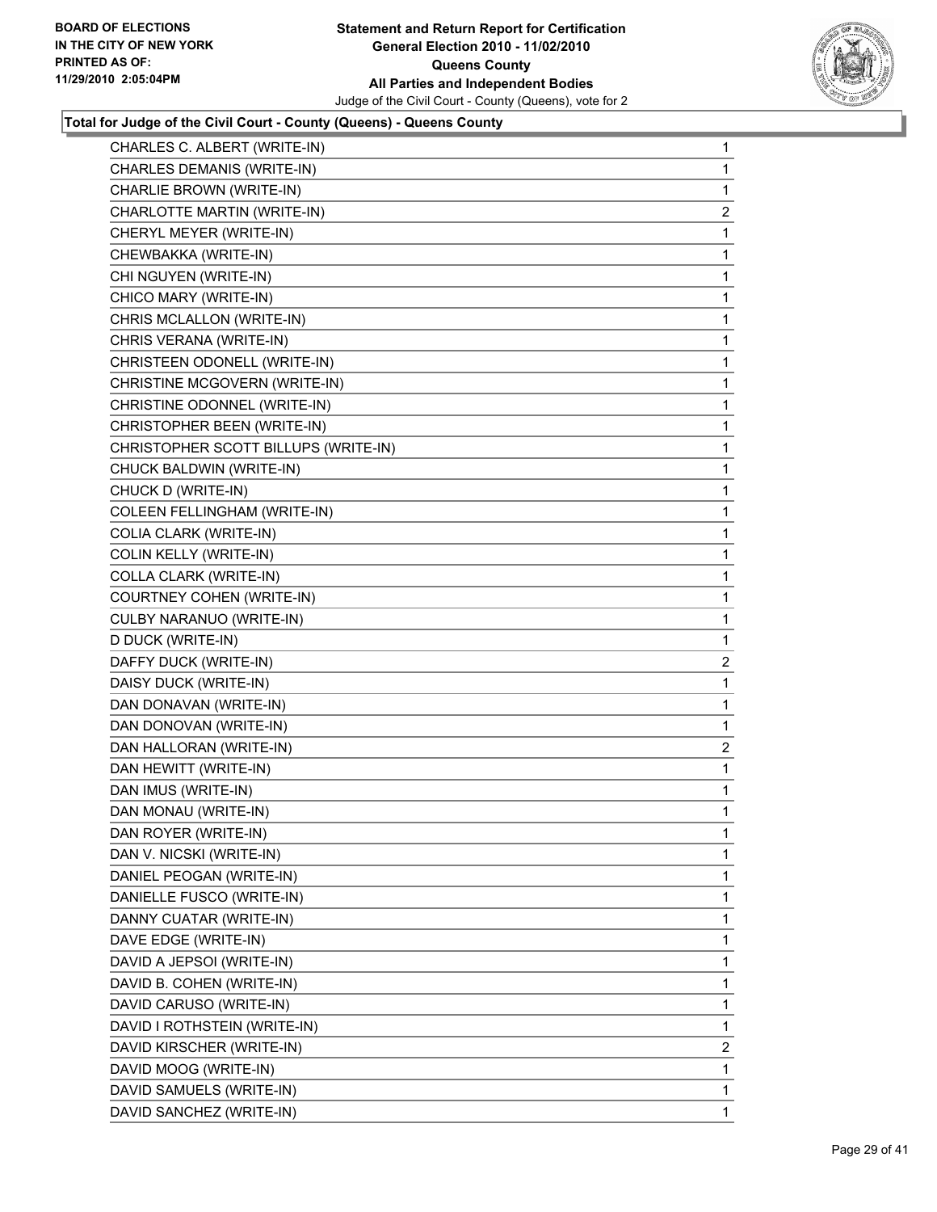**Total for Judge of the Civil Court - County (Queens) - Queens County**

| | |
|---|---|
| CHARLES C. ALBERT (WRITE-IN) | 1 |
| CHARLES DEMANIS (WRITE-IN) | 1 |
| CHARLIE BROWN (WRITE-IN) | 1 |
| CHARLOTTE MARTIN (WRITE-IN) | 2 |
| CHERYL MEYER (WRITE-IN) | 1 |
| CHEWBAKKA (WRITE-IN) | 1 |
| CHI NGUYEN (WRITE-IN) | 1 |
| CHICO MARY (WRITE-IN) | 1 |
| CHRIS MCLALLON (WRITE-IN) | 1 |
| CHRIS VERANA (WRITE-IN) | 1 |
| CHRISTEEN ODONELL (WRITE-IN) | 1 |
| CHRISTINE MCGOVERN (WRITE-IN) | 1 |
| CHRISTINE ODONNEL (WRITE-IN) | 1 |
| CHRISTOPHER BEEN (WRITE-IN) | 1 |
| CHRISTOPHER SCOTT BILLUPS (WRITE-IN) | 1 |
| CHUCK BALDWIN (WRITE-IN) | 1 |
| CHUCK D (WRITE-IN) | 1 |
| COLEEN FELLINGHAM (WRITE-IN) | 1 |
| COLIA CLARK (WRITE-IN) | 1 |
| COLIN KELLY (WRITE-IN) | 1 |
| COLLA CLARK (WRITE-IN) | 1 |
| COURTNEY COHEN (WRITE-IN) | 1 |
| CULBY NARANUO (WRITE-IN) | 1 |
| D DUCK (WRITE-IN) | 1 |
| DAFFY DUCK (WRITE-IN) | 2 |
| DAISY DUCK (WRITE-IN) | 1 |
| DAN DONAVAN (WRITE-IN) | 1 |
| DAN DONOVAN (WRITE-IN) | 1 |
| DAN HALLORAN (WRITE-IN) | 2 |
| DAN HEWITT (WRITE-IN) | 1 |
| DAN IMUS (WRITE-IN) | 1 |
| DAN MONAU (WRITE-IN) | 1 |
| DAN ROYER (WRITE-IN) | 1 |
| DAN V. NICSKI (WRITE-IN) | 1 |
| DANIEL PEOGAN (WRITE-IN) | 1 |
| DANIELLE FUSCO (WRITE-IN) | 1 |
| DANNY CUATAR (WRITE-IN) | 1 |
| DAVE EDGE (WRITE-IN) | 1 |
| DAVID A JEPSOI (WRITE-IN) | 1 |
| DAVID B. COHEN (WRITE-IN) | 1 |
| DAVID CARUSO (WRITE-IN) | 1 |
| DAVID I ROTHSTEIN (WRITE-IN) | 1 |
| DAVID KIRSCHER (WRITE-IN) | 2 |
| DAVID MOOG (WRITE-IN) | 1 |
| DAVID SAMUELS (WRITE-IN) | 1 |
| DAVID SANCHEZ (WRITE-IN) | 1 |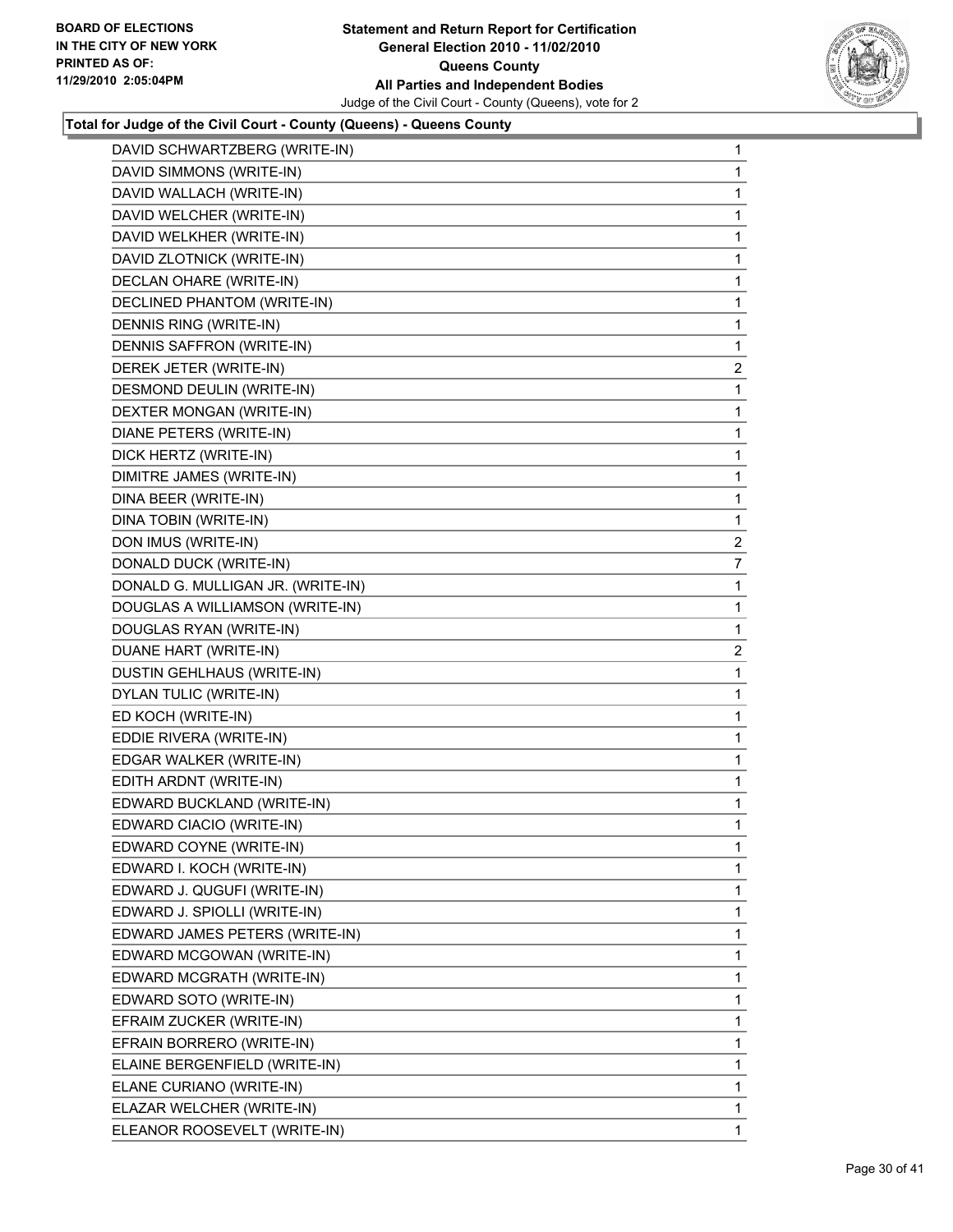**Total for Judge of the Civil Court - County (Queens) - Queens County**

| | |
|---|---|
| DAVID SCHWARTZBERG (WRITE-IN) | 1 |
| DAVID SIMMONS (WRITE-IN) | 1 |
| DAVID WALLACH (WRITE-IN) | 1 |
| DAVID WELCHER (WRITE-IN) | 1 |
| DAVID WELKHER (WRITE-IN) | 1 |
| DAVID ZLOTNICK (WRITE-IN) | 1 |
| DECLAN OHARE (WRITE-IN) | 1 |
| DECLINED PHANTOM (WRITE-IN) | 1 |
| DENNIS RING (WRITE-IN) | 1 |
| DENNIS SAFFRON (WRITE-IN) | 1 |
| DEREK JETER (WRITE-IN) | 2 |
| DESMOND DEULIN (WRITE-IN) | 1 |
| DEXTER MONGAN (WRITE-IN) | 1 |
| DIANE PETERS (WRITE-IN) | 1 |
| DICK HERTZ (WRITE-IN) | 1 |
| DIMITRE JAMES (WRITE-IN) | 1 |
| DINA BEER (WRITE-IN) | 1 |
| DINA TOBIN (WRITE-IN) | 1 |
| DON IMUS (WRITE-IN) | 2 |
| DONALD DUCK (WRITE-IN) | 7 |
| DONALD G. MULLIGAN JR. (WRITE-IN) | 1 |
| DOUGLAS A WILLIAMSON (WRITE-IN) | 1 |
| DOUGLAS RYAN (WRITE-IN) | 1 |
| DUANE HART (WRITE-IN) | 2 |
| DUSTIN GEHLHAUS (WRITE-IN) | 1 |
| DYLAN TULIC (WRITE-IN) | 1 |
| ED KOCH (WRITE-IN) | 1 |
| EDDIE RIVERA (WRITE-IN) | 1 |
| EDGAR WALKER (WRITE-IN) | 1 |
| EDITH ARDNT (WRITE-IN) | 1 |
| EDWARD BUCKLAND (WRITE-IN) | 1 |
| EDWARD CIACIO (WRITE-IN) | 1 |
| EDWARD COYNE (WRITE-IN) | 1 |
| EDWARD I. KOCH (WRITE-IN) | 1 |
| EDWARD J. QUGUFI (WRITE-IN) | 1 |
| EDWARD J. SPIOLLI (WRITE-IN) | 1 |
| EDWARD JAMES PETERS (WRITE-IN) | 1 |
| EDWARD MCGOWAN (WRITE-IN) | 1 |
| EDWARD MCGRATH (WRITE-IN) | 1 |
| EDWARD SOTO (WRITE-IN) | 1 |
| EFRAIM ZUCKER (WRITE-IN) | 1 |
| EFRAIN BORRERO (WRITE-IN) | 1 |
| ELAINE BERGENFIELD (WRITE-IN) | 1 |
| ELANE CURIANO (WRITE-IN) | 1 |
| ELAZAR WELCHER (WRITE-IN) | 1 |
| ELEANOR ROOSEVELT (WRITE-IN) | 1 |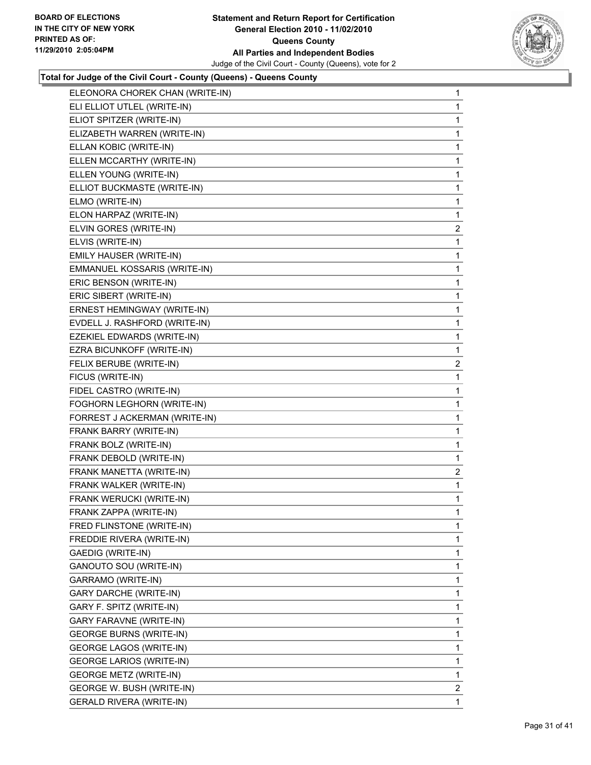**Total for Judge of the Civil Court - County (Queens) - Queens County**

| | |
|---|---|
| ELEONORA CHOREK CHAN (WRITE-IN) | 1 |
| ELI ELLIOT UTLEL (WRITE-IN) | 1 |
| ELIOT SPITZER (WRITE-IN) | 1 |
| ELIZABETH WARREN (WRITE-IN) | 1 |
| ELLAN KOBIC (WRITE-IN) | 1 |
| ELLEN MCCARTHY (WRITE-IN) | 1 |
| ELLEN YOUNG (WRITE-IN) | 1 |
| ELLIOT BUCKMASTE (WRITE-IN) | 1 |
| ELMO (WRITE-IN) | 1 |
| ELON HARPAZ (WRITE-IN) | 1 |
| ELVIN GORES (WRITE-IN) | 2 |
| ELVIS (WRITE-IN) | 1 |
| EMILY HAUSER (WRITE-IN) | 1 |
| EMMANUEL KOSSARIS (WRITE-IN) | 1 |
| ERIC BENSON (WRITE-IN) | 1 |
| ERIC SIBERT (WRITE-IN) | 1 |
| ERNEST HEMINGWAY (WRITE-IN) | 1 |
| EVDELL J. RASHFORD (WRITE-IN) | 1 |
| EZEKIEL EDWARDS (WRITE-IN) | 1 |
| EZRA BICUNKOFF (WRITE-IN) | 1 |
| FELIX BERUBE (WRITE-IN) | 2 |
| FICUS (WRITE-IN) | 1 |
| FIDEL CASTRO (WRITE-IN) | 1 |
| FOGHORN LEGHORN (WRITE-IN) | 1 |
| FORREST J ACKERMAN (WRITE-IN) | 1 |
| FRANK BARRY (WRITE-IN) | 1 |
| FRANK BOLZ (WRITE-IN) | 1 |
| FRANK DEBOLD (WRITE-IN) | 1 |
| FRANK MANETTA (WRITE-IN) | 2 |
| FRANK WALKER (WRITE-IN) | 1 |
| FRANK WERUCKI (WRITE-IN) | 1 |
| FRANK ZAPPA (WRITE-IN) | 1 |
| FRED FLINSTONE (WRITE-IN) | 1 |
| FREDDIE RIVERA (WRITE-IN) | 1 |
| GAEDIG (WRITE-IN) | 1 |
| GANOUTO SOU (WRITE-IN) | 1 |
| GARRAMO (WRITE-IN) | 1 |
| GARY DARCHE (WRITE-IN) | 1 |
| GARY F. SPITZ (WRITE-IN) | 1 |
| GARY FARAVNE (WRITE-IN) | 1 |
| GEORGE BURNS (WRITE-IN) | 1 |
| GEORGE LAGOS (WRITE-IN) | 1 |
| GEORGE LARIOS (WRITE-IN) | 1 |
| GEORGE METZ (WRITE-IN) | 1 |
| GEORGE W. BUSH (WRITE-IN) | 2 |
| GERALD RIVERA (WRITE-IN) | 1 |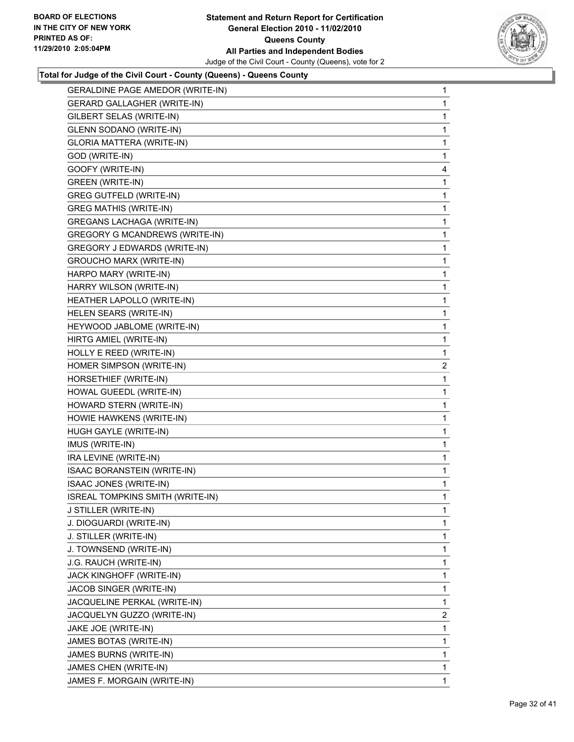**BOARD OF ELECTIONS IN THE CITY OF NEW YORK PRINTED AS OF: 11/29/2010 2:05:04PM**

**Statement and Return Report for Certification General Election 2010 - 11/02/2010 Queens County All Parties and Independent Bodies**

Judge of the Civil Court - County (Queens), vote for 2

### Total for Judge of the Civil Court - County (Queens) - Queens County

| | |
|---|---|
| GERALDINE PAGE AMEDOR (WRITE-IN) | 1 |
| GERARD GALLAGHER (WRITE-IN) | 1 |
| GILBERT SELAS (WRITE-IN) | 1 |
| GLENN SODANO (WRITE-IN) | 1 |
| GLORIA MATTERA (WRITE-IN) | 1 |
| GOD (WRITE-IN) | 1 |
| GOOFY (WRITE-IN) | 4 |
| GREEN (WRITE-IN) | 1 |
| GREG GUTFELD (WRITE-IN) | 1 |
| GREG MATHIS (WRITE-IN) | 1 |
| GREGANS LACHAGA (WRITE-IN) | 1 |
| GREGORY G MCANDREWS (WRITE-IN) | 1 |
| GREGORY J EDWARDS (WRITE-IN) | 1 |
| GROUCHO MARX (WRITE-IN) | 1 |
| HARPO MARY (WRITE-IN) | 1 |
| HARRY WILSON (WRITE-IN) | 1 |
| HEATHER LAPOLLO (WRITE-IN) | 1 |
| HELEN SEARS (WRITE-IN) | 1 |
| HEYWOOD JABLOME (WRITE-IN) | 1 |
| HIRTG AMIEL (WRITE-IN) | 1 |
| HOLLY E REED (WRITE-IN) | 1 |
| HOMER SIMPSON (WRITE-IN) | 2 |
| HORSETHIEF (WRITE-IN) | 1 |
| HOWAL GUEEDL (WRITE-IN) | 1 |
| HOWARD STERN (WRITE-IN) | 1 |
| HOWIE HAWKENS (WRITE-IN) | 1 |
| HUGH GAYLE (WRITE-IN) | 1 |
| IMUS (WRITE-IN) | 1 |
| IRA LEVINE (WRITE-IN) | 1 |
| ISAAC BORANSTEIN (WRITE-IN) | 1 |
| ISAAC JONES (WRITE-IN) | 1 |
| ISREAL TOMPKINS SMITH (WRITE-IN) | 1 |
| J STILLER (WRITE-IN) | 1 |
| J. DIOGUARDI (WRITE-IN) | 1 |
| J. STILLER (WRITE-IN) | 1 |
| J. TOWNSEND (WRITE-IN) | 1 |
| J.G. RAUCH (WRITE-IN) | 1 |
| JACK KINGHOFF (WRITE-IN) | 1 |
| JACOB SINGER (WRITE-IN) | 1 |
| JACQUELINE PERKAL (WRITE-IN) | 1 |
| JACQUELYN GUZZO (WRITE-IN) | 2 |
| JAKE JOE (WRITE-IN) | 1 |
| JAMES BOTAS (WRITE-IN) | 1 |
| JAMES BURNS (WRITE-IN) | 1 |
| JAMES CHEN (WRITE-IN) | 1 |
| JAMES F. MORGAIN (WRITE-IN) | 1 |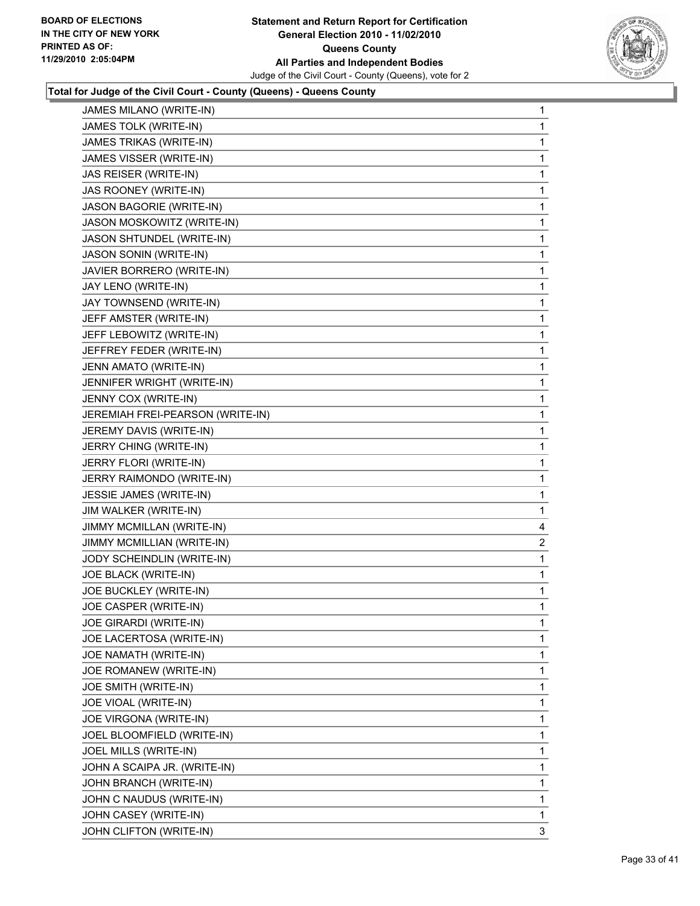**Total for Judge of the Civil Court - County (Queens) - Queens County**

| Candidate | Votes |
|---|---|
| JAMES MILANO (WRITE-IN) | 1 |
| JAMES TOLK (WRITE-IN) | 1 |
| JAMES TRIKAS (WRITE-IN) | 1 |
| JAMES VISSER (WRITE-IN) | 1 |
| JAS REISER (WRITE-IN) | 1 |
| JAS ROONEY (WRITE-IN) | 1 |
| JASON BAGORIE (WRITE-IN) | 1 |
| JASON MOSKOWITZ (WRITE-IN) | 1 |
| JASON SHTUNDEL (WRITE-IN) | 1 |
| JASON SONIN (WRITE-IN) | 1 |
| JAVIER BORRERO (WRITE-IN) | 1 |
| JAY LENO (WRITE-IN) | 1 |
| JAY TOWNSEND (WRITE-IN) | 1 |
| JEFF AMSTER (WRITE-IN) | 1 |
| JEFF LEBOWITZ (WRITE-IN) | 1 |
| JEFFREY FEDER (WRITE-IN) | 1 |
| JENN AMATO (WRITE-IN) | 1 |
| JENNIFER WRIGHT (WRITE-IN) | 1 |
| JENNY COX (WRITE-IN) | 1 |
| JEREMIAH FREI-PEARSON (WRITE-IN) | 1 |
| JEREMY DAVIS (WRITE-IN) | 1 |
| JERRY CHING (WRITE-IN) | 1 |
| JERRY FLORI (WRITE-IN) | 1 |
| JERRY RAIMONDO (WRITE-IN) | 1 |
| JESSIE JAMES (WRITE-IN) | 1 |
| JIM WALKER (WRITE-IN) | 1 |
| JIMMY MCMILLAN (WRITE-IN) | 4 |
| JIMMY MCMILLIAN (WRITE-IN) | 2 |
| JODY SCHEINDLIN (WRITE-IN) | 1 |
| JOE BLACK (WRITE-IN) | 1 |
| JOE BUCKLEY (WRITE-IN) | 1 |
| JOE CASPER (WRITE-IN) | 1 |
| JOE GIRARDI (WRITE-IN) | 1 |
| JOE LACERTOSA (WRITE-IN) | 1 |
| JOE NAMATH (WRITE-IN) | 1 |
| JOE ROMANEW (WRITE-IN) | 1 |
| JOE SMITH (WRITE-IN) | 1 |
| JOE VIOAL (WRITE-IN) | 1 |
| JOE VIRGONA (WRITE-IN) | 1 |
| JOEL BLOOMFIELD (WRITE-IN) | 1 |
| JOEL MILLS (WRITE-IN) | 1 |
| JOHN A SCAIPA JR. (WRITE-IN) | 1 |
| JOHN BRANCH (WRITE-IN) | 1 |
| JOHN C NAUDUS (WRITE-IN) | 1 |
| JOHN CASEY (WRITE-IN) | 1 |
| JOHN CLIFTON (WRITE-IN) | 3 |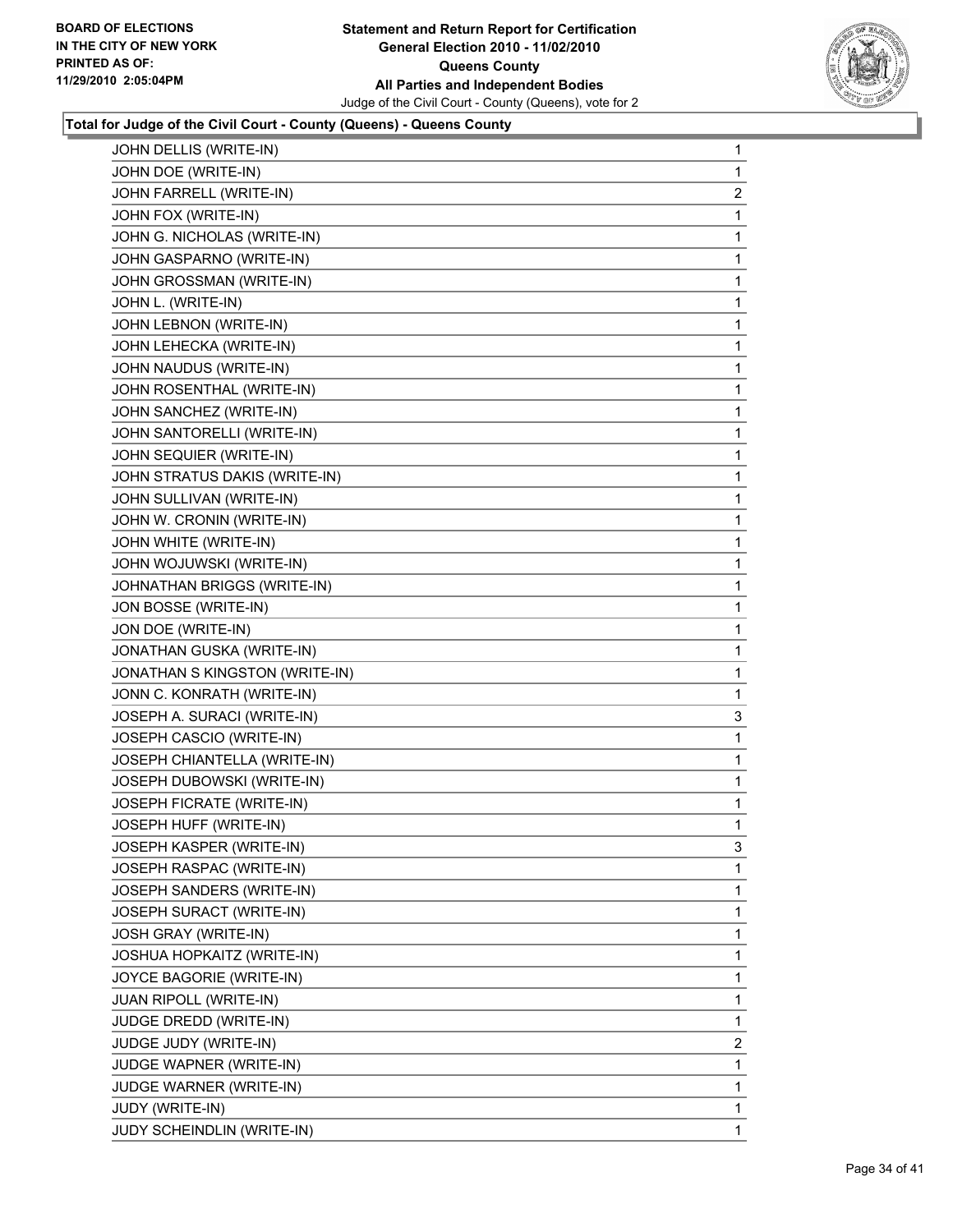**BOARD OF ELECTIONS IN THE CITY OF NEW YORK PRINTED AS OF: 11/29/2010 2:05:04PM**

**Statement and Return Report for Certification General Election 2010 - 11/02/2010 Queens County All Parties and Independent Bodies**

Judge of the Civil Court - County (Queens), vote for 2

**Total for Judge of the Civil Court - County (Queens) - Queens County**

| | |
|---|---|
| JOHN DELLIS (WRITE-IN) | 1 |
| JOHN DOE (WRITE-IN) | 1 |
| JOHN FARRELL (WRITE-IN) | 2 |
| JOHN FOX (WRITE-IN) | 1 |
| JOHN G. NICHOLAS (WRITE-IN) | 1 |
| JOHN GASPARNO (WRITE-IN) | 1 |
| JOHN GROSSMAN (WRITE-IN) | 1 |
| JOHN L. (WRITE-IN) | 1 |
| JOHN LEBNON (WRITE-IN) | 1 |
| JOHN LEHECKA (WRITE-IN) | 1 |
| JOHN NAUDUS (WRITE-IN) | 1 |
| JOHN ROSENTHAL (WRITE-IN) | 1 |
| JOHN SANCHEZ (WRITE-IN) | 1 |
| JOHN SANTORELLI (WRITE-IN) | 1 |
| JOHN SEQUIER (WRITE-IN) | 1 |
| JOHN STRATUS DAKIS (WRITE-IN) | 1 |
| JOHN SULLIVAN (WRITE-IN) | 1 |
| JOHN W. CRONIN (WRITE-IN) | 1 |
| JOHN WHITE (WRITE-IN) | 1 |
| JOHN WOJUWSKI (WRITE-IN) | 1 |
| JOHNATHAN BRIGGS (WRITE-IN) | 1 |
| JON BOSSE (WRITE-IN) | 1 |
| JON DOE (WRITE-IN) | 1 |
| JONATHAN GUSKA (WRITE-IN) | 1 |
| JONATHAN S KINGSTON (WRITE-IN) | 1 |
| JONN C. KONRATH (WRITE-IN) | 1 |
| JOSEPH A. SURACI (WRITE-IN) | 3 |
| JOSEPH CASCIO (WRITE-IN) | 1 |
| JOSEPH CHIANTELLA (WRITE-IN) | 1 |
| JOSEPH DUBOWSKI (WRITE-IN) | 1 |
| JOSEPH FICRATE (WRITE-IN) | 1 |
| JOSEPH HUFF (WRITE-IN) | 1 |
| JOSEPH KASPER (WRITE-IN) | 3 |
| JOSEPH RASPAC (WRITE-IN) | 1 |
| JOSEPH SANDERS (WRITE-IN) | 1 |
| JOSEPH SURACT (WRITE-IN) | 1 |
| JOSH GRAY (WRITE-IN) | 1 |
| JOSHUA HOPKAITZ (WRITE-IN) | 1 |
| JOYCE BAGORIE (WRITE-IN) | 1 |
| JUAN RIPOLL (WRITE-IN) | 1 |
| JUDGE DREDD (WRITE-IN) | 1 |
| JUDGE JUDY (WRITE-IN) | 2 |
| JUDGE WAPNER (WRITE-IN) | 1 |
| JUDGE WARNER (WRITE-IN) | 1 |
| JUDY (WRITE-IN) | 1 |
| JUDY SCHEINDLIN (WRITE-IN) | 1 |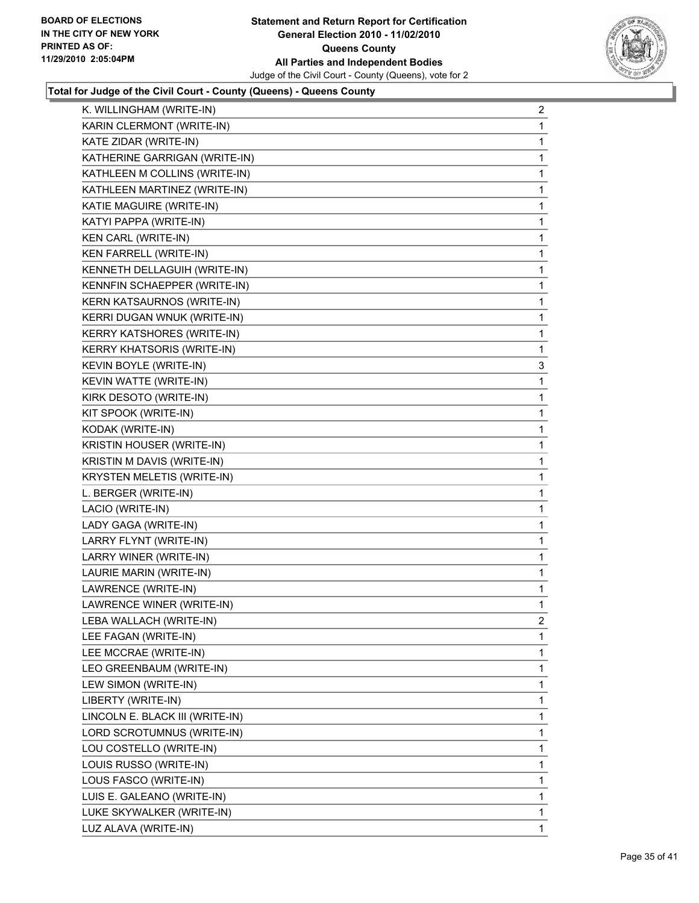**Total for Judge of the Civil Court - County (Queens) - Queens County**

| Candidate | Votes |
|---|---|
| K. WILLINGHAM (WRITE-IN) | 2 |
| KARIN CLERMONT (WRITE-IN) | 1 |
| KATE ZIDAR (WRITE-IN) | 1 |
| KATHERINE GARRIGAN (WRITE-IN) | 1 |
| KATHLEEN M COLLINS (WRITE-IN) | 1 |
| KATHLEEN MARTINEZ (WRITE-IN) | 1 |
| KATIE MAGUIRE (WRITE-IN) | 1 |
| KATYI PAPPA (WRITE-IN) | 1 |
| KEN CARL (WRITE-IN) | 1 |
| KEN FARRELL (WRITE-IN) | 1 |
| KENNETH DELLAGUIH (WRITE-IN) | 1 |
| KENNFIN SCHAEPPER (WRITE-IN) | 1 |
| KERN KATSAURNOS (WRITE-IN) | 1 |
| KERRI DUGAN WNUK (WRITE-IN) | 1 |
| KERRY KATSHORES (WRITE-IN) | 1 |
| KERRY KHATSORIS (WRITE-IN) | 1 |
| KEVIN BOYLE (WRITE-IN) | 3 |
| KEVIN WATTE (WRITE-IN) | 1 |
| KIRK DESOTO (WRITE-IN) | 1 |
| KIT SPOOK (WRITE-IN) | 1 |
| KODAK (WRITE-IN) | 1 |
| KRISTIN HOUSER (WRITE-IN) | 1 |
| KRISTIN M DAVIS (WRITE-IN) | 1 |
| KRYSTEN MELETIS (WRITE-IN) | 1 |
| L. BERGER (WRITE-IN) | 1 |
| LACIO (WRITE-IN) | 1 |
| LADY GAGA (WRITE-IN) | 1 |
| LARRY FLYNT (WRITE-IN) | 1 |
| LARRY WINER (WRITE-IN) | 1 |
| LAURIE MARIN (WRITE-IN) | 1 |
| LAWRENCE (WRITE-IN) | 1 |
| LAWRENCE WINER (WRITE-IN) | 1 |
| LEBA WALLACH (WRITE-IN) | 2 |
| LEE FAGAN (WRITE-IN) | 1 |
| LEE MCCRAE (WRITE-IN) | 1 |
| LEO GREENBAUM (WRITE-IN) | 1 |
| LEW SIMON (WRITE-IN) | 1 |
| LIBERTY (WRITE-IN) | 1 |
| LINCOLN E. BLACK III (WRITE-IN) | 1 |
| LORD SCROTUMNUS (WRITE-IN) | 1 |
| LOU COSTELLO (WRITE-IN) | 1 |
| LOUIS RUSSO (WRITE-IN) | 1 |
| LOUS FASCO (WRITE-IN) | 1 |
| LUIS E. GALEANO (WRITE-IN) | 1 |
| LUKE SKYWALKER (WRITE-IN) | 1 |
| LUZ ALAVA (WRITE-IN) | 1 |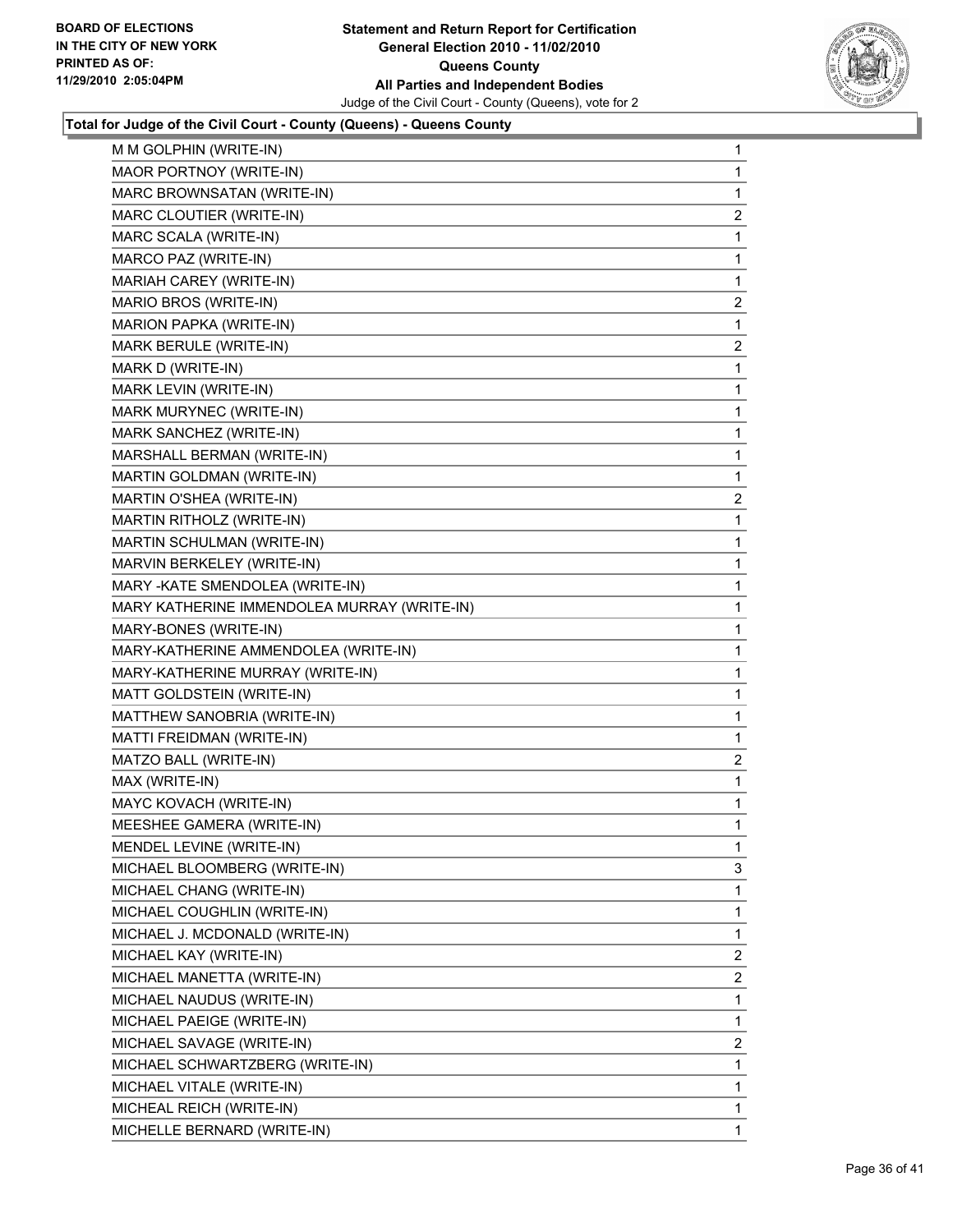**BOARD OF ELECTIONS IN THE CITY OF NEW YORK PRINTED AS OF: 11/29/2010 2:05:04PM**

**Statement and Return Report for Certification General Election 2010 - 11/02/2010 Queens County All Parties and Independent Bodies**

Judge of the Civil Court - County (Queens), vote for 2

**Total for Judge of the Civil Court - County (Queens) - Queens County**

| | |
|---|---|
| M M GOLPHIN (WRITE-IN) | 1 |
| MAOR PORTNOY (WRITE-IN) | 1 |
| MARC BROWNSATAN (WRITE-IN) | 1 |
| MARC CLOUTIER (WRITE-IN) | 2 |
| MARC SCALA (WRITE-IN) | 1 |
| MARCO PAZ (WRITE-IN) | 1 |
| MARIAH CAREY (WRITE-IN) | 1 |
| MARIO BROS (WRITE-IN) | 2 |
| MARION PAPKA (WRITE-IN) | 1 |
| MARK BERULE (WRITE-IN) | 2 |
| MARK D (WRITE-IN) | 1 |
| MARK LEVIN (WRITE-IN) | 1 |
| MARK MURYNEC (WRITE-IN) | 1 |
| MARK SANCHEZ (WRITE-IN) | 1 |
| MARSHALL BERMAN (WRITE-IN) | 1 |
| MARTIN GOLDMAN (WRITE-IN) | 1 |
| MARTIN O'SHEA (WRITE-IN) | 2 |
| MARTIN RITHOLZ (WRITE-IN) | 1 |
| MARTIN SCHULMAN (WRITE-IN) | 1 |
| MARVIN BERKELEY (WRITE-IN) | 1 |
| MARY -KATE SMENDOLEA (WRITE-IN) | 1 |
| MARY KATHERINE IMMENDOLEA MURRAY (WRITE-IN) | 1 |
| MARY-BONES (WRITE-IN) | 1 |
| MARY-KATHERINE AMMENDOLEA (WRITE-IN) | 1 |
| MARY-KATHERINE MURRAY (WRITE-IN) | 1 |
| MATT GOLDSTEIN (WRITE-IN) | 1 |
| MATTHEW SANOBRIA (WRITE-IN) | 1 |
| MATTI FREIDMAN (WRITE-IN) | 1 |
| MATZO BALL (WRITE-IN) | 2 |
| MAX (WRITE-IN) | 1 |
| MAYC KOVACH (WRITE-IN) | 1 |
| MEESHEE GAMERA (WRITE-IN) | 1 |
| MENDEL LEVINE (WRITE-IN) | 1 |
| MICHAEL BLOOMBERG (WRITE-IN) | 3 |
| MICHAEL CHANG (WRITE-IN) | 1 |
| MICHAEL COUGHLIN (WRITE-IN) | 1 |
| MICHAEL J. MCDONALD (WRITE-IN) | 1 |
| MICHAEL KAY (WRITE-IN) | 2 |
| MICHAEL MANETTA (WRITE-IN) | 2 |
| MICHAEL NAUDUS (WRITE-IN) | 1 |
| MICHAEL PAEIGE (WRITE-IN) | 1 |
| MICHAEL SAVAGE (WRITE-IN) | 2 |
| MICHAEL SCHWARTZBERG (WRITE-IN) | 1 |
| MICHAEL VITALE (WRITE-IN) | 1 |
| MICHEAL REICH (WRITE-IN) | 1 |
| MICHELLE BERNARD (WRITE-IN) | 1 |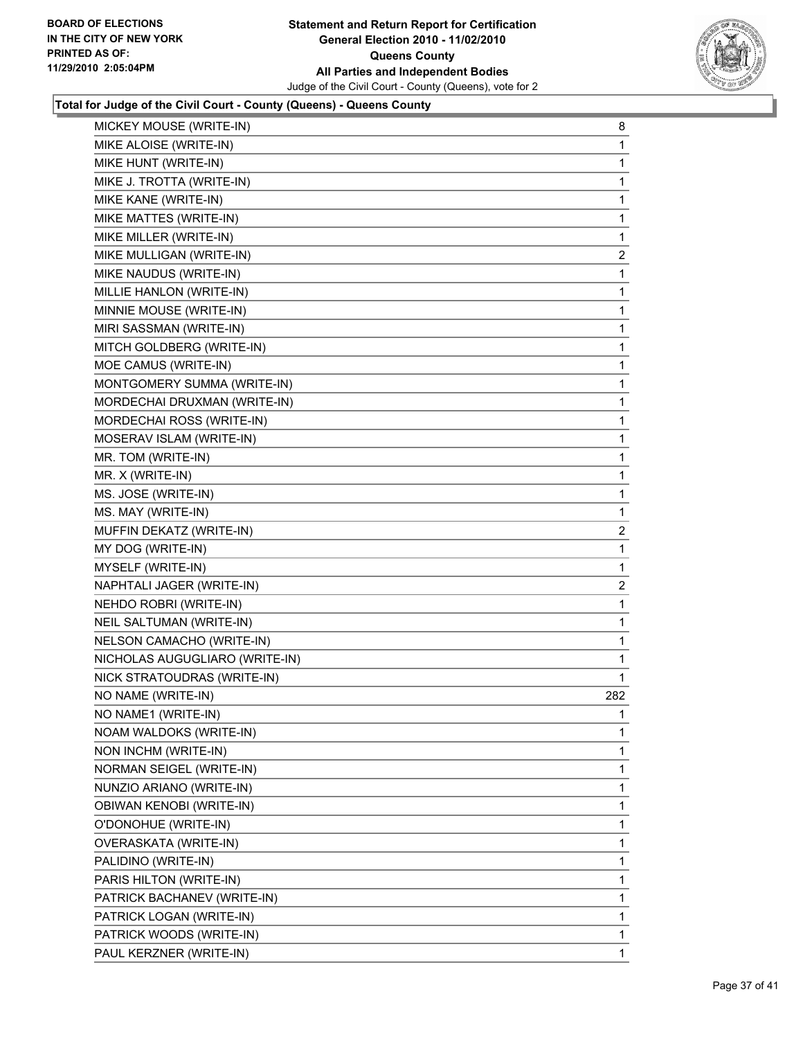**Total for Judge of the Civil Court - County (Queens) - Queens County**

| | |
|---|---|
| MICKEY MOUSE (WRITE-IN) | 8 |
| MIKE ALOISE (WRITE-IN) | 1 |
| MIKE HUNT (WRITE-IN) | 1 |
| MIKE J. TROTTA (WRITE-IN) | 1 |
| MIKE KANE (WRITE-IN) | 1 |
| MIKE MATTES (WRITE-IN) | 1 |
| MIKE MILLER (WRITE-IN) | 1 |
| MIKE MULLIGAN (WRITE-IN) | 2 |
| MIKE NAUDUS (WRITE-IN) | 1 |
| MILLIE HANLON (WRITE-IN) | 1 |
| MINNIE MOUSE (WRITE-IN) | 1 |
| MIRI SASSMAN (WRITE-IN) | 1 |
| MITCH GOLDBERG (WRITE-IN) | 1 |
| MOE CAMUS (WRITE-IN) | 1 |
| MONTGOMERY SUMMA (WRITE-IN) | 1 |
| MORDECHAI DRUXMAN (WRITE-IN) | 1 |
| MORDECHAI ROSS (WRITE-IN) | 1 |
| MOSERAV ISLAM (WRITE-IN) | 1 |
| MR. TOM (WRITE-IN) | 1 |
| MR. X (WRITE-IN) | 1 |
| MS. JOSE (WRITE-IN) | 1 |
| MS. MAY (WRITE-IN) | 1 |
| MUFFIN DEKATZ (WRITE-IN) | 2 |
| MY DOG (WRITE-IN) | 1 |
| MYSELF (WRITE-IN) | 1 |
| NAPHTALI JAGER (WRITE-IN) | 2 |
| NEHDO ROBRI (WRITE-IN) | 1 |
| NEIL SALTUMAN (WRITE-IN) | 1 |
| NELSON CAMACHO (WRITE-IN) | 1 |
| NICHOLAS AUGUGLIARO (WRITE-IN) | 1 |
| NICK STRATOUDRAS (WRITE-IN) | 1 |
| NO NAME (WRITE-IN) | 282 |
| NO NAME1 (WRITE-IN) | 1 |
| NOAM WALDOKS (WRITE-IN) | 1 |
| NON INCHM (WRITE-IN) | 1 |
| NORMAN SEIGEL (WRITE-IN) | 1 |
| NUNZIO ARIANO (WRITE-IN) | 1 |
| OBIWAN KENOBI (WRITE-IN) | 1 |
| O'DONOHUE (WRITE-IN) | 1 |
| OVERASKATA (WRITE-IN) | 1 |
| PALIDINO (WRITE-IN) | 1 |
| PARIS HILTON (WRITE-IN) | 1 |
| PATRICK BACHANEV (WRITE-IN) | 1 |
| PATRICK LOGAN (WRITE-IN) | 1 |
| PATRICK WOODS (WRITE-IN) | 1 |
| PAUL KERZNER (WRITE-IN) | 1 |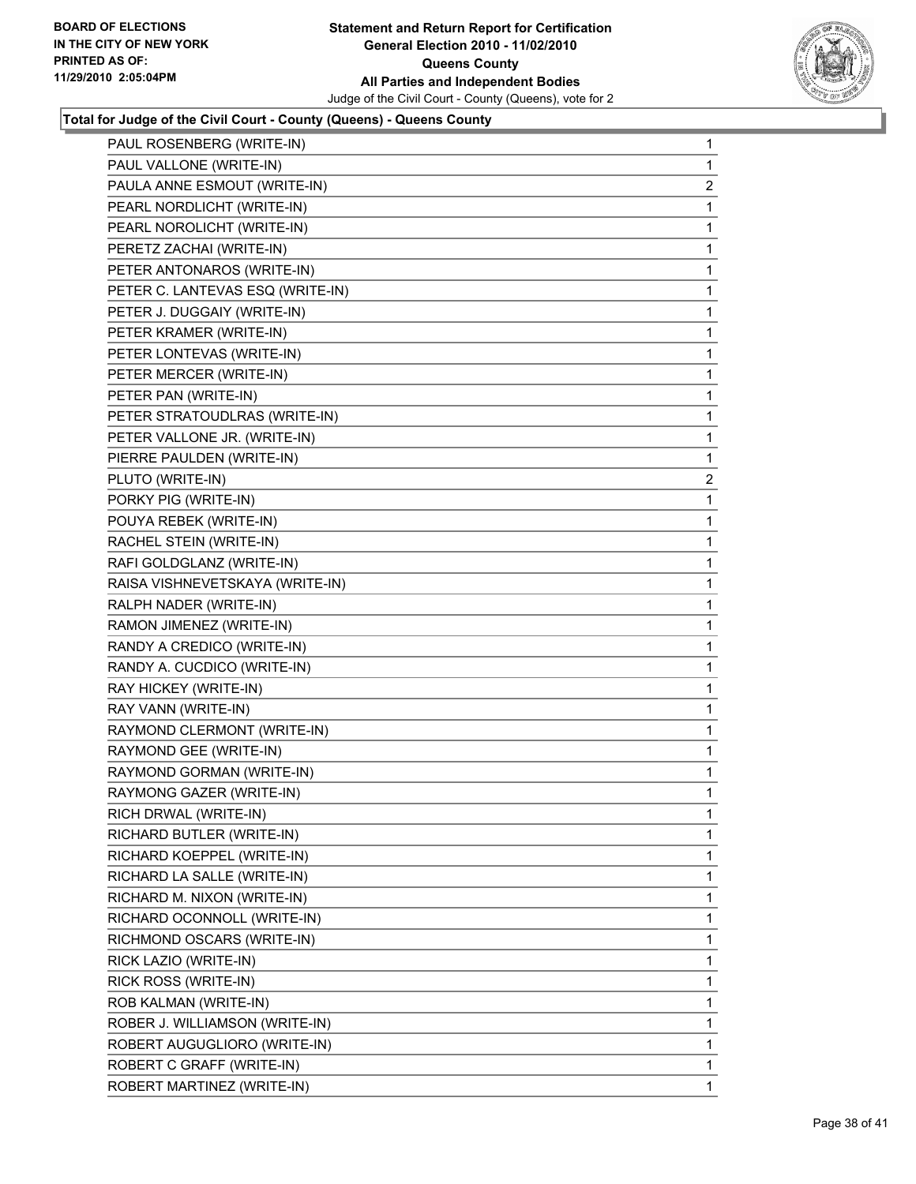**Total for Judge of the Civil Court - County (Queens) - Queens County**

| | |
|---|---|
| PAUL ROSENBERG (WRITE-IN) | 1 |
| PAUL VALLONE (WRITE-IN) | 1 |
| PAULA ANNE ESMOUT (WRITE-IN) | 2 |
| PEARL NORDLICHT (WRITE-IN) | 1 |
| PEARL NOROLICHT (WRITE-IN) | 1 |
| PERETZ ZACHAI (WRITE-IN) | 1 |
| PETER ANTONAROS (WRITE-IN) | 1 |
| PETER C. LANTEVAS ESQ (WRITE-IN) | 1 |
| PETER J. DUGGAIY (WRITE-IN) | 1 |
| PETER KRAMER (WRITE-IN) | 1 |
| PETER LONTEVAS (WRITE-IN) | 1 |
| PETER MERCER (WRITE-IN) | 1 |
| PETER PAN (WRITE-IN) | 1 |
| PETER STRATOUDLRAS (WRITE-IN) | 1 |
| PETER VALLONE JR. (WRITE-IN) | 1 |
| PIERRE PAULDEN (WRITE-IN) | 1 |
| PLUTO (WRITE-IN) | 2 |
| PORKY PIG (WRITE-IN) | 1 |
| POUYA REBEK (WRITE-IN) | 1 |
| RACHEL STEIN (WRITE-IN) | 1 |
| RAFI GOLDGLANZ (WRITE-IN) | 1 |
| RAISA VISHNEVETSKAYA (WRITE-IN) | 1 |
| RALPH NADER (WRITE-IN) | 1 |
| RAMON JIMENEZ (WRITE-IN) | 1 |
| RANDY A CREDICO (WRITE-IN) | 1 |
| RANDY A. CUCDICO (WRITE-IN) | 1 |
| RAY HICKEY (WRITE-IN) | 1 |
| RAY VANN (WRITE-IN) | 1 |
| RAYMOND CLERMONT (WRITE-IN) | 1 |
| RAYMOND GEE (WRITE-IN) | 1 |
| RAYMOND GORMAN (WRITE-IN) | 1 |
| RAYMONG GAZER (WRITE-IN) | 1 |
| RICH DRWAL (WRITE-IN) | 1 |
| RICHARD BUTLER (WRITE-IN) | 1 |
| RICHARD KOEPPEL (WRITE-IN) | 1 |
| RICHARD LA SALLE (WRITE-IN) | 1 |
| RICHARD M. NIXON (WRITE-IN) | 1 |
| RICHARD OCONNOLL (WRITE-IN) | 1 |
| RICHMOND OSCARS (WRITE-IN) | 1 |
| RICK LAZIO (WRITE-IN) | 1 |
| RICK ROSS (WRITE-IN) | 1 |
| ROB KALMAN (WRITE-IN) | 1 |
| ROBER J. WILLIAMSON (WRITE-IN) | 1 |
| ROBERT AUGUGLIORO (WRITE-IN) | 1 |
| ROBERT C GRAFF (WRITE-IN) | 1 |
| ROBERT MARTINEZ (WRITE-IN) | 1 |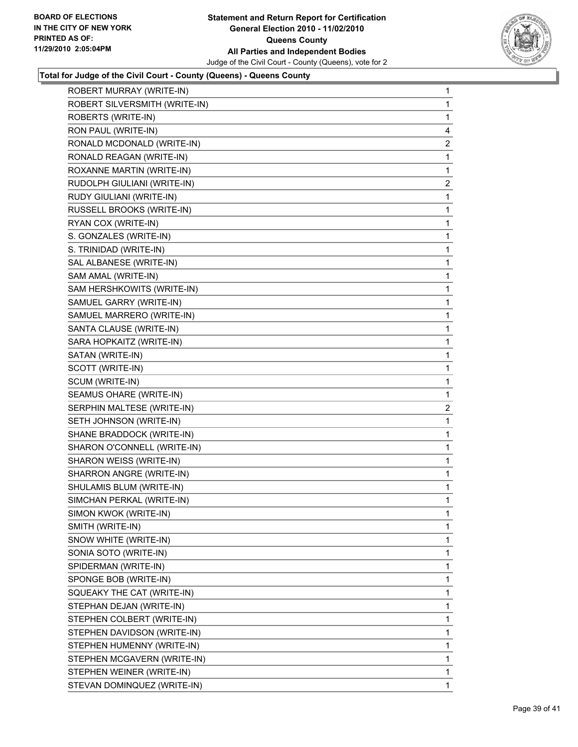BOARD OF ELECTIONS
IN THE CITY OF NEW YORK
PRINTED AS OF:
11/29/2010 2:05:04PM

**Statement and Return Report for Certification**
**General Election 2010 - 11/02/2010**
**Queens County**
**All Parties and Independent Bodies**
Judge of the Civil Court - County (Queens), vote for 2

**Total for Judge of the Civil Court - County (Queens) - Queens County**

| | |
|---|---|
| ROBERT MURRAY (WRITE-IN) | 1 |
| ROBERT SILVERSMITH (WRITE-IN) | 1 |
| ROBERTS (WRITE-IN) | 1 |
| RON PAUL (WRITE-IN) | 4 |
| RONALD MCDONALD (WRITE-IN) | 2 |
| RONALD REAGAN (WRITE-IN) | 1 |
| ROXANNE MARTIN (WRITE-IN) | 1 |
| RUDOLPH GIULIANI (WRITE-IN) | 2 |
| RUDY GIULIANI (WRITE-IN) | 1 |
| RUSSELL BROOKS (WRITE-IN) | 1 |
| RYAN COX (WRITE-IN) | 1 |
| S. GONZALES (WRITE-IN) | 1 |
| S. TRINIDAD (WRITE-IN) | 1 |
| SAL ALBANESE (WRITE-IN) | 1 |
| SAM AMAL (WRITE-IN) | 1 |
| SAM HERSHKOWITS (WRITE-IN) | 1 |
| SAMUEL GARRY (WRITE-IN) | 1 |
| SAMUEL MARRERO (WRITE-IN) | 1 |
| SANTA CLAUSE (WRITE-IN) | 1 |
| SARA HOPKAITZ (WRITE-IN) | 1 |
| SATAN (WRITE-IN) | 1 |
| SCOTT (WRITE-IN) | 1 |
| SCUM (WRITE-IN) | 1 |
| SEAMUS OHARE (WRITE-IN) | 1 |
| SERPHIN MALTESE (WRITE-IN) | 2 |
| SETH JOHNSON (WRITE-IN) | 1 |
| SHANE BRADDOCK (WRITE-IN) | 1 |
| SHARON O'CONNELL (WRITE-IN) | 1 |
| SHARON WEISS (WRITE-IN) | 1 |
| SHARRON ANGRE (WRITE-IN) | 1 |
| SHULAMIS BLUM (WRITE-IN) | 1 |
| SIMCHAN PERKAL (WRITE-IN) | 1 |
| SIMON KWOK (WRITE-IN) | 1 |
| SMITH (WRITE-IN) | 1 |
| SNOW WHITE (WRITE-IN) | 1 |
| SONIA SOTO (WRITE-IN) | 1 |
| SPIDERMAN (WRITE-IN) | 1 |
| SPONGE BOB (WRITE-IN) | 1 |
| SQUEAKY THE CAT (WRITE-IN) | 1 |
| STEPHAN DEJAN (WRITE-IN) | 1 |
| STEPHEN COLBERT (WRITE-IN) | 1 |
| STEPHEN DAVIDSON (WRITE-IN) | 1 |
| STEPHEN HUMENNY (WRITE-IN) | 1 |
| STEPHEN MCGAVERN (WRITE-IN) | 1 |
| STEPHEN WEINER (WRITE-IN) | 1 |
| STEVAN DOMINQUEZ (WRITE-IN) | 1 |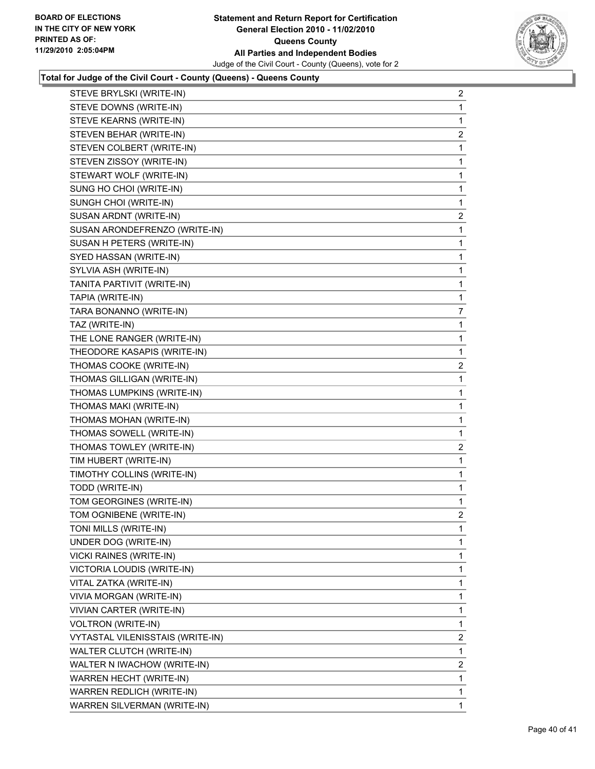**Statement and Return Report for Certification**
**General Election 2010 - 11/02/2010**
**Queens County**
**All Parties and Independent Bodies**
Judge of the Civil Court - County (Queens), vote for 2

BOARD OF ELECTIONS
IN THE CITY OF NEW YORK
PRINTED AS OF:
11/29/2010 2:05:04PM

**Total for Judge of the Civil Court - County (Queens) - Queens County**

| | |
|---|---|
| STEVE BRYLSKI (WRITE-IN) | 2 |
| STEVE DOWNS (WRITE-IN) | 1 |
| STEVE KEARNS (WRITE-IN) | 1 |
| STEVEN BEHAR (WRITE-IN) | 2 |
| STEVEN COLBERT (WRITE-IN) | 1 |
| STEVEN ZISSOY (WRITE-IN) | 1 |
| STEWART WOLF (WRITE-IN) | 1 |
| SUNG HO CHOI (WRITE-IN) | 1 |
| SUNGH CHOI (WRITE-IN) | 1 |
| SUSAN ARDNT (WRITE-IN) | 2 |
| SUSAN ARONDEFRENZO (WRITE-IN) | 1 |
| SUSAN H PETERS (WRITE-IN) | 1 |
| SYED HASSAN (WRITE-IN) | 1 |
| SYLVIA ASH (WRITE-IN) | 1 |
| TANITA PARTIVIT (WRITE-IN) | 1 |
| TAPIA (WRITE-IN) | 1 |
| TARA BONANNO (WRITE-IN) | 7 |
| TAZ (WRITE-IN) | 1 |
| THE LONE RANGER (WRITE-IN) | 1 |
| THEODORE KASAPIS (WRITE-IN) | 1 |
| THOMAS COOKE (WRITE-IN) | 2 |
| THOMAS GILLIGAN (WRITE-IN) | 1 |
| THOMAS LUMPKINS (WRITE-IN) | 1 |
| THOMAS MAKI (WRITE-IN) | 1 |
| THOMAS MOHAN (WRITE-IN) | 1 |
| THOMAS SOWELL (WRITE-IN) | 1 |
| THOMAS TOWLEY (WRITE-IN) | 2 |
| TIM HUBERT (WRITE-IN) | 1 |
| TIMOTHY COLLINS (WRITE-IN) | 1 |
| TODD (WRITE-IN) | 1 |
| TOM GEORGINES (WRITE-IN) | 1 |
| TOM OGNIBENE (WRITE-IN) | 2 |
| TONI MILLS (WRITE-IN) | 1 |
| UNDER DOG (WRITE-IN) | 1 |
| VICKI RAINES (WRITE-IN) | 1 |
| VICTORIA LOUDIS (WRITE-IN) | 1 |
| VITAL ZATKA (WRITE-IN) | 1 |
| VIVIA MORGAN (WRITE-IN) | 1 |
| VIVIAN CARTER (WRITE-IN) | 1 |
| VOLTRON (WRITE-IN) | 1 |
| VYTASTAL VILENISSTAIS (WRITE-IN) | 2 |
| WALTER CLUTCH (WRITE-IN) | 1 |
| WALTER N IWACHOW (WRITE-IN) | 2 |
| WARREN HECHT (WRITE-IN) | 1 |
| WARREN REDLICH (WRITE-IN) | 1 |
| WARREN SILVERMAN (WRITE-IN) | 1 |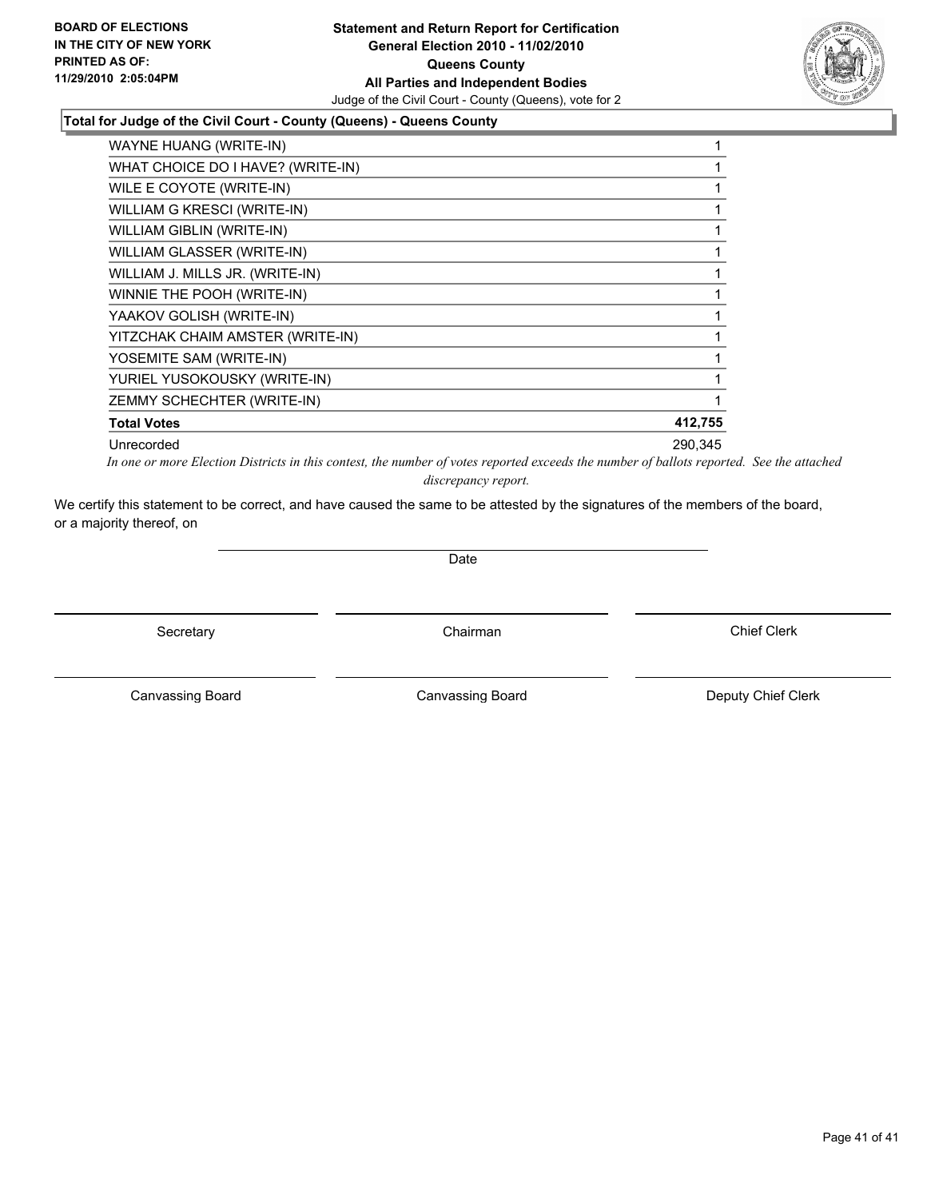**BOARD OF ELECTIONS IN THE CITY OF NEW YORK PRINTED AS OF: 11/29/2010 2:05:04PM**

**Statement and Return Report for Certification**
**General Election 2010 - 11/02/2010**
**Queens County**
**All Parties and Independent Bodies**
Judge of the Civil Court - County (Queens), vote for 2

**Total for Judge of the Civil Court - County (Queens) - Queens County**

| | |
|---|---|
| WAYNE HUANG (WRITE-IN) | 1 |
| WHAT CHOICE DO I HAVE? (WRITE-IN) | 1 |
| WILE E COYOTE (WRITE-IN) | 1 |
| WILLIAM G KRESCI (WRITE-IN) | 1 |
| WILLIAM GIBLIN (WRITE-IN) | 1 |
| WILLIAM GLASSER (WRITE-IN) | 1 |
| WILLIAM J. MILLS JR. (WRITE-IN) | 1 |
| WINNIE THE POOH (WRITE-IN) | 1 |
| YAAKOV GOLISH (WRITE-IN) | 1 |
| YITZCHAK CHAIM AMSTER (WRITE-IN) | 1 |
| YOSEMITE SAM (WRITE-IN) | 1 |
| YURIEL YUSOKOUSKY (WRITE-IN) | 1 |
| ZEMMY SCHECHTER (WRITE-IN) | 1 |
| **Total Votes** | **412,755** |
| Unrecorded | 290,345 |

*In one or more Election Districts in this contest, the number of votes reported exceeds the number of ballots reported. See the attached discrepancy report.*

We certify this statement to be correct, and have caused the same to be attested by the signatures of the members of the board, or a majority thereof, on

Date

Secretary | Chairman | Chief Clerk

Canvassing Board | Canvassing Board | Deputy Chief Clerk